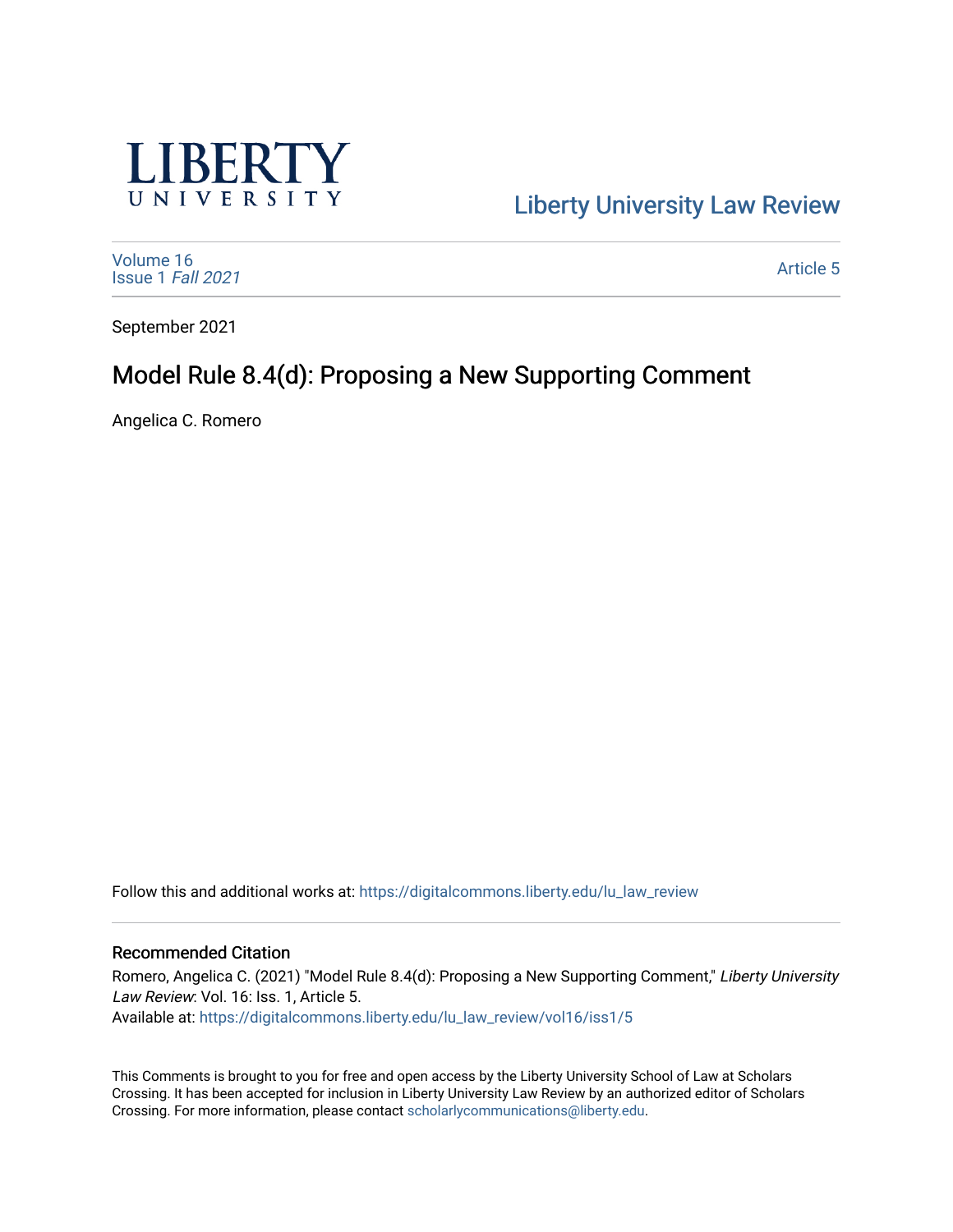LIBERTY UNIVERSITY

Liberty University Law Review

Volume 16
Issue 1 *Fall 2021*

Article 5

September 2021

# Model Rule 8.4(d): Proposing a New Supporting Comment

Angelica C. Romero

Follow this and additional works at: https://digitalcommons.liberty.edu/lu_law_review

### Recommended Citation

Romero, Angelica C. (2021) "Model Rule 8.4(d): Proposing a New Supporting Comment," *Liberty University Law Review*: Vol. 16: Iss. 1, Article 5.
Available at: https://digitalcommons.liberty.edu/lu_law_review/vol16/iss1/5

This Comments is brought to you for free and open access by the Liberty University School of Law at Scholars Crossing. It has been accepted for inclusion in Liberty University Law Review by an authorized editor of Scholars Crossing. For more information, please contact scholarlycommunications@liberty.edu.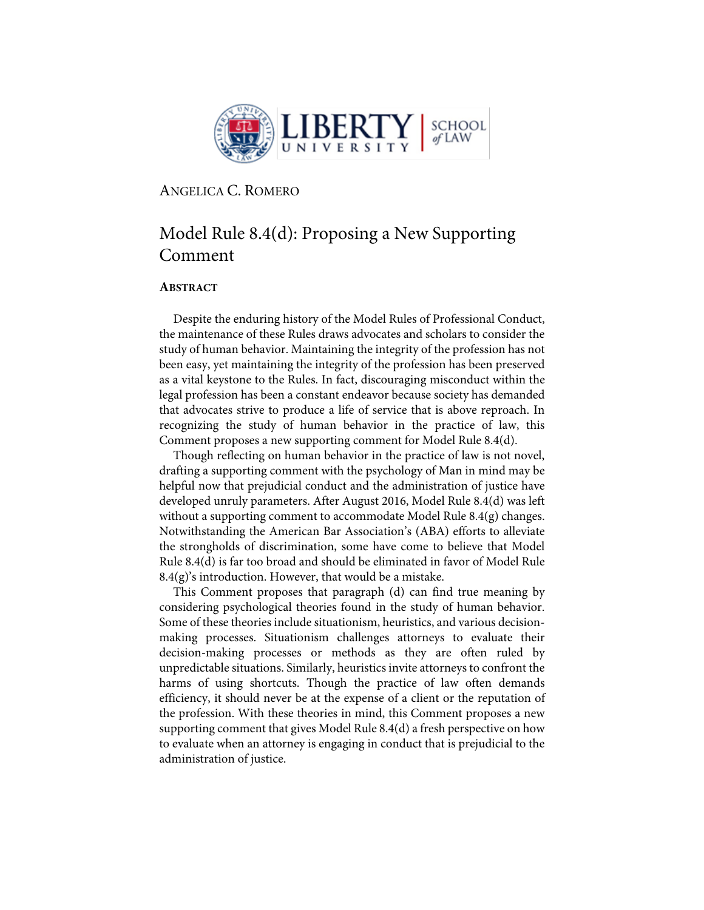ANGELICA C. ROMERO

# Model Rule 8.4(d): Proposing a New Supporting Comment

## ABSTRACT

Despite the enduring history of the Model Rules of Professional Conduct, the maintenance of these Rules draws advocates and scholars to consider the study of human behavior. Maintaining the integrity of the profession has not been easy, yet maintaining the integrity of the profession has been preserved as a vital keystone to the Rules. In fact, discouraging misconduct within the legal profession has been a constant endeavor because society has demanded that advocates strive to produce a life of service that is above reproach. In recognizing the study of human behavior in the practice of law, this Comment proposes a new supporting comment for Model Rule 8.4(d).

Though reflecting on human behavior in the practice of law is not novel, drafting a supporting comment with the psychology of Man in mind may be helpful now that prejudicial conduct and the administration of justice have developed unruly parameters. After August 2016, Model Rule 8.4(d) was left without a supporting comment to accommodate Model Rule 8.4(g) changes. Notwithstanding the American Bar Association's (ABA) efforts to alleviate the strongholds of discrimination, some have come to believe that Model Rule 8.4(d) is far too broad and should be eliminated in favor of Model Rule 8.4(g)'s introduction. However, that would be a mistake.

This Comment proposes that paragraph (d) can find true meaning by considering psychological theories found in the study of human behavior. Some of these theories include situationism, heuristics, and various decision-making processes. Situationism challenges attorneys to evaluate their decision-making processes or methods as they are often ruled by unpredictable situations. Similarly, heuristics invite attorneys to confront the harms of using shortcuts. Though the practice of law often demands efficiency, it should never be at the expense of a client or the reputation of the profession. With these theories in mind, this Comment proposes a new supporting comment that gives Model Rule 8.4(d) a fresh perspective on how to evaluate when an attorney is engaging in conduct that is prejudicial to the administration of justice.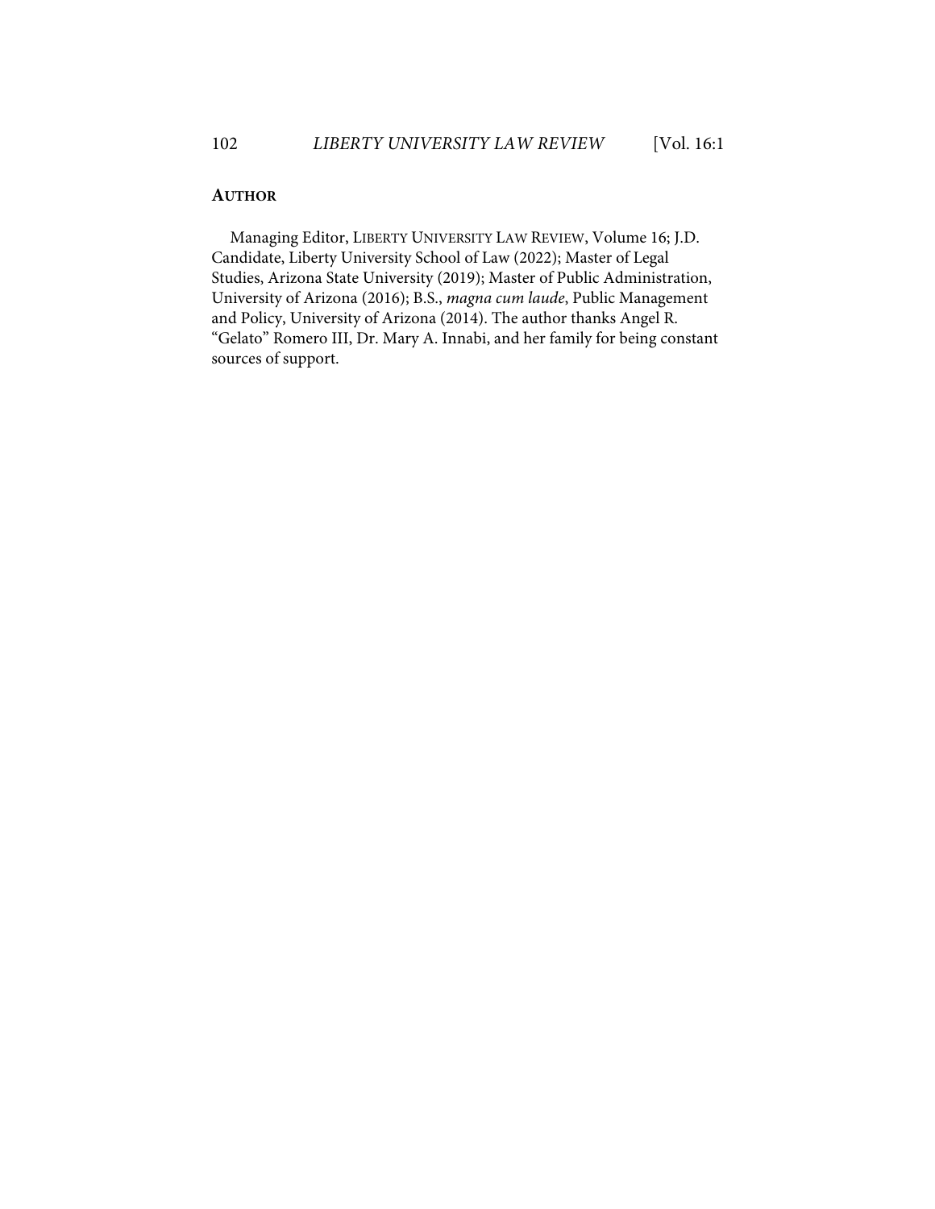## AUTHOR

Managing Editor, LIBERTY UNIVERSITY LAW REVIEW, Volume 16; J.D. Candidate, Liberty University School of Law (2022); Master of Legal Studies, Arizona State University (2019); Master of Public Administration, University of Arizona (2016); B.S., *magna cum laude*, Public Management and Policy, University of Arizona (2014). The author thanks Angel R. "Gelato" Romero III, Dr. Mary A. Innabi, and her family for being constant sources of support.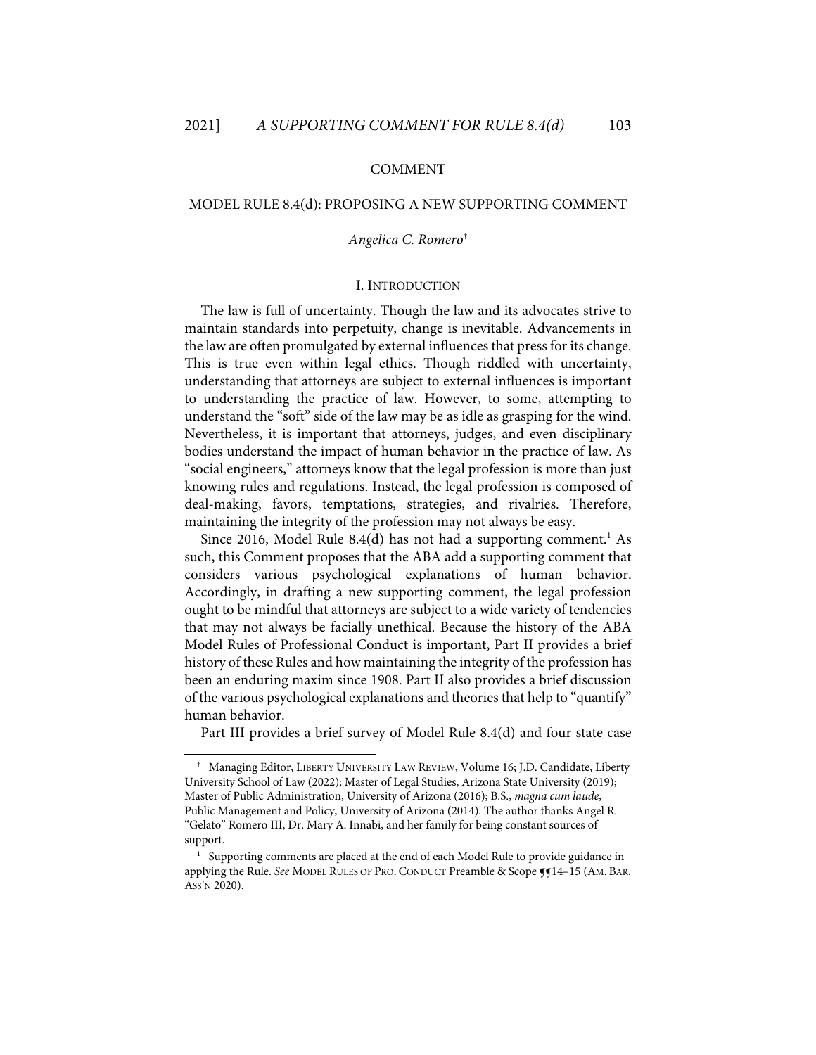COMMENT

# MODEL RULE 8.4(d): PROPOSING A NEW SUPPORTING COMMENT

*Angelica C. Romero*[†]

## I. INTRODUCTION

The law is full of uncertainty. Though the law and its advocates strive to maintain standards into perpetuity, change is inevitable. Advancements in the law are often promulgated by external influences that press for its change. This is true even within legal ethics. Though riddled with uncertainty, understanding that attorneys are subject to external influences is important to understanding the practice of law. However, to some, attempting to understand the "soft" side of the law may be as idle as grasping for the wind. Nevertheless, it is important that attorneys, judges, and even disciplinary bodies understand the impact of human behavior in the practice of law. As "social engineers," attorneys know that the legal profession is more than just knowing rules and regulations. Instead, the legal profession is composed of deal-making, favors, temptations, strategies, and rivalries. Therefore, maintaining the integrity of the profession may not always be easy.

Since 2016, Model Rule 8.4(d) has not had a supporting comment.[1] As such, this Comment proposes that the ABA add a supporting comment that considers various psychological explanations of human behavior. Accordingly, in drafting a new supporting comment, the legal profession ought to be mindful that attorneys are subject to a wide variety of tendencies that may not always be facially unethical. Because the history of the ABA Model Rules of Professional Conduct is important, Part II provides a brief history of these Rules and how maintaining the integrity of the profession has been an enduring maxim since 1908. Part II also provides a brief discussion of the various psychological explanations and theories that help to "quantify" human behavior.

Part III provides a brief survey of Model Rule 8.4(d) and four state case

---

† Managing Editor, LIBERTY UNIVERSITY LAW REVIEW, Volume 16; J.D. Candidate, Liberty University School of Law (2022); Master of Legal Studies, Arizona State University (2019); Master of Public Administration, University of Arizona (2016); B.S., *magna cum laude*, Public Management and Policy, University of Arizona (2014). The author thanks Angel R. "Gelato" Romero III, Dr. Mary A. Innabi, and her family for being constant sources of support.

1 Supporting comments are placed at the end of each Model Rule to provide guidance in applying the Rule. *See* MODEL RULES OF PRO. CONDUCT Preamble & Scope ¶¶14–15 (AM. BAR. ASS'N 2020).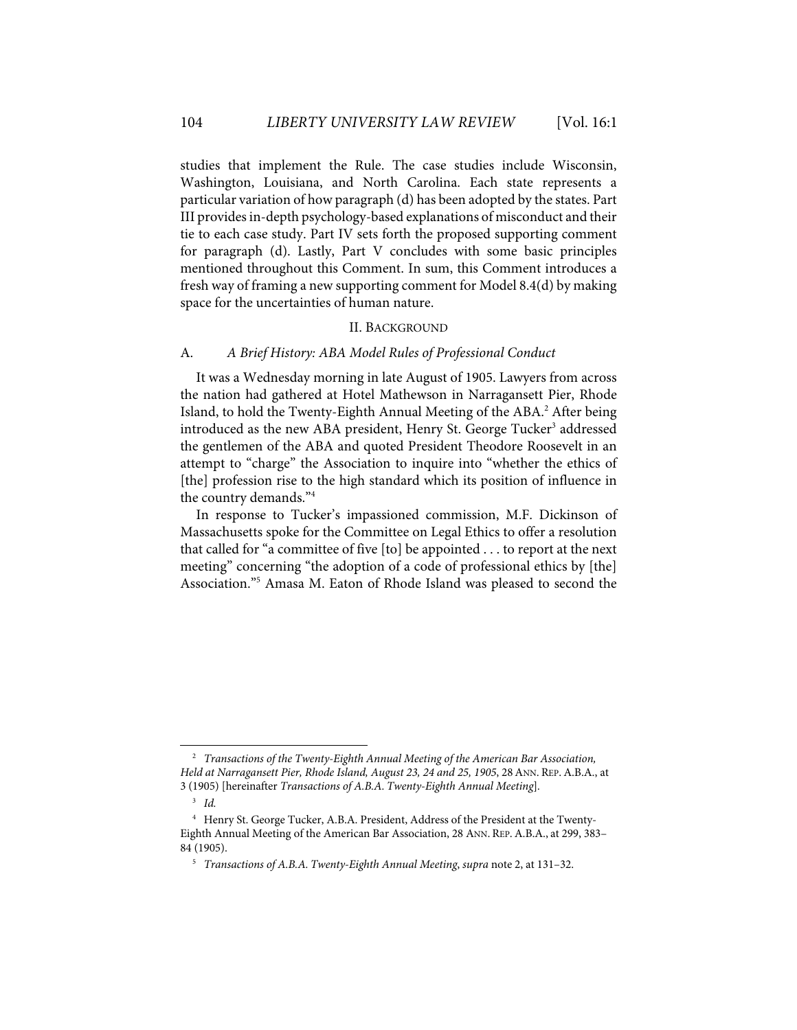studies that implement the Rule. The case studies include Wisconsin, Washington, Louisiana, and North Carolina. Each state represents a particular variation of how paragraph (d) has been adopted by the states. Part III provides in-depth psychology-based explanations of misconduct and their tie to each case study. Part IV sets forth the proposed supporting comment for paragraph (d). Lastly, Part V concludes with some basic principles mentioned throughout this Comment. In sum, this Comment introduces a fresh way of framing a new supporting comment for Model 8.4(d) by making space for the uncertainties of human nature.

## II. BACKGROUND

### A. *A Brief History: ABA Model Rules of Professional Conduct*

It was a Wednesday morning in late August of 1905. Lawyers from across the nation had gathered at Hotel Mathewson in Narragansett Pier, Rhode Island, to hold the Twenty-Eighth Annual Meeting of the ABA.[2] After being introduced as the new ABA president, Henry St. George Tucker[3] addressed the gentlemen of the ABA and quoted President Theodore Roosevelt in an attempt to "charge" the Association to inquire into "whether the ethics of [the] profession rise to the high standard which its position of influence in the country demands."[4]

In response to Tucker's impassioned commission, M.F. Dickinson of Massachusetts spoke for the Committee on Legal Ethics to offer a resolution that called for "a committee of five [to] be appointed . . . to report at the next meeting" concerning "the adoption of a code of professional ethics by [the] Association."[5] Amasa M. Eaton of Rhode Island was pleased to second the

---

[2] *Transactions of the Twenty-Eighth Annual Meeting of the American Bar Association, Held at Narragansett Pier, Rhode Island, August 23, 24 and 25, 1905*, 28 ANN. REP. A.B.A., at 3 (1905) [hereinafter *Transactions of A.B.A. Twenty-Eighth Annual Meeting*].

[3] *Id.*

[4] Henry St. George Tucker, A.B.A. President, Address of the President at the Twenty-Eighth Annual Meeting of the American Bar Association, 28 ANN. REP. A.B.A., at 299, 383–84 (1905).

[5] *Transactions of A.B.A. Twenty-Eighth Annual Meeting*, *supra* note 2, at 131–32.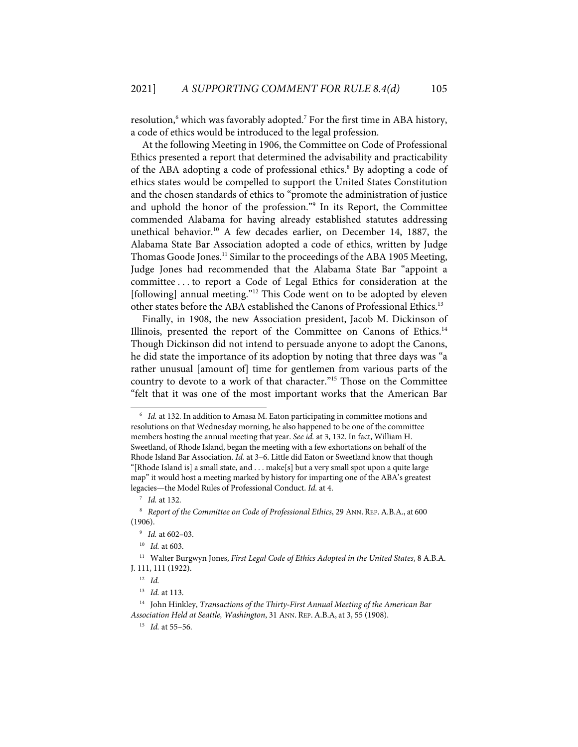resolution,[6] which was favorably adopted.[7] For the first time in ABA history, a code of ethics would be introduced to the legal profession.

At the following Meeting in 1906, the Committee on Code of Professional Ethics presented a report that determined the advisability and practicability of the ABA adopting a code of professional ethics.[8] By adopting a code of ethics states would be compelled to support the United States Constitution and the chosen standards of ethics to "promote the administration of justice and uphold the honor of the profession."[9] In its Report, the Committee commended Alabama for having already established statutes addressing unethical behavior.[10] A few decades earlier, on December 14, 1887, the Alabama State Bar Association adopted a code of ethics, written by Judge Thomas Goode Jones.[11] Similar to the proceedings of the ABA 1905 Meeting, Judge Jones had recommended that the Alabama State Bar "appoint a committee . . . to report a Code of Legal Ethics for consideration at the [following] annual meeting."[12] This Code went on to be adopted by eleven other states before the ABA established the Canons of Professional Ethics.[13]

Finally, in 1908, the new Association president, Jacob M. Dickinson of Illinois, presented the report of the Committee on Canons of Ethics.[14] Though Dickinson did not intend to persuade anyone to adopt the Canons, he did state the importance of its adoption by noting that three days was "a rather unusual [amount of] time for gentlemen from various parts of the country to devote to a work of that character."[15] Those on the Committee "felt that it was one of the most important works that the American Bar

---

[6] *Id.* at 132. In addition to Amasa M. Eaton participating in committee motions and resolutions on that Wednesday morning, he also happened to be one of the committee members hosting the annual meeting that year. *See id.* at 3, 132. In fact, William H. Sweetland, of Rhode Island, began the meeting with a few exhortations on behalf of the Rhode Island Bar Association. *Id.* at 3–6. Little did Eaton or Sweetland know that though "[Rhode Island is] a small state, and . . . make[s] but a very small spot upon a quite large map" it would host a meeting marked by history for imparting one of the ABA's greatest legacies—the Model Rules of Professional Conduct. *Id.* at 4.

[7] *Id.* at 132.

[8] *Report of the Committee on Code of Professional Ethics*, 29 ANN. REP. A.B.A., at 600 (1906).

[9] *Id.* at 602–03.

[10] *Id.* at 603.

[11] Walter Burgwyn Jones, *First Legal Code of Ethics Adopted in the United States*, 8 A.B.A. J. 111, 111 (1922).

[12] *Id.*

[13] *Id.* at 113.

[14] John Hinkley, *Transactions of the Thirty-First Annual Meeting of the American Bar Association Held at Seattle, Washington*, 31 ANN. REP. A.B.A, at 3, 55 (1908).

[15] *Id.* at 55–56.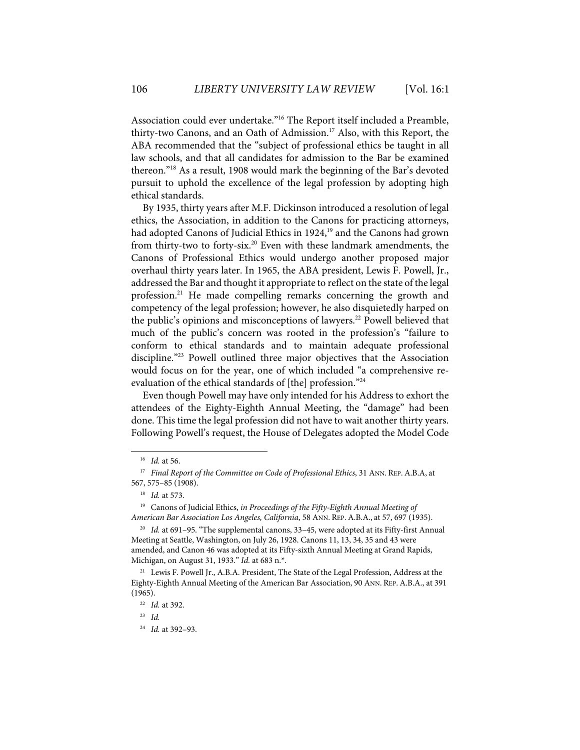Association could ever undertake."[16] The Report itself included a Preamble, thirty-two Canons, and an Oath of Admission.[17] Also, with this Report, the ABA recommended that the "subject of professional ethics be taught in all law schools, and that all candidates for admission to the Bar be examined thereon."[18] As a result, 1908 would mark the beginning of the Bar's devoted pursuit to uphold the excellence of the legal profession by adopting high ethical standards.

By 1935, thirty years after M.F. Dickinson introduced a resolution of legal ethics, the Association, in addition to the Canons for practicing attorneys, had adopted Canons of Judicial Ethics in 1924,[19] and the Canons had grown from thirty-two to forty-six.[20] Even with these landmark amendments, the Canons of Professional Ethics would undergo another proposed major overhaul thirty years later. In 1965, the ABA president, Lewis F. Powell, Jr., addressed the Bar and thought it appropriate to reflect on the state of the legal profession.[21] He made compelling remarks concerning the growth and competency of the legal profession; however, he also disquietedly harped on the public's opinions and misconceptions of lawyers.[22] Powell believed that much of the public's concern was rooted in the profession's "failure to conform to ethical standards and to maintain adequate professional discipline."[23] Powell outlined three major objectives that the Association would focus on for the year, one of which included "a comprehensive re-evaluation of the ethical standards of [the] profession."[24]

Even though Powell may have only intended for his Address to exhort the attendees of the Eighty-Eighth Annual Meeting, the "damage" had been done. This time the legal profession did not have to wait another thirty years. Following Powell's request, the House of Delegates adopted the Model Code

---

[16] *Id.* at 56.

[17] *Final Report of the Committee on Code of Professional Ethics*, 31 ANN. REP. A.B.A, at 567, 575–85 (1908).

[18] *Id.* at 573.

[19] Canons of Judicial Ethics, *in Proceedings of the Fifty-Eighth Annual Meeting of American Bar Association Los Angeles, California*, 58 ANN. REP. A.B.A., at 57, 697 (1935).

[20] *Id.* at 691–95. "The supplemental canons, 33–45, were adopted at its Fifty-first Annual Meeting at Seattle, Washington, on July 26, 1928. Canons 11, 13, 34, 35 and 43 were amended, and Canon 46 was adopted at its Fifty-sixth Annual Meeting at Grand Rapids, Michigan, on August 31, 1933." *Id.* at 683 n.*.

[21] Lewis F. Powell Jr., A.B.A. President, The State of the Legal Profession, Address at the Eighty-Eighth Annual Meeting of the American Bar Association, 90 ANN. REP. A.B.A., at 391 (1965).

[22] *Id.* at 392.

[23] *Id.*

[24] *Id.* at 392–93.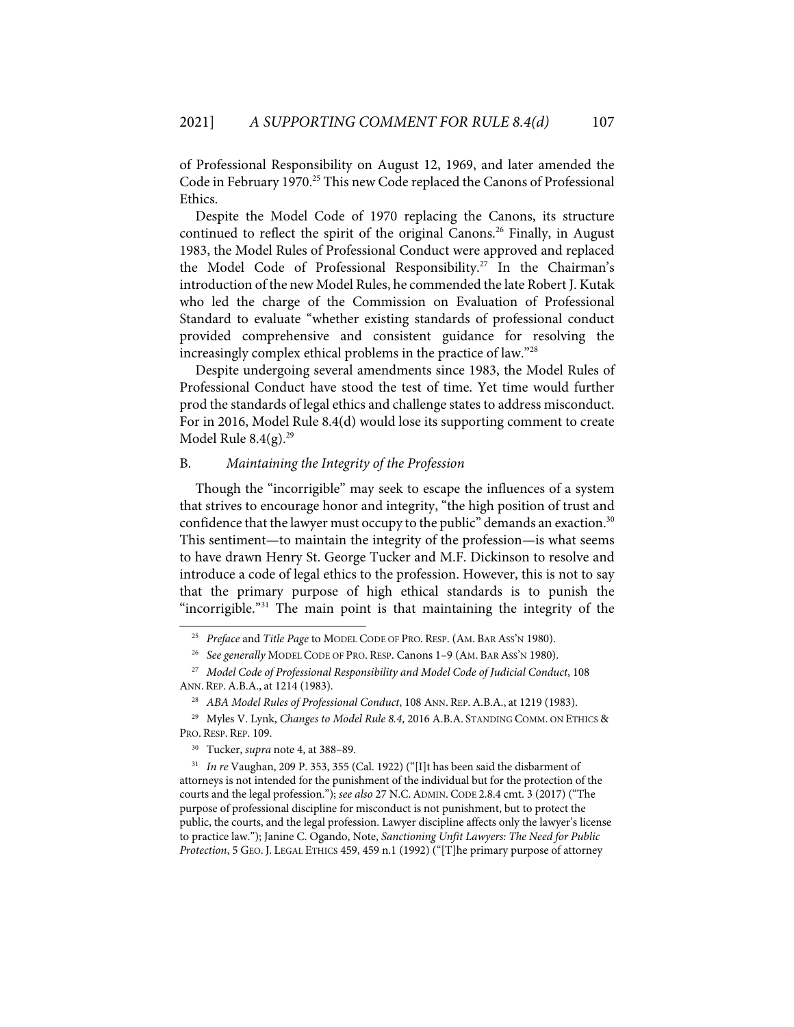of Professional Responsibility on August 12, 1969, and later amended the Code in February 1970.[25] This new Code replaced the Canons of Professional Ethics.

Despite the Model Code of 1970 replacing the Canons, its structure continued to reflect the spirit of the original Canons.[26] Finally, in August 1983, the Model Rules of Professional Conduct were approved and replaced the Model Code of Professional Responsibility.[27] In the Chairman's introduction of the new Model Rules, he commended the late Robert J. Kutak who led the charge of the Commission on Evaluation of Professional Standard to evaluate "whether existing standards of professional conduct provided comprehensive and consistent guidance for resolving the increasingly complex ethical problems in the practice of law."[28]

Despite undergoing several amendments since 1983, the Model Rules of Professional Conduct have stood the test of time. Yet time would further prod the standards of legal ethics and challenge states to address misconduct. For in 2016, Model Rule 8.4(d) would lose its supporting comment to create Model Rule 8.4(g).[29]

### B. *Maintaining the Integrity of the Profession*

Though the "incorrigible" may seek to escape the influences of a system that strives to encourage honor and integrity, "the high position of trust and confidence that the lawyer must occupy to the public" demands an exaction.[30] This sentiment—to maintain the integrity of the profession—is what seems to have drawn Henry St. George Tucker and M.F. Dickinson to resolve and introduce a code of legal ethics to the profession. However, this is not to say that the primary purpose of high ethical standards is to punish the "incorrigible."[31] The main point is that maintaining the integrity of the

---

[25] *Preface* and *Title Page* to MODEL CODE OF PRO. RESP. (AM. BAR ASS'N 1980).

[26] *See generally* MODEL CODE OF PRO. RESP. Canons 1–9 (AM. BAR ASS'N 1980).

[27] *Model Code of Professional Responsibility and Model Code of Judicial Conduct*, 108 ANN. REP. A.B.A., at 1214 (1983).

[28] *ABA Model Rules of Professional Conduct*, 108 ANN. REP. A.B.A., at 1219 (1983).

[29] Myles V. Lynk, *Changes to Model Rule 8.4*, 2016 A.B.A. STANDING COMM. ON ETHICS & PRO. RESP. REP. 109.

[30] Tucker, *supra* note 4, at 388–89.

[31] *In re* Vaughan, 209 P. 353, 355 (Cal. 1922) ("[I]t has been said the disbarment of attorneys is not intended for the punishment of the individual but for the protection of the courts and the legal profession."); *see also* 27 N.C. ADMIN. CODE 2.8.4 cmt. 3 (2017) ("The purpose of professional discipline for misconduct is not punishment, but to protect the public, the courts, and the legal profession. Lawyer discipline affects only the lawyer's license to practice law."); Janine C. Ogando, Note, *Sanctioning Unfit Lawyers: The Need for Public Protection*, 5 GEO. J. LEGAL ETHICS 459, 459 n.1 (1992) ("[T]he primary purpose of attorney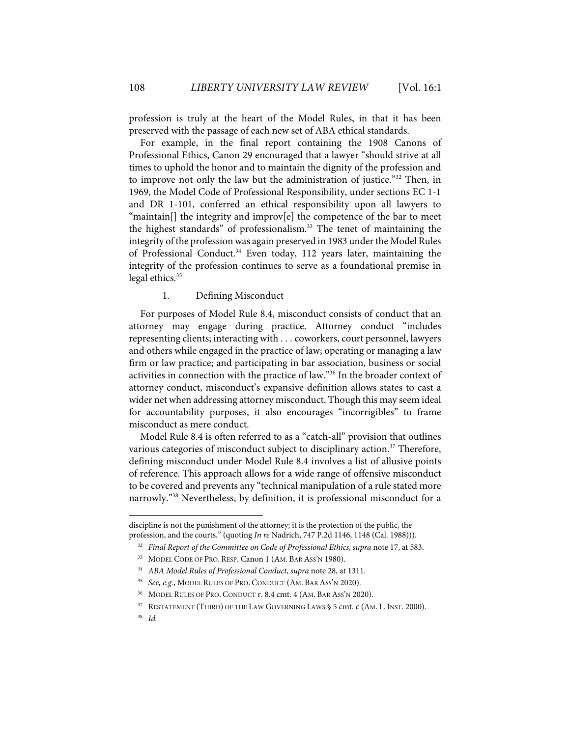profession is truly at the heart of the Model Rules, in that it has been preserved with the passage of each new set of ABA ethical standards.

For example, in the final report containing the 1908 Canons of Professional Ethics, Canon 29 encouraged that a lawyer "should strive at all times to uphold the honor and to maintain the dignity of the profession and to improve not only the law but the administration of justice."[32] Then, in 1969, the Model Code of Professional Responsibility, under sections EC 1-1 and DR 1-101, conferred an ethical responsibility upon all lawyers to "maintain[] the integrity and improv[e] the competence of the bar to meet the highest standards" of professionalism.[33] The tenet of maintaining the integrity of the profession was again preserved in 1983 under the Model Rules of Professional Conduct.[34] Even today, 112 years later, maintaining the integrity of the profession continues to serve as a foundational premise in legal ethics.[35]

### 1. Defining Misconduct

For purposes of Model Rule 8.4, misconduct consists of conduct that an attorney may engage during practice. Attorney conduct "includes representing clients; interacting with . . . coworkers, court personnel, lawyers and others while engaged in the practice of law; operating or managing a law firm or law practice; and participating in bar association, business or social activities in connection with the practice of law."[36] In the broader context of attorney conduct, misconduct's expansive definition allows states to cast a wider net when addressing attorney misconduct. Though this may seem ideal for accountability purposes, it also encourages "incorrigibles" to frame misconduct as mere conduct.

Model Rule 8.4 is often referred to as a "catch-all" provision that outlines various categories of misconduct subject to disciplinary action.[37] Therefore, defining misconduct under Model Rule 8.4 involves a list of allusive points of reference. This approach allows for a wide range of offensive misconduct to be covered and prevents any "technical manipulation of a rule stated more narrowly."[38] Nevertheless, by definition, it is professional misconduct for a

---

discipline is not the punishment of the attorney; it is the protection of the public, the profession, and the courts." (quoting *In re* Nadrich, 747 P.2d 1146, 1148 (Cal. 1988))).

[32] *Final Report of the Committee on Code of Professional Ethics*, *supra* note 17, at 583.

[33] MODEL CODE OF PRO. RESP. Canon 1 (AM. BAR ASS'N 1980).

[34] *ABA Model Rules of Professional Conduct*, *supra* note 28, at 1311.

[35] *See, e.g.*, MODEL RULES OF PRO. CONDUCT (AM. BAR ASS'N 2020).

[36] MODEL RULES OF PRO. CONDUCT r. 8.4 cmt. 4 (AM. BAR ASS'N 2020).

[37] RESTATEMENT (THIRD) OF THE LAW GOVERNING LAWS § 5 cmt. c (AM. L. INST. 2000).

[38] *Id.*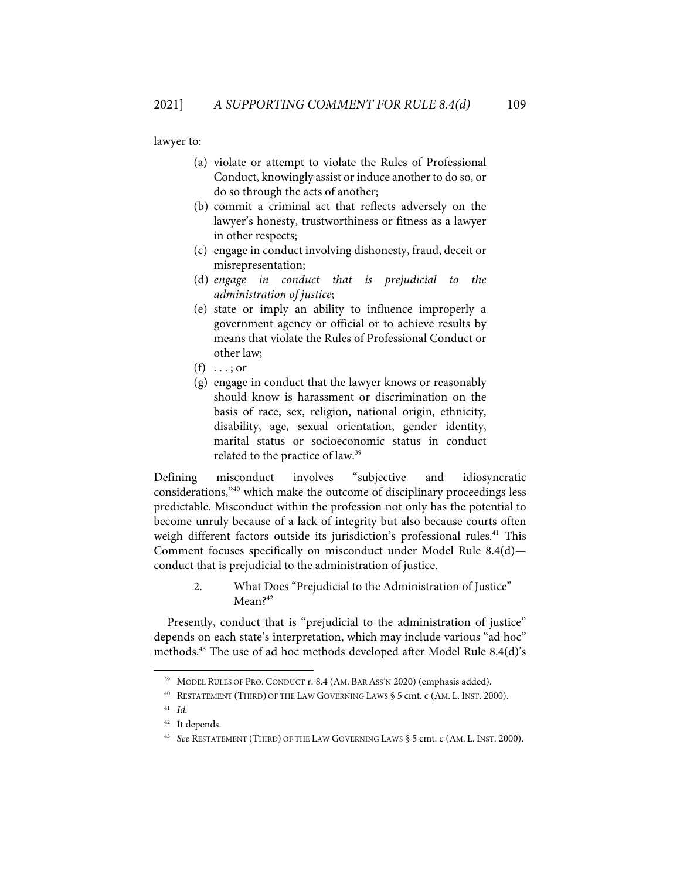lawyer to:

> (a) violate or attempt to violate the Rules of Professional Conduct, knowingly assist or induce another to do so, or do so through the acts of another;
> (b) commit a criminal act that reflects adversely on the lawyer's honesty, trustworthiness or fitness as a lawyer in other respects;
> (c) engage in conduct involving dishonesty, fraud, deceit or misrepresentation;
> (d) *engage in conduct that is prejudicial to the administration of justice*;
> (e) state or imply an ability to influence improperly a government agency or official or to achieve results by means that violate the Rules of Professional Conduct or other law;
> (f) . . . ; or
> (g) engage in conduct that the lawyer knows or reasonably should know is harassment or discrimination on the basis of race, sex, religion, national origin, ethnicity, disability, age, sexual orientation, gender identity, marital status or socioeconomic status in conduct related to the practice of law.[39]

Defining misconduct involves "subjective and idiosyncratic considerations,"[40] which make the outcome of disciplinary proceedings less predictable. Misconduct within the profession not only has the potential to become unruly because of a lack of integrity but also because courts often weigh different factors outside its jurisdiction's professional rules.[41] This Comment focuses specifically on misconduct under Model Rule 8.4(d)—conduct that is prejudicial to the administration of justice.

#### 2. What Does "Prejudicial to the Administration of Justice" Mean?[42]

Presently, conduct that is "prejudicial to the administration of justice" depends on each state's interpretation, which may include various "ad hoc" methods.[43] The use of ad hoc methods developed after Model Rule 8.4(d)'s

---

[39] MODEL RULES OF PRO. CONDUCT r. 8.4 (AM. BAR ASS'N 2020) (emphasis added).

[40] RESTATEMENT (THIRD) OF THE LAW GOVERNING LAWS § 5 cmt. c (AM. L. INST. 2000).

[41] *Id.*

[42] It depends.

[43] *See* RESTATEMENT (THIRD) OF THE LAW GOVERNING LAWS § 5 cmt. c (AM. L. INST. 2000).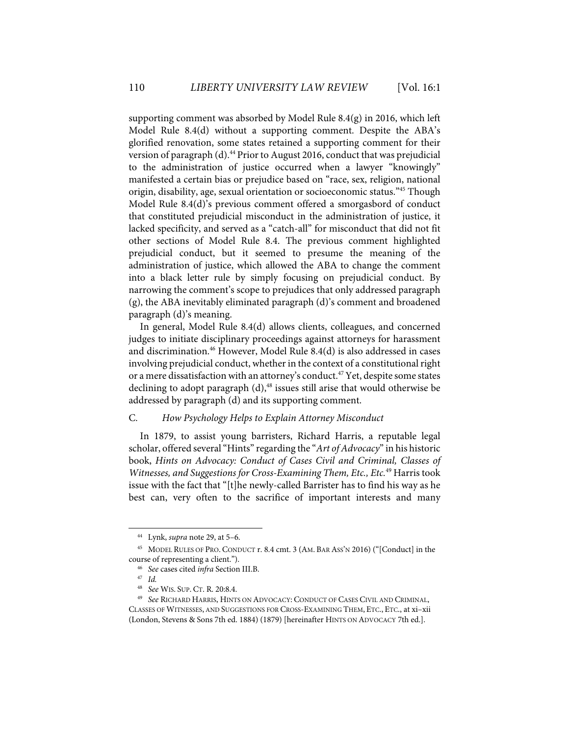supporting comment was absorbed by Model Rule 8.4(g) in 2016, which left Model Rule 8.4(d) without a supporting comment. Despite the ABA's glorified renovation, some states retained a supporting comment for their version of paragraph (d).[44] Prior to August 2016, conduct that was prejudicial to the administration of justice occurred when a lawyer "knowingly" manifested a certain bias or prejudice based on "race, sex, religion, national origin, disability, age, sexual orientation or socioeconomic status."[45] Though Model Rule 8.4(d)'s previous comment offered a smorgasbord of conduct that constituted prejudicial misconduct in the administration of justice, it lacked specificity, and served as a "catch-all" for misconduct that did not fit other sections of Model Rule 8.4. The previous comment highlighted prejudicial conduct, but it seemed to presume the meaning of the administration of justice, which allowed the ABA to change the comment into a black letter rule by simply focusing on prejudicial conduct. By narrowing the comment's scope to prejudices that only addressed paragraph (g), the ABA inevitably eliminated paragraph (d)'s comment and broadened paragraph (d)'s meaning.

In general, Model Rule 8.4(d) allows clients, colleagues, and concerned judges to initiate disciplinary proceedings against attorneys for harassment and discrimination.[46] However, Model Rule 8.4(d) is also addressed in cases involving prejudicial conduct, whether in the context of a constitutional right or a mere dissatisfaction with an attorney's conduct.[47] Yet, despite some states declining to adopt paragraph (d),[48] issues still arise that would otherwise be addressed by paragraph (d) and its supporting comment.

### C. *How Psychology Helps to Explain Attorney Misconduct*

In 1879, to assist young barristers, Richard Harris, a reputable legal scholar, offered several "Hints" regarding the "*Art of Advocacy*" in his historic book, *Hints on Advocacy: Conduct of Cases Civil and Criminal, Classes of Witnesses, and Suggestions for Cross-Examining Them, Etc., Etc.*[49] Harris took issue with the fact that "[t]he newly-called Barrister has to find his way as he best can, very often to the sacrifice of important interests and many

---

[44] Lynk, *supra* note 29, at 5–6.

[45] MODEL RULES OF PRO. CONDUCT r. 8.4 cmt. 3 (AM. BAR ASS'N 2016) ("[Conduct] in the course of representing a client.").

[46] *See* cases cited *infra* Section III.B.

[47] *Id.*

[48] *See* WIS. SUP. CT. R. 20:8.4.

[49] *See* RICHARD HARRIS, HINTS ON ADVOCACY: CONDUCT OF CASES CIVIL AND CRIMINAL, CLASSES OF WITNESSES, AND SUGGESTIONS FOR CROSS-EXAMINING THEM, ETC., ETC., at xi–xii (London, Stevens & Sons 7th ed. 1884) (1879) [hereinafter HINTS ON ADVOCACY 7th ed.].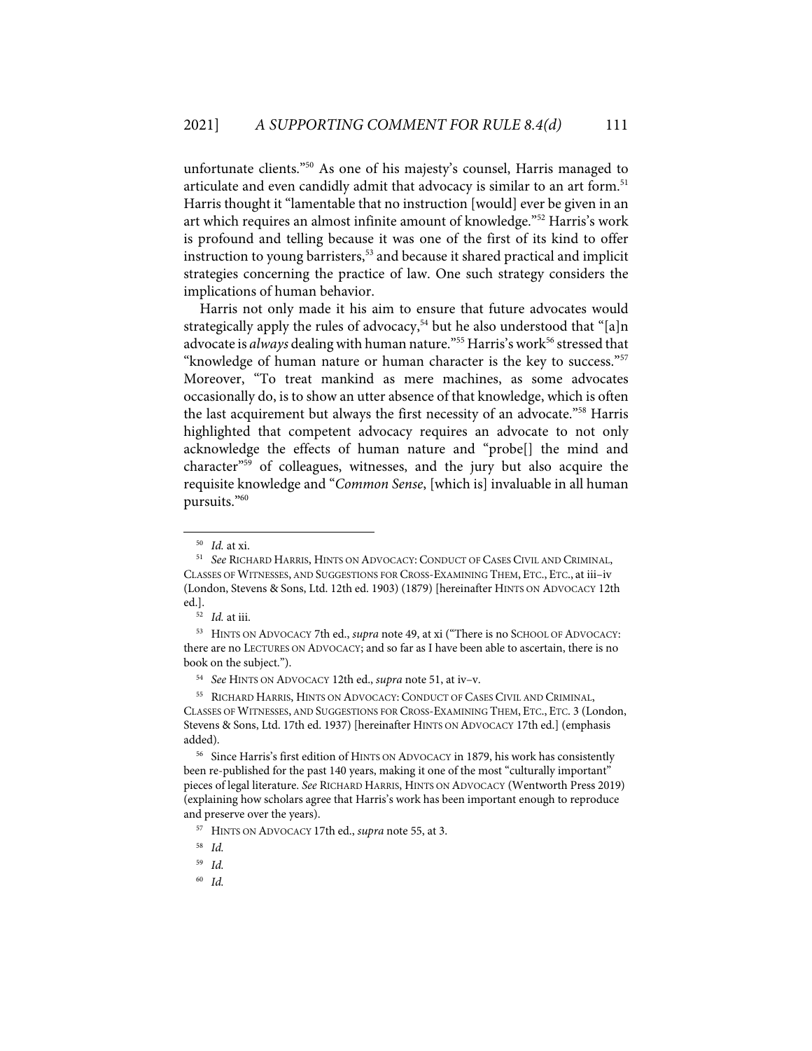unfortunate clients."[50] As one of his majesty's counsel, Harris managed to articulate and even candidly admit that advocacy is similar to an art form.[51] Harris thought it "lamentable that no instruction [would] ever be given in an art which requires an almost infinite amount of knowledge."[52] Harris's work is profound and telling because it was one of the first of its kind to offer instruction to young barristers,[53] and because it shared practical and implicit strategies concerning the practice of law. One such strategy considers the implications of human behavior.

Harris not only made it his aim to ensure that future advocates would strategically apply the rules of advocacy,[54] but he also understood that "[a]n advocate is *always* dealing with human nature."[55] Harris's work[56] stressed that "knowledge of human nature or human character is the key to success."[57] Moreover, "To treat mankind as mere machines, as some advocates occasionally do, is to show an utter absence of that knowledge, which is often the last acquirement but always the first necessity of an advocate."[58] Harris highlighted that competent advocacy requires an advocate to not only acknowledge the effects of human nature and "probe[] the mind and character"[59] of colleagues, witnesses, and the jury but also acquire the requisite knowledge and "*Common Sense*, [which is] invaluable in all human pursuits."[60]

---

[50] *Id.* at xi.

[51] *See* RICHARD HARRIS, HINTS ON ADVOCACY: CONDUCT OF CASES CIVIL AND CRIMINAL, CLASSES OF WITNESSES, AND SUGGESTIONS FOR CROSS-EXAMINING THEM, ETC., ETC., at iii–iv (London, Stevens & Sons, Ltd. 12th ed. 1903) (1879) [hereinafter HINTS ON ADVOCACY 12th ed.].

[52] *Id.* at iii.

[53] HINTS ON ADVOCACY 7th ed., *supra* note 49, at xi ("There is no SCHOOL OF ADVOCACY: there are no LECTURES ON ADVOCACY; and so far as I have been able to ascertain, there is no book on the subject.").

[54] *See* HINTS ON ADVOCACY 12th ed., *supra* note 51, at iv–v.

[55] RICHARD HARRIS, HINTS ON ADVOCACY: CONDUCT OF CASES CIVIL AND CRIMINAL, CLASSES OF WITNESSES, AND SUGGESTIONS FOR CROSS-EXAMINING THEM, ETC. 3 (London, Stevens & Sons, Ltd. 17th ed. 1937) [hereinafter HINTS ON ADVOCACY 17th ed.] (emphasis added).

[56] Since Harris's first edition of HINTS ON ADVOCACY in 1879, his work has consistently been re-published for the past 140 years, making it one of the most "culturally important" pieces of legal literature. *See* RICHARD HARRIS, HINTS ON ADVOCACY (Wentworth Press 2019) (explaining how scholars agree that Harris's work has been important enough to reproduce and preserve over the years).

[57] HINTS ON ADVOCACY 17th ed., *supra* note 55, at 3.

[58] *Id.*

[59] *Id.*

[60] *Id.*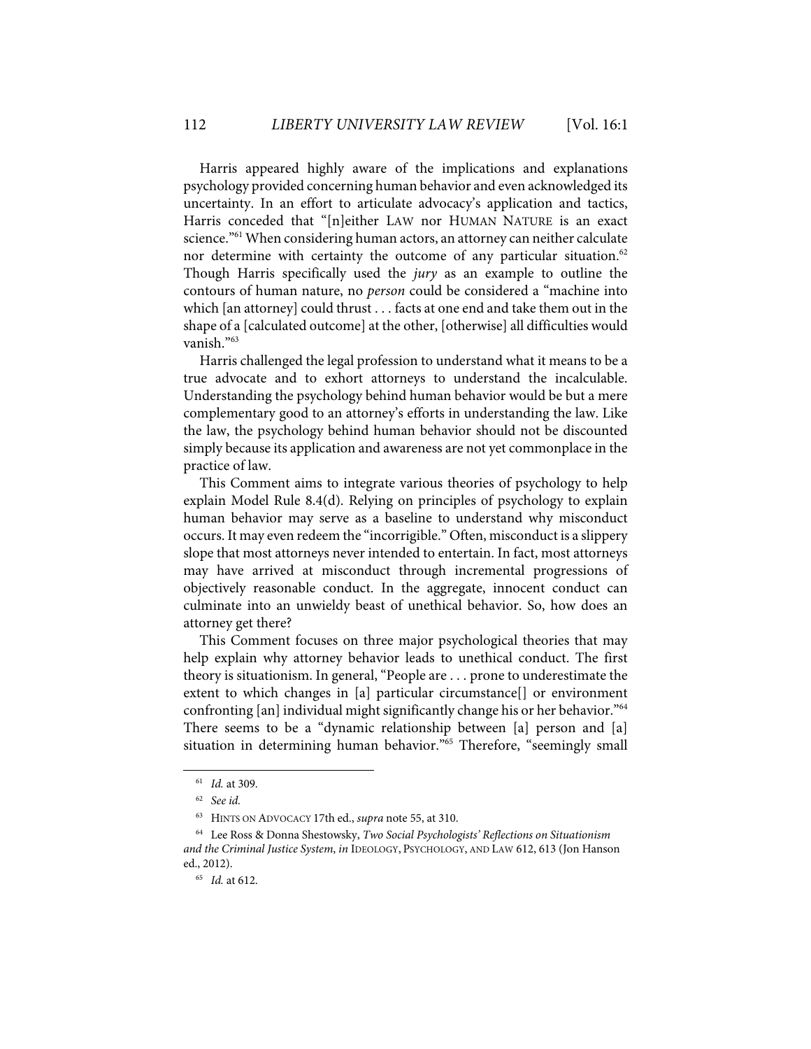Harris appeared highly aware of the implications and explanations psychology provided concerning human behavior and even acknowledged its uncertainty. In an effort to articulate advocacy's application and tactics, Harris conceded that "[n]either LAW nor HUMAN NATURE is an exact science."[61] When considering human actors, an attorney can neither calculate nor determine with certainty the outcome of any particular situation.[62] Though Harris specifically used the *jury* as an example to outline the contours of human nature, no *person* could be considered a "machine into which [an attorney] could thrust . . . facts at one end and take them out in the shape of a [calculated outcome] at the other, [otherwise] all difficulties would vanish."[63]

Harris challenged the legal profession to understand what it means to be a true advocate and to exhort attorneys to understand the incalculable. Understanding the psychology behind human behavior would be but a mere complementary good to an attorney's efforts in understanding the law. Like the law, the psychology behind human behavior should not be discounted simply because its application and awareness are not yet commonplace in the practice of law.

This Comment aims to integrate various theories of psychology to help explain Model Rule 8.4(d). Relying on principles of psychology to explain human behavior may serve as a baseline to understand why misconduct occurs. It may even redeem the "incorrigible." Often, misconduct is a slippery slope that most attorneys never intended to entertain. In fact, most attorneys may have arrived at misconduct through incremental progressions of objectively reasonable conduct. In the aggregate, innocent conduct can culminate into an unwieldy beast of unethical behavior. So, how does an attorney get there?

This Comment focuses on three major psychological theories that may help explain why attorney behavior leads to unethical conduct. The first theory is situationism. In general, "People are . . . prone to underestimate the extent to which changes in [a] particular circumstance[] or environment confronting [an] individual might significantly change his or her behavior."[64] There seems to be a "dynamic relationship between [a] person and [a] situation in determining human behavior."[65] Therefore, "seemingly small

---

[61] *Id.* at 309.

[62] *See id.*

[63] HINTS ON ADVOCACY 17th ed., *supra* note 55, at 310.

[64] Lee Ross & Donna Shestowsky, *Two Social Psychologists' Reflections on Situationism and the Criminal Justice System*, *in* IDEOLOGY, PSYCHOLOGY, AND LAW 612, 613 (Jon Hanson ed., 2012).

[65] *Id.* at 612.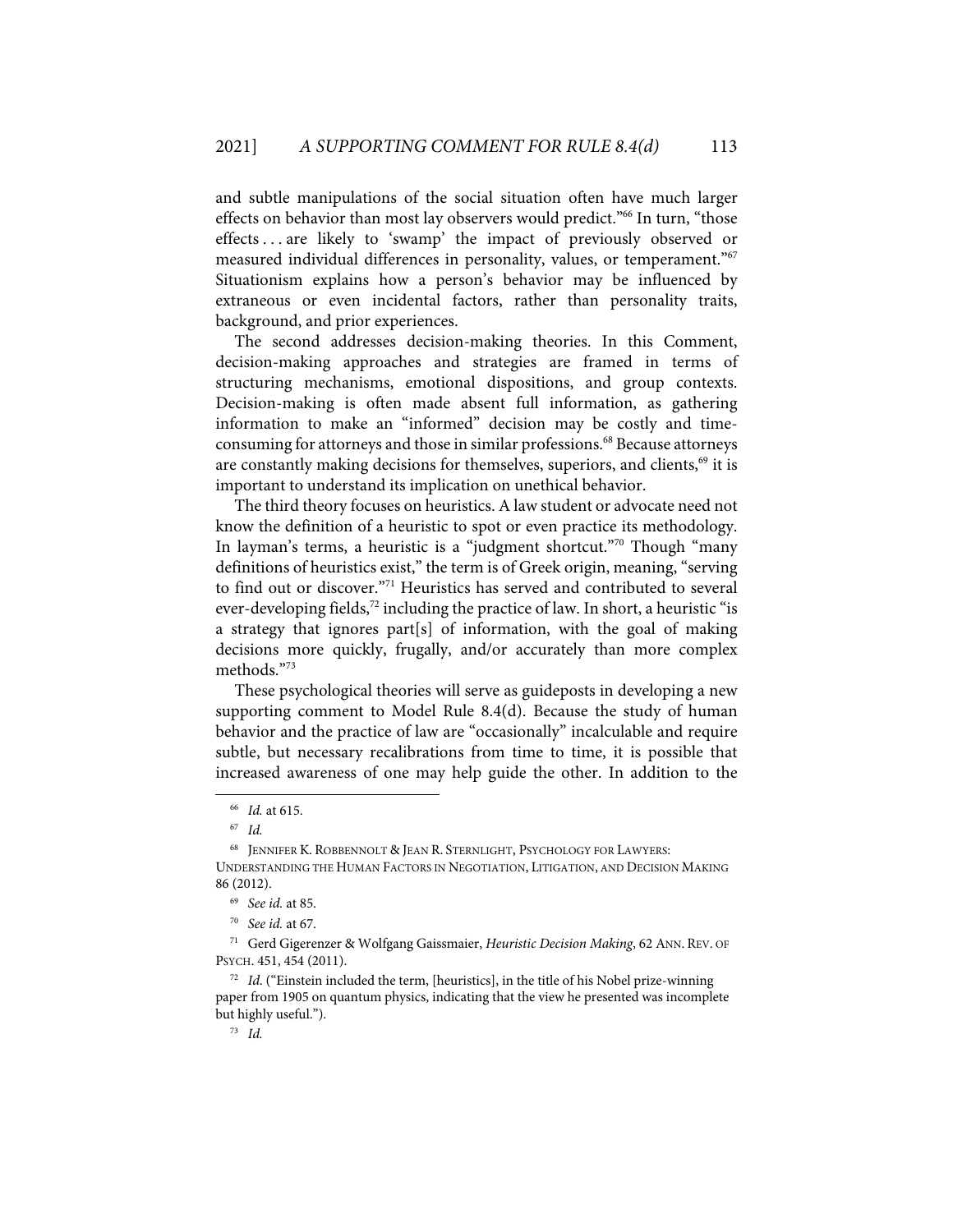and subtle manipulations of the social situation often have much larger effects on behavior than most lay observers would predict."[66] In turn, "those effects . . . are likely to 'swamp' the impact of previously observed or measured individual differences in personality, values, or temperament."[67] Situationism explains how a person's behavior may be influenced by extraneous or even incidental factors, rather than personality traits, background, and prior experiences.

The second addresses decision-making theories. In this Comment, decision-making approaches and strategies are framed in terms of structuring mechanisms, emotional dispositions, and group contexts. Decision-making is often made absent full information, as gathering information to make an "informed" decision may be costly and time-consuming for attorneys and those in similar professions.[68] Because attorneys are constantly making decisions for themselves, superiors, and clients,[69] it is important to understand its implication on unethical behavior.

The third theory focuses on heuristics. A law student or advocate need not know the definition of a heuristic to spot or even practice its methodology. In layman's terms, a heuristic is a "judgment shortcut."[70] Though "many definitions of heuristics exist," the term is of Greek origin, meaning, "serving to find out or discover."[71] Heuristics has served and contributed to several ever-developing fields,[72] including the practice of law. In short, a heuristic "is a strategy that ignores part[s] of information, with the goal of making decisions more quickly, frugally, and/or accurately than more complex methods."[73]

These psychological theories will serve as guideposts in developing a new supporting comment to Model Rule 8.4(d). Because the study of human behavior and the practice of law are "occasionally" incalculable and require subtle, but necessary recalibrations from time to time, it is possible that increased awareness of one may help guide the other. In addition to the

---

[66] *Id.* at 615.

[67] *Id.*

[68] JENNIFER K. ROBBENNOLT & JEAN R. STERNLIGHT, PSYCHOLOGY FOR LAWYERS: UNDERSTANDING THE HUMAN FACTORS IN NEGOTIATION, LITIGATION, AND DECISION MAKING 86 (2012).

[69] *See id.* at 85.

[70] *See id.* at 67.

[71] Gerd Gigerenzer & Wolfgang Gaissmaier, *Heuristic Decision Making*, 62 ANN. REV. OF PSYCH. 451, 454 (2011).

[72] *Id.* ("Einstein included the term, [heuristics], in the title of his Nobel prize-winning paper from 1905 on quantum physics, indicating that the view he presented was incomplete but highly useful.").

[73] *Id.*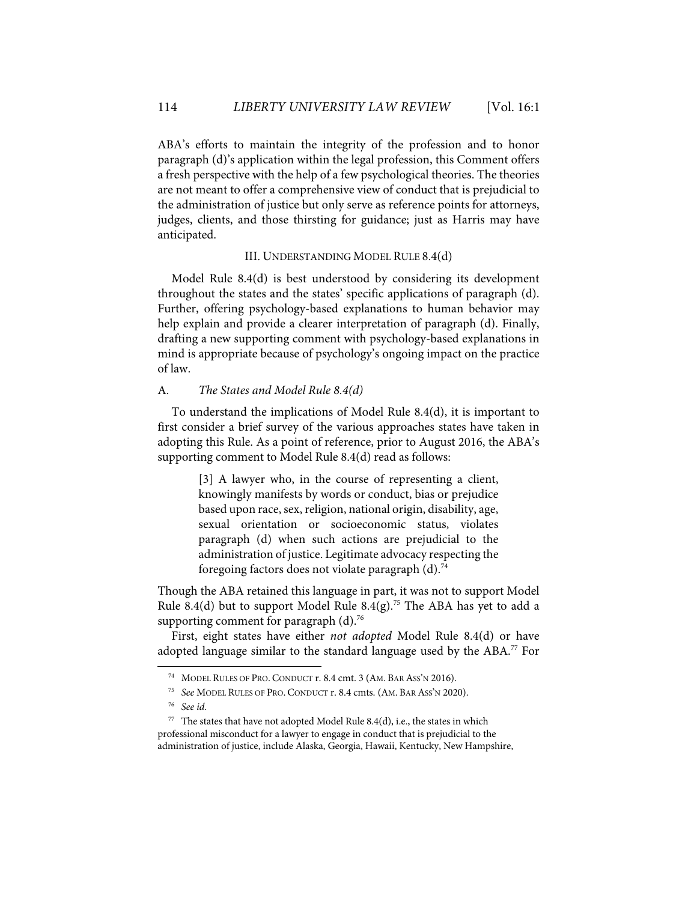ABA's efforts to maintain the integrity of the profession and to honor paragraph (d)'s application within the legal profession, this Comment offers a fresh perspective with the help of a few psychological theories. The theories are not meant to offer a comprehensive view of conduct that is prejudicial to the administration of justice but only serve as reference points for attorneys, judges, clients, and those thirsting for guidance; just as Harris may have anticipated.

## III. UNDERSTANDING MODEL RULE 8.4(d)

Model Rule 8.4(d) is best understood by considering its development throughout the states and the states' specific applications of paragraph (d). Further, offering psychology-based explanations to human behavior may help explain and provide a clearer interpretation of paragraph (d). Finally, drafting a new supporting comment with psychology-based explanations in mind is appropriate because of psychology's ongoing impact on the practice of law.

### A. *The States and Model Rule 8.4(d)*

To understand the implications of Model Rule 8.4(d), it is important to first consider a brief survey of the various approaches states have taken in adopting this Rule. As a point of reference, prior to August 2016, the ABA's supporting comment to Model Rule 8.4(d) read as follows:

> [3] A lawyer who, in the course of representing a client, knowingly manifests by words or conduct, bias or prejudice based upon race, sex, religion, national origin, disability, age, sexual orientation or socioeconomic status, violates paragraph (d) when such actions are prejudicial to the administration of justice. Legitimate advocacy respecting the foregoing factors does not violate paragraph (d).[74]

Though the ABA retained this language in part, it was not to support Model Rule 8.4(d) but to support Model Rule 8.4(g).[75] The ABA has yet to add a supporting comment for paragraph (d).[76]

First, eight states have either *not adopted* Model Rule 8.4(d) or have adopted language similar to the standard language used by the ABA.[77] For

---

[74] MODEL RULES OF PRO. CONDUCT r. 8.4 cmt. 3 (AM. BAR ASS'N 2016).

[75] *See* MODEL RULES OF PRO. CONDUCT r. 8.4 cmts. (AM. BAR ASS'N 2020).

[76] *See id.*

[77] The states that have not adopted Model Rule 8.4(d), i.e., the states in which professional misconduct for a lawyer to engage in conduct that is prejudicial to the administration of justice, include Alaska, Georgia, Hawaii, Kentucky, New Hampshire,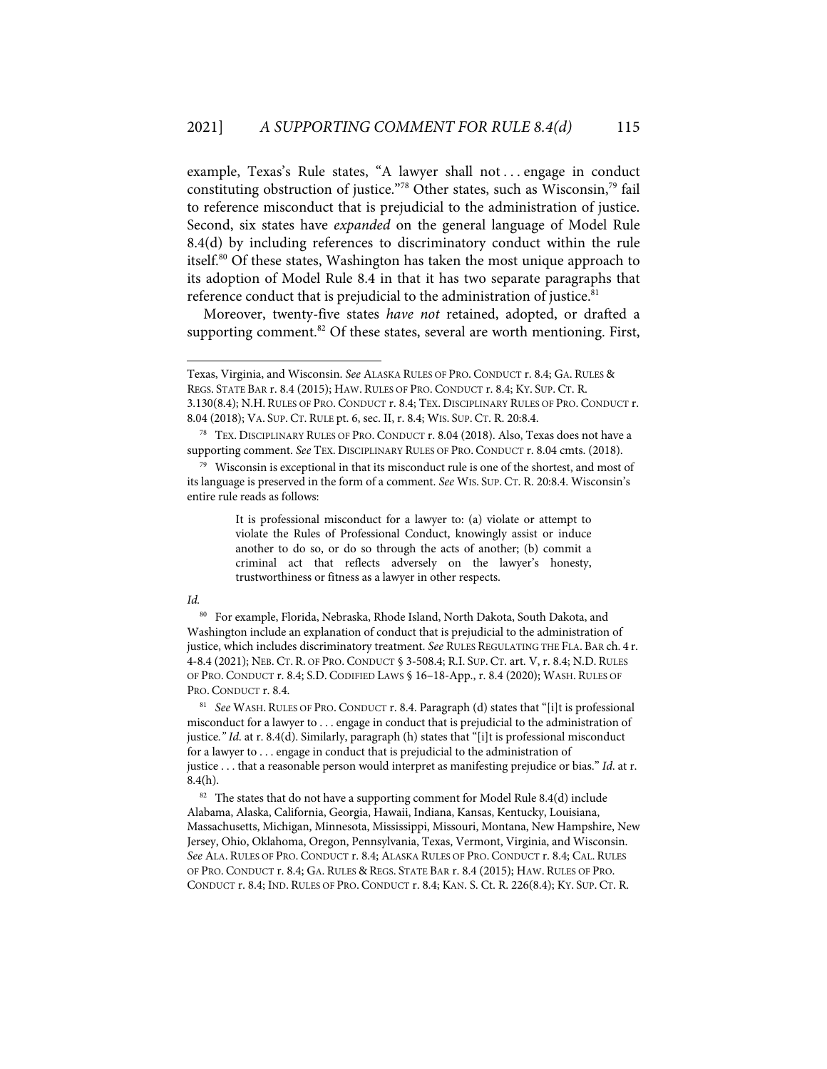example, Texas's Rule states, "A lawyer shall not . . . engage in conduct constituting obstruction of justice."[78] Other states, such as Wisconsin,[79] fail to reference misconduct that is prejudicial to the administration of justice. Second, six states have *expanded* on the general language of Model Rule 8.4(d) by including references to discriminatory conduct within the rule itself.[80] Of these states, Washington has taken the most unique approach to its adoption of Model Rule 8.4 in that it has two separate paragraphs that reference conduct that is prejudicial to the administration of justice.[81]

Moreover, twenty-five states *have not* retained, adopted, or drafted a supporting comment.[82] Of these states, several are worth mentioning. First,

---

Texas, Virginia, and Wisconsin. *See* ALASKA RULES OF PRO. CONDUCT r. 8.4; GA. RULES & REGS. STATE BAR r. 8.4 (2015); HAW. RULES OF PRO. CONDUCT r. 8.4; KY. SUP. CT. R. 3.130(8.4); N.H. RULES OF PRO. CONDUCT r. 8.4; TEX. DISCIPLINARY RULES OF PRO. CONDUCT r. 8.04 (2018); VA. SUP. CT. RULE pt. 6, sec. II, r. 8.4; WIS. SUP. CT. R. 20:8.4.

[78] TEX. DISCIPLINARY RULES OF PRO. CONDUCT r. 8.04 (2018). Also, Texas does not have a supporting comment. *See* TEX. DISCIPLINARY RULES OF PRO. CONDUCT r. 8.04 cmts. (2018).

[79] Wisconsin is exceptional in that its misconduct rule is one of the shortest, and most of its language is preserved in the form of a comment. *See* WIS. SUP. CT. R. 20:8.4. Wisconsin's entire rule reads as follows:

> It is professional misconduct for a lawyer to: (a) violate or attempt to violate the Rules of Professional Conduct, knowingly assist or induce another to do so, or do so through the acts of another; (b) commit a criminal act that reflects adversely on the lawyer's honesty, trustworthiness or fitness as a lawyer in other respects.

*Id.*

[80] For example, Florida, Nebraska, Rhode Island, North Dakota, South Dakota, and Washington include an explanation of conduct that is prejudicial to the administration of justice, which includes discriminatory treatment. *See* RULES REGULATING THE FLA. BAR ch. 4 r. 4-8.4 (2021); NEB. CT. R. OF PRO. CONDUCT § 3-508.4; R.I. SUP. CT. art. V, r. 8.4; N.D. RULES OF PRO. CONDUCT r. 8.4; S.D. CODIFIED LAWS § 16–18-App., r. 8.4 (2020); WASH. RULES OF PRO. CONDUCT r. 8.4.

[81] *See* WASH. RULES OF PRO. CONDUCT r. 8.4. Paragraph (d) states that "[i]t is professional misconduct for a lawyer to . . . engage in conduct that is prejudicial to the administration of justice*." Id.* at r. 8.4(d). Similarly, paragraph (h) states that "[i]t is professional misconduct for a lawyer to . . . engage in conduct that is prejudicial to the administration of justice . . . that a reasonable person would interpret as manifesting prejudice or bias." *Id.* at r. 8.4(h).

[82] The states that do not have a supporting comment for Model Rule 8.4(d) include Alabama, Alaska, California, Georgia, Hawaii, Indiana, Kansas, Kentucky, Louisiana, Massachusetts, Michigan, Minnesota, Mississippi, Missouri, Montana, New Hampshire, New Jersey, Ohio, Oklahoma, Oregon, Pennsylvania, Texas, Vermont, Virginia, and Wisconsin. *See* ALA. RULES OF PRO. CONDUCT r. 8.4; ALASKA RULES OF PRO. CONDUCT r. 8.4; CAL. RULES OF PRO. CONDUCT r. 8.4; GA. RULES & REGS. STATE BAR r. 8.4 (2015); HAW. RULES OF PRO. CONDUCT r. 8.4; IND. RULES OF PRO. CONDUCT r. 8.4; KAN. S. Ct. R. 226(8.4); KY. SUP. CT. R.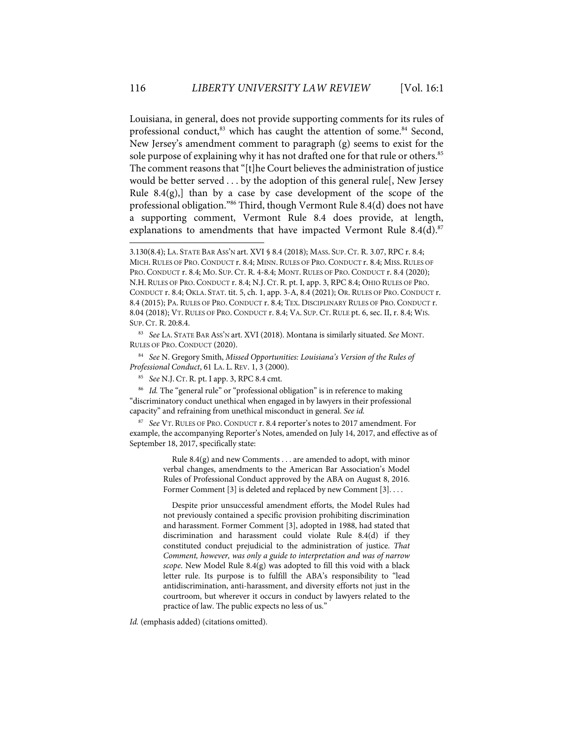Louisiana, in general, does not provide supporting comments for its rules of professional conduct,[83] which has caught the attention of some.[84] Second, New Jersey's amendment comment to paragraph (g) seems to exist for the sole purpose of explaining why it has not drafted one for that rule or others.[85] The comment reasons that "[t]he Court believes the administration of justice would be better served . . . by the adoption of this general rule[, New Jersey Rule 8.4(g),] than by a case by case development of the scope of the professional obligation."[86] Third, though Vermont Rule 8.4(d) does not have a supporting comment, Vermont Rule 8.4 does provide, at length, explanations to amendments that have impacted Vermont Rule 8.4(d).[87]

---

3.130(8.4); LA. STATE BAR ASS'N art. XVI § 8.4 (2018); MASS. SUP. CT. R. 3.07, RPC r. 8.4; MICH. RULES OF PRO. CONDUCT r. 8.4; MINN. RULES OF PRO. CONDUCT r. 8.4; MISS. RULES OF PRO. CONDUCT r. 8.4; MO. SUP. CT. R. 4-8.4; MONT. RULES OF PRO. CONDUCT r. 8.4 (2020); N.H. RULES OF PRO. CONDUCT r. 8.4; N.J. CT. R. pt. I, app. 3, RPC 8.4; OHIO RULES OF PRO. CONDUCT r. 8.4; OKLA. STAT. tit. 5, ch. 1, app. 3-A, 8.4 (2021); OR. RULES OF PRO. CONDUCT r. 8.4 (2015); PA. RULES OF PRO. CONDUCT r. 8.4; TEX. DISCIPLINARY RULES OF PRO. CONDUCT r. 8.04 (2018); VT. RULES OF PRO. CONDUCT r. 8.4; VA. SUP. CT. RULE pt. 6, sec. II, r. 8.4; WIS. SUP. CT. R. 20:8.4.

[83] *See* LA. STATE BAR ASS'N art. XVI (2018). Montana is similarly situated. *See* MONT. RULES OF PRO. CONDUCT (2020).

[84] *See* N. Gregory Smith, *Missed Opportunities: Louisiana's Version of the Rules of Professional Conduct*, 61 LA. L. REV. 1, 3 (2000).

[85] *See* N.J. CT. R. pt. I app. 3, RPC 8.4 cmt.

[86] *Id.* The "general rule" or "professional obligation" is in reference to making "discriminatory conduct unethical when engaged in by lawyers in their professional capacity" and refraining from unethical misconduct in general. *See id.*

[87] *See* VT. RULES OF PRO. CONDUCT r. 8.4 reporter's notes to 2017 amendment. For example, the accompanying Reporter's Notes, amended on July 14, 2017, and effective as of September 18, 2017, specifically state:

> Rule 8.4(g) and new Comments . . . are amended to adopt, with minor verbal changes, amendments to the American Bar Association's Model Rules of Professional Conduct approved by the ABA on August 8, 2016. Former Comment [3] is deleted and replaced by new Comment [3]. . . .
>
> Despite prior unsuccessful amendment efforts, the Model Rules had not previously contained a specific provision prohibiting discrimination and harassment. Former Comment [3], adopted in 1988, had stated that discrimination and harassment could violate Rule 8.4(d) if they constituted conduct prejudicial to the administration of justice. *That Comment, however, was only a guide to interpretation and was of narrow scope*. New Model Rule 8.4(g) was adopted to fill this void with a black letter rule. Its purpose is to fulfill the ABA's responsibility to "lead antidiscrimination, anti-harassment, and diversity efforts not just in the courtroom, but wherever it occurs in conduct by lawyers related to the practice of law. The public expects no less of us."

*Id.* (emphasis added) (citations omitted).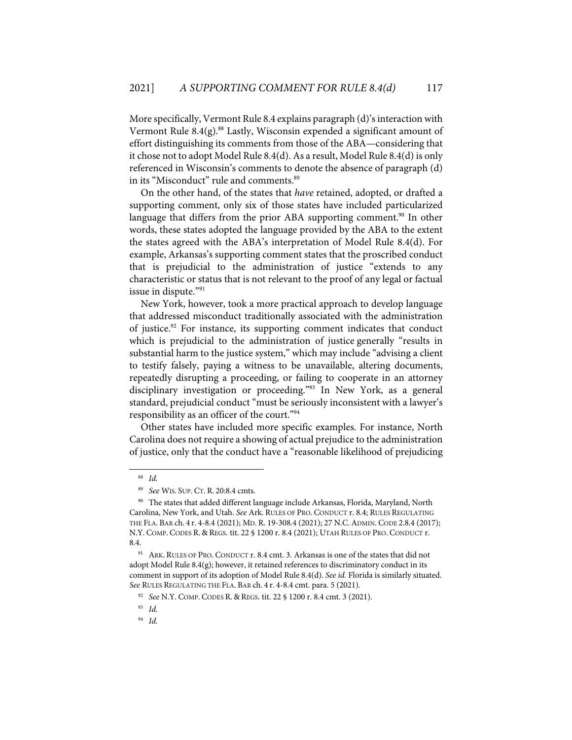More specifically, Vermont Rule 8.4 explains paragraph (d)'s interaction with Vermont Rule 8.4(g).[88] Lastly, Wisconsin expended a significant amount of effort distinguishing its comments from those of the ABA—considering that it chose not to adopt Model Rule 8.4(d). As a result, Model Rule 8.4(d) is only referenced in Wisconsin's comments to denote the absence of paragraph (d) in its "Misconduct" rule and comments.[89]

On the other hand, of the states that *have* retained, adopted, or drafted a supporting comment, only six of those states have included particularized language that differs from the prior ABA supporting comment.[90] In other words, these states adopted the language provided by the ABA to the extent the states agreed with the ABA's interpretation of Model Rule 8.4(d). For example, Arkansas's supporting comment states that the proscribed conduct that is prejudicial to the administration of justice "extends to any characteristic or status that is not relevant to the proof of any legal or factual issue in dispute."[91]

New York, however, took a more practical approach to develop language that addressed misconduct traditionally associated with the administration of justice.[92] For instance, its supporting comment indicates that conduct which is prejudicial to the administration of justice generally "results in substantial harm to the justice system," which may include "advising a client to testify falsely, paying a witness to be unavailable, altering documents, repeatedly disrupting a proceeding, or failing to cooperate in an attorney disciplinary investigation or proceeding."[93] In New York, as a general standard, prejudicial conduct "must be seriously inconsistent with a lawyer's responsibility as an officer of the court."[94]

Other states have included more specific examples. For instance, North Carolina does not require a showing of actual prejudice to the administration of justice, only that the conduct have a "reasonable likelihood of prejudicing

---

[88] *Id.*

[89] *See* WIS. SUP. CT. R. 20:8.4 cmts.

[90] The states that added different language include Arkansas, Florida, Maryland, North Carolina, New York, and Utah. *See* Ark. RULES OF PRO. CONDUCT r. 8.4; RULES REGULATING THE FLA. BAR ch. 4 r. 4-8.4 (2021); MD. R. 19-308.4 (2021); 27 N.C. ADMIN. CODE 2.8.4 (2017); N.Y. COMP. CODES R. & REGS. tit. 22 § 1200 r. 8.4 (2021); UTAH RULES OF PRO. CONDUCT r. 8.4.

[91] ARK. RULES OF PRO. CONDUCT r. 8.4 cmt. 3. Arkansas is one of the states that did not adopt Model Rule 8.4(g); however, it retained references to discriminatory conduct in its comment in support of its adoption of Model Rule 8.4(d). *See id.* Florida is similarly situated. *See* RULES REGULATING THE FLA. BAR ch. 4 r. 4-8.4 cmt. para. 5 (2021).

[92] *See* N.Y. COMP. CODES R. & REGS. tit. 22 § 1200 r. 8.4 cmt. 3 (2021).

[93] *Id.*

[94] *Id.*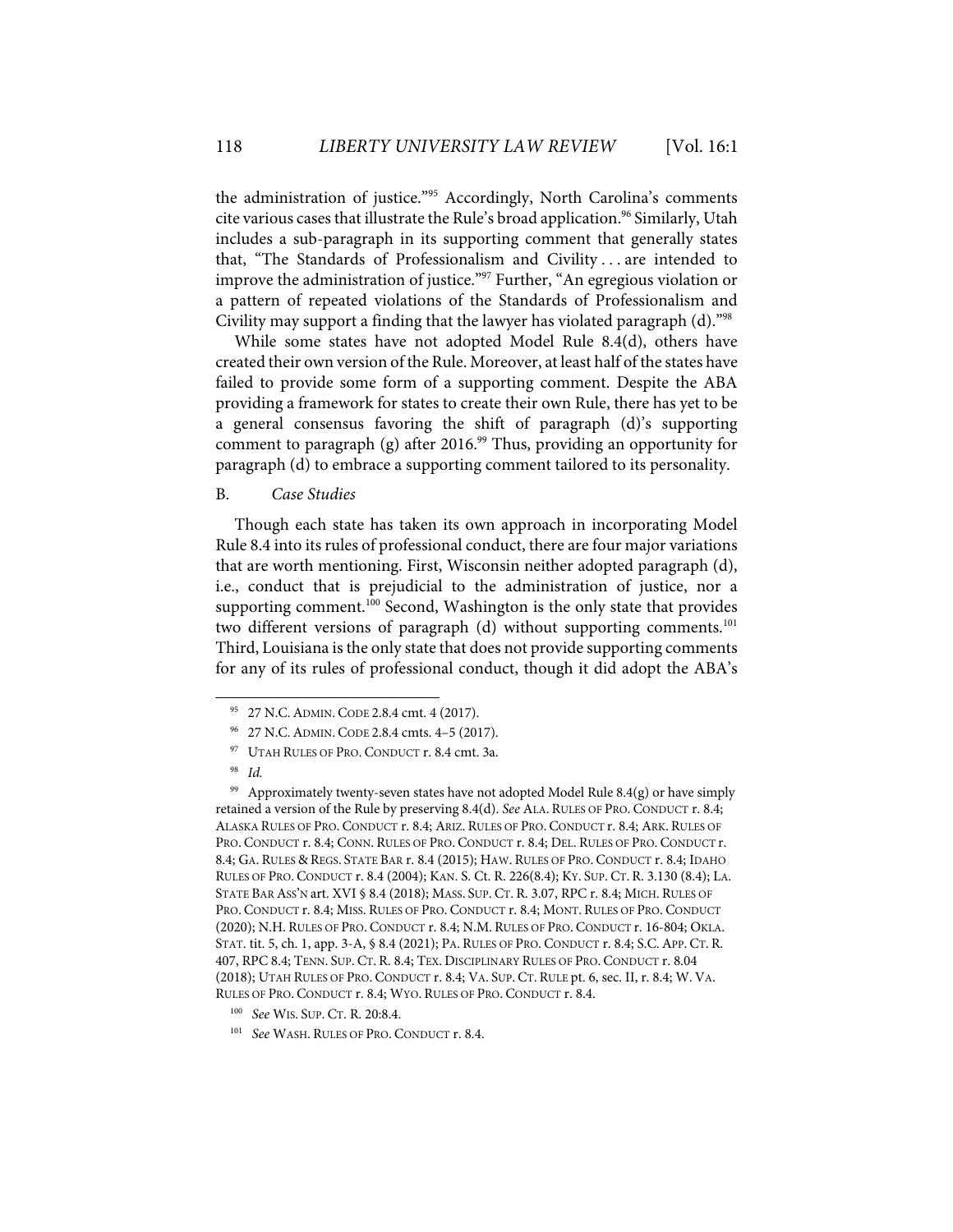the administration of justice."[95] Accordingly, North Carolina's comments cite various cases that illustrate the Rule's broad application.[96] Similarly, Utah includes a sub-paragraph in its supporting comment that generally states that, "The Standards of Professionalism and Civility . . . are intended to improve the administration of justice."[97] Further, "An egregious violation or a pattern of repeated violations of the Standards of Professionalism and Civility may support a finding that the lawyer has violated paragraph (d)."[98]

While some states have not adopted Model Rule 8.4(d), others have created their own version of the Rule. Moreover, at least half of the states have failed to provide some form of a supporting comment. Despite the ABA providing a framework for states to create their own Rule, there has yet to be a general consensus favoring the shift of paragraph (d)'s supporting comment to paragraph (g) after 2016.[99] Thus, providing an opportunity for paragraph (d) to embrace a supporting comment tailored to its personality.

### B. *Case Studies*

Though each state has taken its own approach in incorporating Model Rule 8.4 into its rules of professional conduct, there are four major variations that are worth mentioning. First, Wisconsin neither adopted paragraph (d), i.e., conduct that is prejudicial to the administration of justice, nor a supporting comment.[100] Second, Washington is the only state that provides two different versions of paragraph (d) without supporting comments.[101] Third, Louisiana is the only state that does not provide supporting comments for any of its rules of professional conduct, though it did adopt the ABA's

---

[95] 27 N.C. ADMIN. CODE 2.8.4 cmt. 4 (2017).

[96] 27 N.C. ADMIN. CODE 2.8.4 cmts. 4–5 (2017).

[97] UTAH RULES OF PRO. CONDUCT r. 8.4 cmt. 3a.

[98] *Id.*

[99] Approximately twenty-seven states have not adopted Model Rule 8.4(g) or have simply retained a version of the Rule by preserving 8.4(d). *See* ALA. RULES OF PRO. CONDUCT r. 8.4; ALASKA RULES OF PRO. CONDUCT r. 8.4; ARIZ. RULES OF PRO. CONDUCT r. 8.4; ARK. RULES OF PRO. CONDUCT r. 8.4; CONN. RULES OF PRO. CONDUCT r. 8.4; DEL. RULES OF PRO. CONDUCT r. 8.4; GA. RULES & REGS. STATE BAR r. 8.4 (2015); HAW. RULES OF PRO. CONDUCT r. 8.4; IDAHO RULES OF PRO. CONDUCT r. 8.4 (2004); KAN. S. Ct. R. 226(8.4); KY. SUP. CT. R. 3.130 (8.4); LA. STATE BAR ASS'N art. XVI § 8.4 (2018); MASS. SUP. CT. R. 3.07, RPC r. 8.4; MICH. RULES OF PRO. CONDUCT r. 8.4; MISS. RULES OF PRO. CONDUCT r. 8.4; MONT. RULES OF PRO. CONDUCT (2020); N.H. RULES OF PRO. CONDUCT r. 8.4; N.M. RULES OF PRO. CONDUCT r. 16-804; OKLA. STAT. tit. 5, ch. 1, app. 3-A, § 8.4 (2021); PA. RULES OF PRO. CONDUCT r. 8.4; S.C. APP. CT. R. 407, RPC 8.4; TENN. SUP. CT. R. 8.4; TEX. DISCIPLINARY RULES OF PRO. CONDUCT r. 8.04 (2018); UTAH RULES OF PRO. CONDUCT r. 8.4; VA. SUP. CT. RULE pt. 6, sec. II, r. 8.4; W. VA. RULES OF PRO. CONDUCT r. 8.4; WYO. RULES OF PRO. CONDUCT r. 8.4.

[100] *See* WIS. SUP. CT. R. 20:8.4.

[101] *See* WASH. RULES OF PRO. CONDUCT r. 8.4.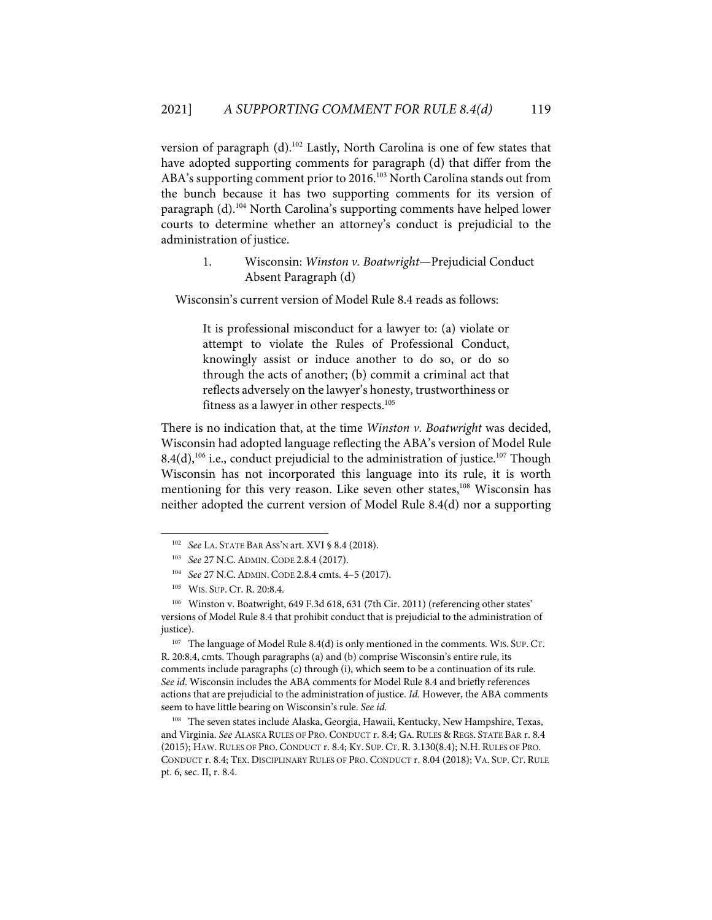version of paragraph (d).[102] Lastly, North Carolina is one of few states that have adopted supporting comments for paragraph (d) that differ from the ABA's supporting comment prior to 2016.[103] North Carolina stands out from the bunch because it has two supporting comments for its version of paragraph (d).[104] North Carolina's supporting comments have helped lower courts to determine whether an attorney's conduct is prejudicial to the administration of justice.

### 1. Wisconsin: *Winston v. Boatwright*—Prejudicial Conduct Absent Paragraph (d)

Wisconsin's current version of Model Rule 8.4 reads as follows:

> It is professional misconduct for a lawyer to: (a) violate or attempt to violate the Rules of Professional Conduct, knowingly assist or induce another to do so, or do so through the acts of another; (b) commit a criminal act that reflects adversely on the lawyer's honesty, trustworthiness or fitness as a lawyer in other respects.[105]

There is no indication that, at the time *Winston v. Boatwright* was decided, Wisconsin had adopted language reflecting the ABA's version of Model Rule 8.4(d),[106] i.e., conduct prejudicial to the administration of justice.[107] Though Wisconsin has not incorporated this language into its rule, it is worth mentioning for this very reason. Like seven other states,[108] Wisconsin has neither adopted the current version of Model Rule 8.4(d) nor a supporting

---

[102] *See* LA. STATE BAR ASS'N art. XVI § 8.4 (2018).

[103] *See* 27 N.C. ADMIN. CODE 2.8.4 (2017).

[104] *See* 27 N.C. ADMIN. CODE 2.8.4 cmts. 4–5 (2017).

[105] WIS. SUP. CT. R. 20:8.4.

[106] Winston v. Boatwright, 649 F.3d 618, 631 (7th Cir. 2011) (referencing other states' versions of Model Rule 8.4 that prohibit conduct that is prejudicial to the administration of justice).

[107] The language of Model Rule 8.4(d) is only mentioned in the comments. WIS. SUP. CT. R. 20:8.4, cmts. Though paragraphs (a) and (b) comprise Wisconsin's entire rule, its comments include paragraphs (c) through (i), which seem to be a continuation of its rule. *See id*. Wisconsin includes the ABA comments for Model Rule 8.4 and briefly references actions that are prejudicial to the administration of justice. *Id.* However, the ABA comments seem to have little bearing on Wisconsin's rule. *See id.*

[108] The seven states include Alaska, Georgia, Hawaii, Kentucky, New Hampshire, Texas, and Virginia. *See* ALASKA RULES OF PRO. CONDUCT r. 8.4; GA. RULES & REGS. STATE BAR r. 8.4 (2015); HAW. RULES OF PRO. CONDUCT r. 8.4; KY. SUP. CT. R. 3.130(8.4); N.H. RULES OF PRO. CONDUCT r. 8.4; TEX. DISCIPLINARY RULES OF PRO. CONDUCT r. 8.04 (2018); VA. SUP. CT. RULE pt. 6, sec. II, r. 8.4.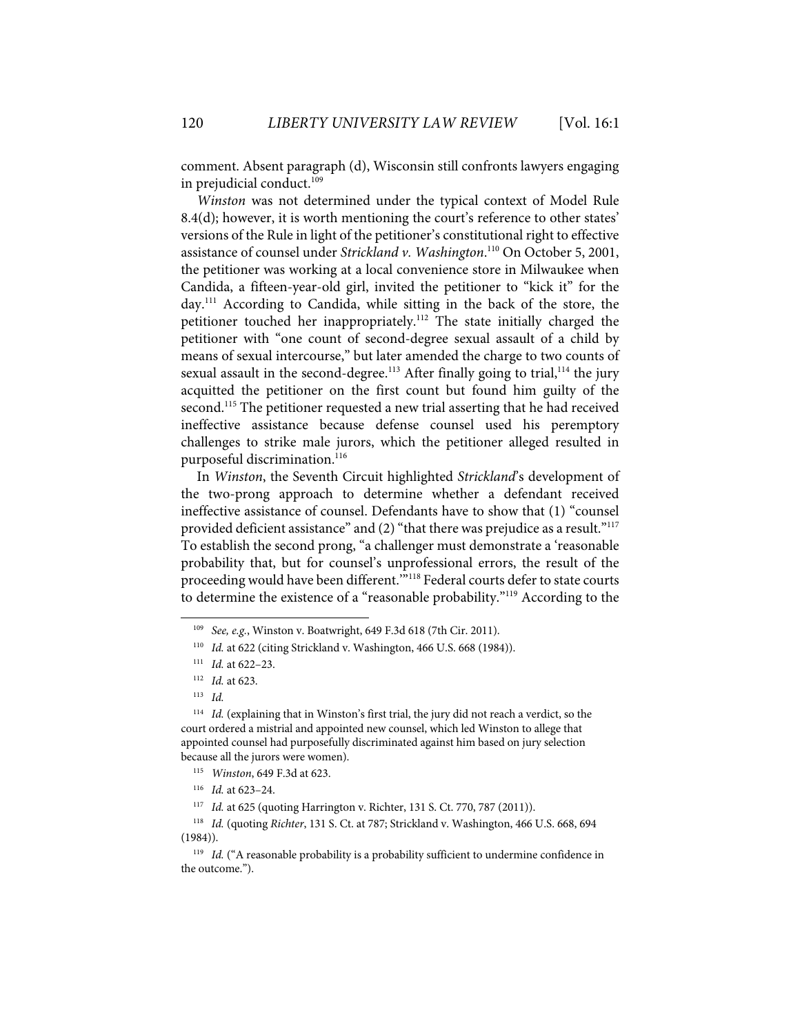comment. Absent paragraph (d), Wisconsin still confronts lawyers engaging in prejudicial conduct.[109]

*Winston* was not determined under the typical context of Model Rule 8.4(d); however, it is worth mentioning the court's reference to other states' versions of the Rule in light of the petitioner's constitutional right to effective assistance of counsel under *Strickland v. Washington*.[110] On October 5, 2001, the petitioner was working at a local convenience store in Milwaukee when Candida, a fifteen-year-old girl, invited the petitioner to "kick it" for the day.[111] According to Candida, while sitting in the back of the store, the petitioner touched her inappropriately.[112] The state initially charged the petitioner with "one count of second-degree sexual assault of a child by means of sexual intercourse," but later amended the charge to two counts of sexual assault in the second-degree.[113] After finally going to trial,[114] the jury acquitted the petitioner on the first count but found him guilty of the second.[115] The petitioner requested a new trial asserting that he had received ineffective assistance because defense counsel used his peremptory challenges to strike male jurors, which the petitioner alleged resulted in purposeful discrimination.[116]

In *Winston*, the Seventh Circuit highlighted *Strickland*'s development of the two-prong approach to determine whether a defendant received ineffective assistance of counsel. Defendants have to show that (1) "counsel provided deficient assistance" and (2) "that there was prejudice as a result."[117] To establish the second prong, "a challenger must demonstrate a 'reasonable probability that, but for counsel's unprofessional errors, the result of the proceeding would have been different.'"[118] Federal courts defer to state courts to determine the existence of a "reasonable probability."[119] According to the

---

[109] *See, e.g.*, Winston v. Boatwright, 649 F.3d 618 (7th Cir. 2011).

[110] *Id.* at 622 (citing Strickland v. Washington, 466 U.S. 668 (1984)).

[111] *Id.* at 622–23.

[112] *Id.* at 623.

[113] *Id.*

[114] *Id.* (explaining that in Winston's first trial, the jury did not reach a verdict, so the court ordered a mistrial and appointed new counsel, which led Winston to allege that appointed counsel had purposefully discriminated against him based on jury selection because all the jurors were women).

[115] *Winston*, 649 F.3d at 623.

[116] *Id.* at 623–24.

[117] *Id.* at 625 (quoting Harrington v. Richter, 131 S. Ct. 770, 787 (2011)).

[118] *Id.* (quoting *Richter*, 131 S. Ct. at 787; Strickland v. Washington, 466 U.S. 668, 694 (1984)).

[119] *Id.* ("A reasonable probability is a probability sufficient to undermine confidence in the outcome.").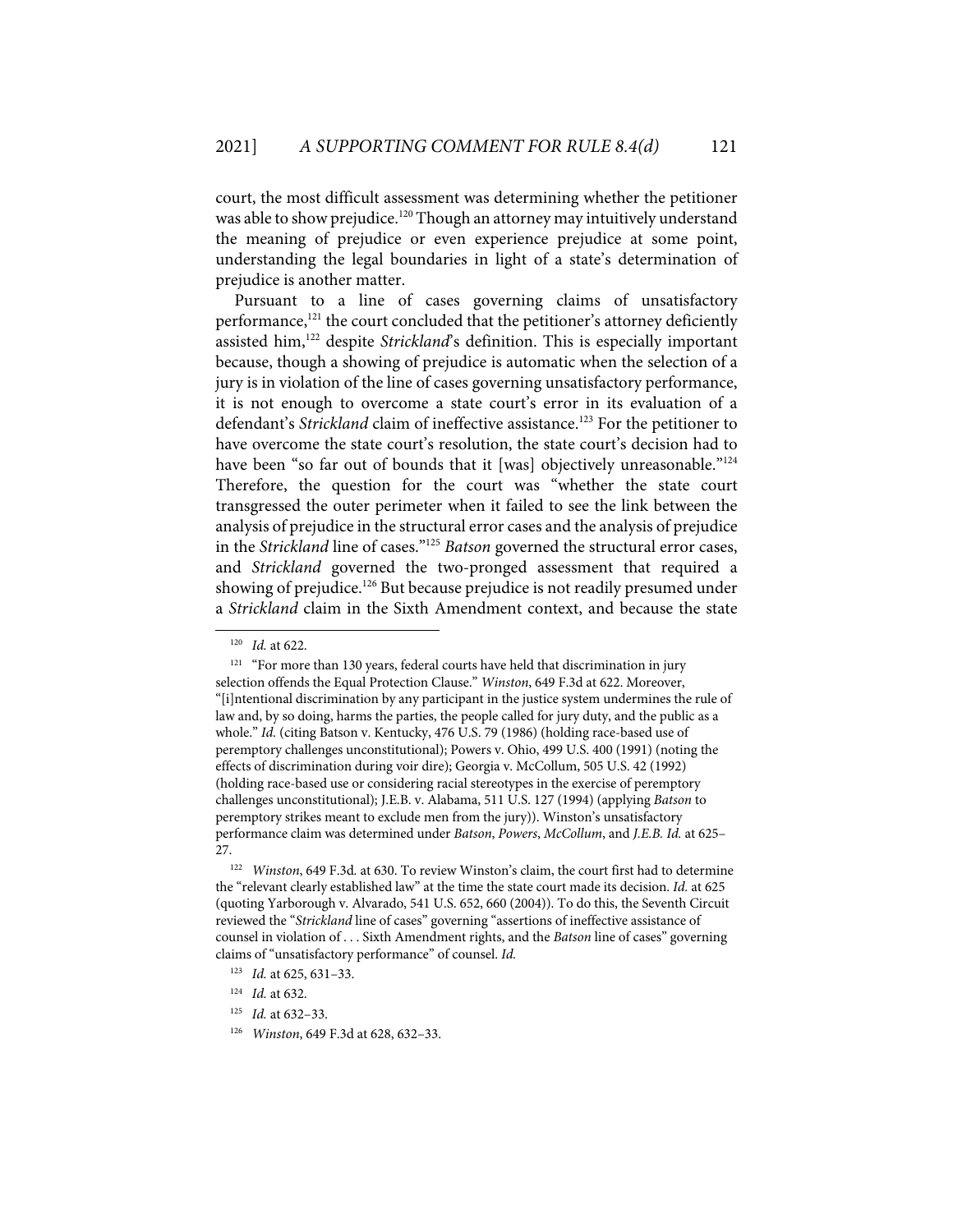court, the most difficult assessment was determining whether the petitioner was able to show prejudice.[120] Though an attorney may intuitively understand the meaning of prejudice or even experience prejudice at some point, understanding the legal boundaries in light of a state's determination of prejudice is another matter.

Pursuant to a line of cases governing claims of unsatisfactory performance,[121] the court concluded that the petitioner's attorney deficiently assisted him,[122] despite *Strickland*'s definition. This is especially important because, though a showing of prejudice is automatic when the selection of a jury is in violation of the line of cases governing unsatisfactory performance, it is not enough to overcome a state court's error in its evaluation of a defendant's *Strickland* claim of ineffective assistance.[123] For the petitioner to have overcome the state court's resolution, the state court's decision had to have been "so far out of bounds that it [was] objectively unreasonable."[124] Therefore, the question for the court was "whether the state court transgressed the outer perimeter when it failed to see the link between the analysis of prejudice in the structural error cases and the analysis of prejudice in the *Strickland* line of cases."[125] *Batson* governed the structural error cases, and *Strickland* governed the two-pronged assessment that required a showing of prejudice.[126] But because prejudice is not readily presumed under a *Strickland* claim in the Sixth Amendment context, and because the state

---

[120] *Id.* at 622.

[121] "For more than 130 years, federal courts have held that discrimination in jury selection offends the Equal Protection Clause." *Winston*, 649 F.3d at 622. Moreover, "[i]ntentional discrimination by any participant in the justice system undermines the rule of law and, by so doing, harms the parties, the people called for jury duty, and the public as a whole." *Id.* (citing Batson v. Kentucky, 476 U.S. 79 (1986) (holding race-based use of peremptory challenges unconstitutional); Powers v. Ohio, 499 U.S. 400 (1991) (noting the effects of discrimination during voir dire); Georgia v. McCollum, 505 U.S. 42 (1992) (holding race-based use or considering racial stereotypes in the exercise of peremptory challenges unconstitutional); J.E.B. v. Alabama, 511 U.S. 127 (1994) (applying *Batson* to peremptory strikes meant to exclude men from the jury)). Winston's unsatisfactory performance claim was determined under *Batson*, *Powers*, *McCollum*, and *J.E.B. Id.* at 625–27.

[122] *Winston*, 649 F.3d. at 630. To review Winston's claim, the court first had to determine the "relevant clearly established law" at the time the state court made its decision. *Id.* at 625 (quoting Yarborough v. Alvarado, 541 U.S. 652, 660 (2004)). To do this, the Seventh Circuit reviewed the "*Strickland* line of cases" governing "assertions of ineffective assistance of counsel in violation of . . . Sixth Amendment rights, and the *Batson* line of cases" governing claims of "unsatisfactory performance" of counsel. *Id.*

[123] *Id.* at 625, 631–33.

[124] *Id.* at 632.

[125] *Id.* at 632–33.

[126] *Winston*, 649 F.3d at 628, 632–33.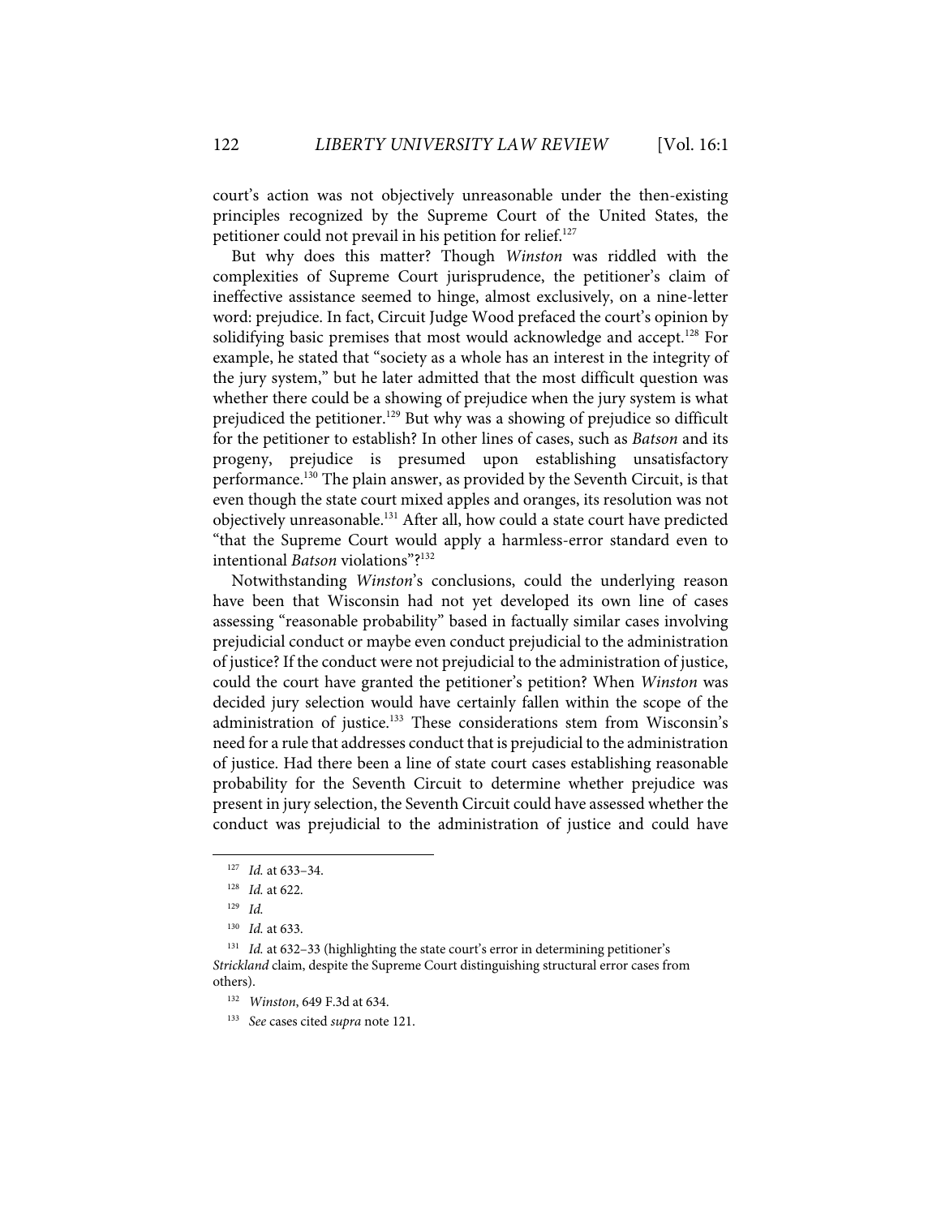court's action was not objectively unreasonable under the then-existing principles recognized by the Supreme Court of the United States, the petitioner could not prevail in his petition for relief.[127]

But why does this matter? Though *Winston* was riddled with the complexities of Supreme Court jurisprudence, the petitioner's claim of ineffective assistance seemed to hinge, almost exclusively, on a nine-letter word: prejudice. In fact, Circuit Judge Wood prefaced the court's opinion by solidifying basic premises that most would acknowledge and accept.[128] For example, he stated that "society as a whole has an interest in the integrity of the jury system," but he later admitted that the most difficult question was whether there could be a showing of prejudice when the jury system is what prejudiced the petitioner.[129] But why was a showing of prejudice so difficult for the petitioner to establish? In other lines of cases, such as *Batson* and its progeny, prejudice is presumed upon establishing unsatisfactory performance.[130] The plain answer, as provided by the Seventh Circuit, is that even though the state court mixed apples and oranges, its resolution was not objectively unreasonable.[131] After all, how could a state court have predicted "that the Supreme Court would apply a harmless-error standard even to intentional *Batson* violations"?[132]

Notwithstanding *Winston*'s conclusions, could the underlying reason have been that Wisconsin had not yet developed its own line of cases assessing "reasonable probability" based in factually similar cases involving prejudicial conduct or maybe even conduct prejudicial to the administration of justice? If the conduct were not prejudicial to the administration of justice, could the court have granted the petitioner's petition? When *Winston* was decided jury selection would have certainly fallen within the scope of the administration of justice.[133] These considerations stem from Wisconsin's need for a rule that addresses conduct that is prejudicial to the administration of justice. Had there been a line of state court cases establishing reasonable probability for the Seventh Circuit to determine whether prejudice was present in jury selection, the Seventh Circuit could have assessed whether the conduct was prejudicial to the administration of justice and could have

---

[127] *Id.* at 633–34.

[128] *Id.* at 622.

[129] *Id.*

[130] *Id.* at 633.

[131] *Id.* at 632–33 (highlighting the state court's error in determining petitioner's *Strickland* claim, despite the Supreme Court distinguishing structural error cases from others).

[132] *Winston*, 649 F.3d at 634.

[133] *See* cases cited *supra* note 121.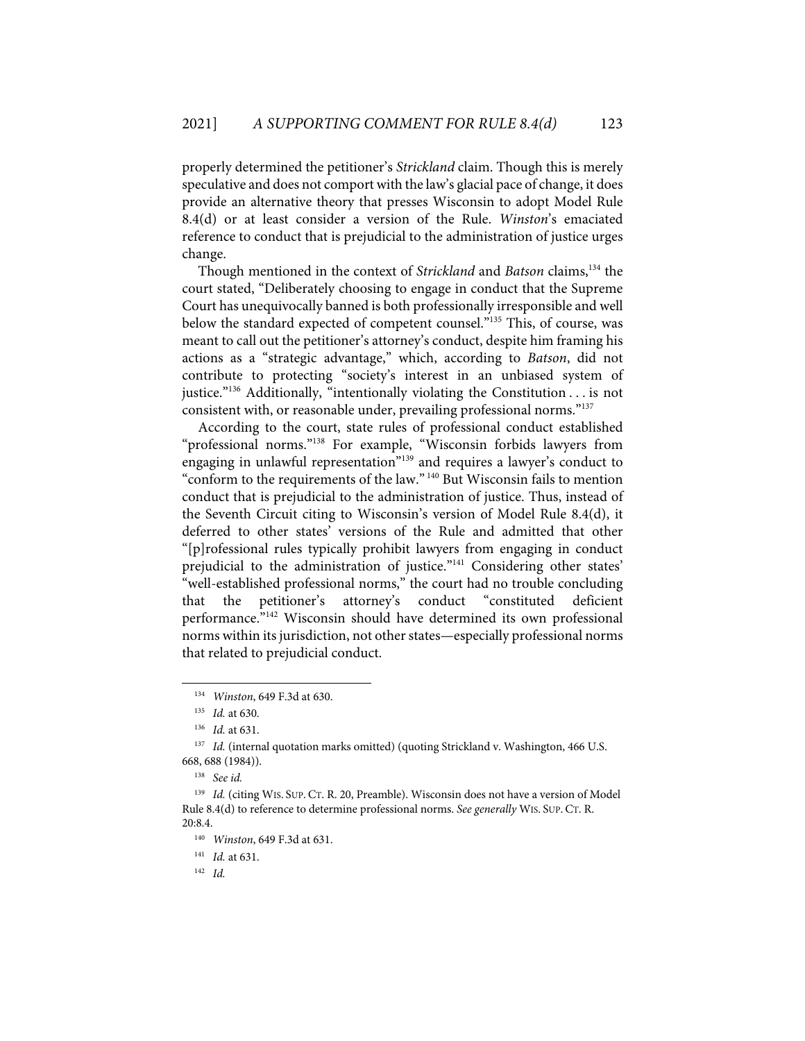properly determined the petitioner's *Strickland* claim. Though this is merely speculative and does not comport with the law's glacial pace of change, it does provide an alternative theory that presses Wisconsin to adopt Model Rule 8.4(d) or at least consider a version of the Rule. *Winston*'s emaciated reference to conduct that is prejudicial to the administration of justice urges change.

Though mentioned in the context of *Strickland* and *Batson* claims,[134] the court stated, "Deliberately choosing to engage in conduct that the Supreme Court has unequivocally banned is both professionally irresponsible and well below the standard expected of competent counsel."[135] This, of course, was meant to call out the petitioner's attorney's conduct, despite him framing his actions as a "strategic advantage," which, according to *Batson*, did not contribute to protecting "society's interest in an unbiased system of justice."[136] Additionally, "intentionally violating the Constitution . . . is not consistent with, or reasonable under, prevailing professional norms."[137]

According to the court, state rules of professional conduct established "professional norms."[138] For example, "Wisconsin forbids lawyers from engaging in unlawful representation"[139] and requires a lawyer's conduct to "conform to the requirements of the law."[140] But Wisconsin fails to mention conduct that is prejudicial to the administration of justice. Thus, instead of the Seventh Circuit citing to Wisconsin's version of Model Rule 8.4(d), it deferred to other states' versions of the Rule and admitted that other "[p]rofessional rules typically prohibit lawyers from engaging in conduct prejudicial to the administration of justice."[141] Considering other states' "well-established professional norms," the court had no trouble concluding that the petitioner's attorney's conduct "constituted deficient performance."[142] Wisconsin should have determined its own professional norms within its jurisdiction, not other states—especially professional norms that related to prejudicial conduct.

---

[134] *Winston*, 649 F.3d at 630.

[135] *Id.* at 630.

[136] *Id.* at 631.

[137] *Id.* (internal quotation marks omitted) (quoting Strickland v. Washington, 466 U.S. 668, 688 (1984)).

[138] *See id.*

[139] *Id.* (citing WIS. SUP. CT. R. 20, Preamble). Wisconsin does not have a version of Model Rule 8.4(d) to reference to determine professional norms. *See generally* WIS. SUP. CT. R. 20:8.4.

[140] *Winston*, 649 F.3d at 631.

[141] *Id.* at 631.

[142] *Id.*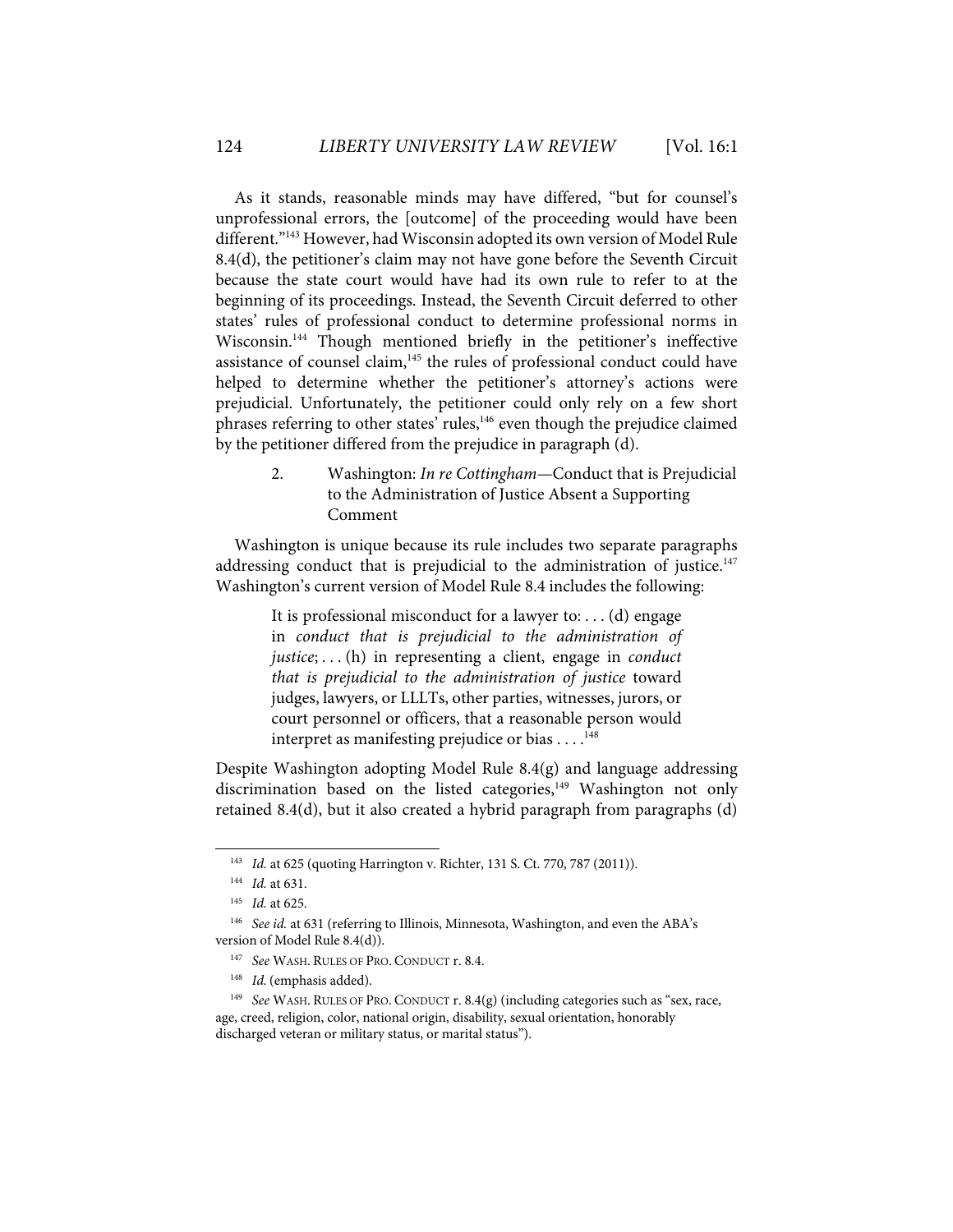As it stands, reasonable minds may have differed, "but for counsel's unprofessional errors, the [outcome] of the proceeding would have been different."[143] However, had Wisconsin adopted its own version of Model Rule 8.4(d), the petitioner's claim may not have gone before the Seventh Circuit because the state court would have had its own rule to refer to at the beginning of its proceedings. Instead, the Seventh Circuit deferred to other states' rules of professional conduct to determine professional norms in Wisconsin.[144] Though mentioned briefly in the petitioner's ineffective assistance of counsel claim,[145] the rules of professional conduct could have helped to determine whether the petitioner's attorney's actions were prejudicial. Unfortunately, the petitioner could only rely on a few short phrases referring to other states' rules,[146] even though the prejudice claimed by the petitioner differed from the prejudice in paragraph (d).

### 2. Washington: *In re Cottingham*—Conduct that is Prejudicial to the Administration of Justice Absent a Supporting Comment

Washington is unique because its rule includes two separate paragraphs addressing conduct that is prejudicial to the administration of justice.[147] Washington's current version of Model Rule 8.4 includes the following:

> It is professional misconduct for a lawyer to: . . . (d) engage in *conduct that is prejudicial to the administration of justice*; . . . (h) in representing a client, engage in *conduct that is prejudicial to the administration of justice* toward judges, lawyers, or LLLTs, other parties, witnesses, jurors, or court personnel or officers, that a reasonable person would interpret as manifesting prejudice or bias . . . .[148]

Despite Washington adopting Model Rule 8.4(g) and language addressing discrimination based on the listed categories,[149] Washington not only retained 8.4(d), but it also created a hybrid paragraph from paragraphs (d)

---

[143] *Id.* at 625 (quoting Harrington v. Richter, 131 S. Ct. 770, 787 (2011)).

[144] *Id.* at 631.

[145] *Id.* at 625.

[146] *See id.* at 631 (referring to Illinois, Minnesota, Washington, and even the ABA's version of Model Rule 8.4(d)).

[147] *See* WASH. RULES OF PRO. CONDUCT r. 8.4.

[148] *Id.* (emphasis added).

[149] *See* WASH. RULES OF PRO. CONDUCT r. 8.4(g) (including categories such as "sex, race, age, creed, religion, color, national origin, disability, sexual orientation, honorably discharged veteran or military status, or marital status").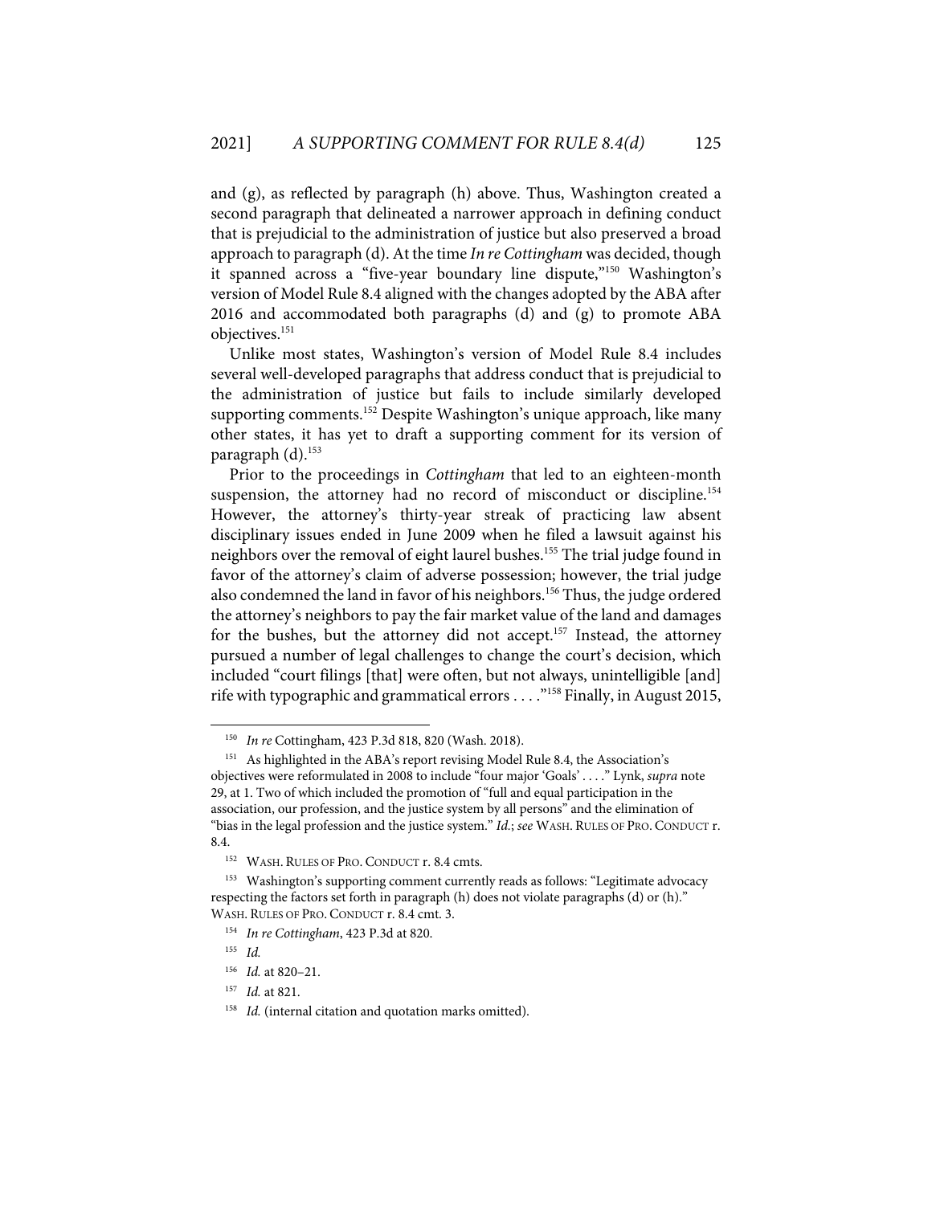and (g), as reflected by paragraph (h) above. Thus, Washington created a second paragraph that delineated a narrower approach in defining conduct that is prejudicial to the administration of justice but also preserved a broad approach to paragraph (d). At the time *In re Cottingham* was decided, though it spanned across a "five-year boundary line dispute,"[150] Washington's version of Model Rule 8.4 aligned with the changes adopted by the ABA after 2016 and accommodated both paragraphs (d) and (g) to promote ABA objectives.[151]

Unlike most states, Washington's version of Model Rule 8.4 includes several well-developed paragraphs that address conduct that is prejudicial to the administration of justice but fails to include similarly developed supporting comments.[152] Despite Washington's unique approach, like many other states, it has yet to draft a supporting comment for its version of paragraph (d).[153]

Prior to the proceedings in *Cottingham* that led to an eighteen-month suspension, the attorney had no record of misconduct or discipline.[154] However, the attorney's thirty-year streak of practicing law absent disciplinary issues ended in June 2009 when he filed a lawsuit against his neighbors over the removal of eight laurel bushes.[155] The trial judge found in favor of the attorney's claim of adverse possession; however, the trial judge also condemned the land in favor of his neighbors.[156] Thus, the judge ordered the attorney's neighbors to pay the fair market value of the land and damages for the bushes, but the attorney did not accept.[157] Instead, the attorney pursued a number of legal challenges to change the court's decision, which included "court filings [that] were often, but not always, unintelligible [and] rife with typographic and grammatical errors . . . ."[158] Finally, in August 2015,

---

[150] *In re* Cottingham, 423 P.3d 818, 820 (Wash. 2018).

[151] As highlighted in the ABA's report revising Model Rule 8.4, the Association's objectives were reformulated in 2008 to include "four major 'Goals' . . . ." Lynk, *supra* note 29, at 1. Two of which included the promotion of "full and equal participation in the association, our profession, and the justice system by all persons" and the elimination of "bias in the legal profession and the justice system." *Id.*; *see* WASH. RULES OF PRO. CONDUCT r. 8.4.

[152] WASH. RULES OF PRO. CONDUCT r. 8.4 cmts.

[153] Washington's supporting comment currently reads as follows: "Legitimate advocacy respecting the factors set forth in paragraph (h) does not violate paragraphs (d) or (h)." WASH. RULES OF PRO. CONDUCT r. 8.4 cmt. 3.

[154] *In re Cottingham*, 423 P.3d at 820.

[155] *Id.*

[156] *Id.* at 820–21.

[157] *Id.* at 821.

[158] *Id.* (internal citation and quotation marks omitted).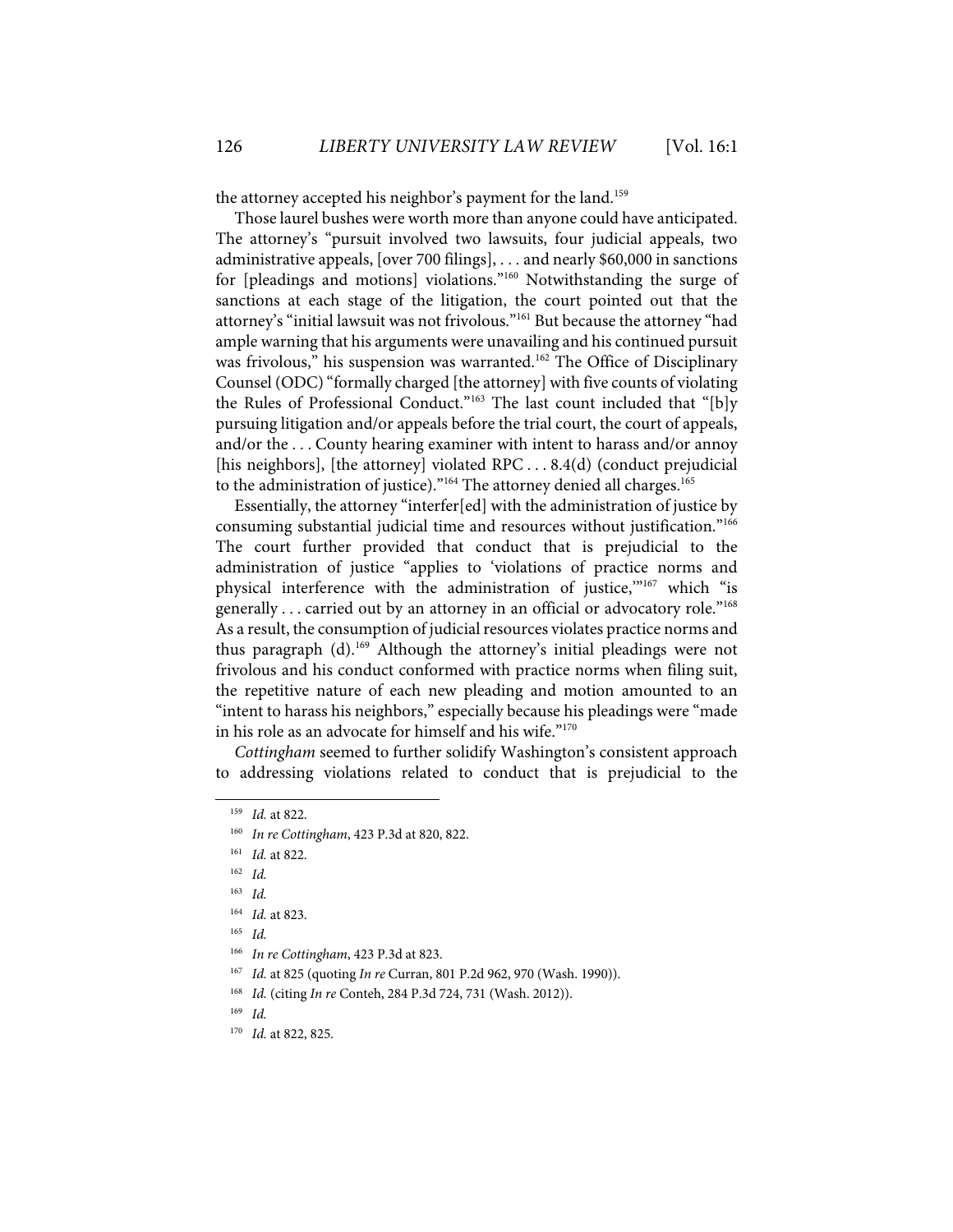the attorney accepted his neighbor's payment for the land.[159]

Those laurel bushes were worth more than anyone could have anticipated. The attorney's "pursuit involved two lawsuits, four judicial appeals, two administrative appeals, [over 700 filings], . . . and nearly $60,000 in sanctions for [pleadings and motions] violations."[160] Notwithstanding the surge of sanctions at each stage of the litigation, the court pointed out that the attorney's "initial lawsuit was not frivolous."[161] But because the attorney "had ample warning that his arguments were unavailing and his continued pursuit was frivolous," his suspension was warranted.[162] The Office of Disciplinary Counsel (ODC) "formally charged [the attorney] with five counts of violating the Rules of Professional Conduct."[163] The last count included that "[b]y pursuing litigation and/or appeals before the trial court, the court of appeals, and/or the . . . County hearing examiner with intent to harass and/or annoy [his neighbors], [the attorney] violated RPC . . . 8.4(d) (conduct prejudicial to the administration of justice)."[164] The attorney denied all charges.[165]

Essentially, the attorney "interfer[ed] with the administration of justice by consuming substantial judicial time and resources without justification."[166] The court further provided that conduct that is prejudicial to the administration of justice "applies to 'violations of practice norms and physical interference with the administration of justice,'"[167] which "is generally . . . carried out by an attorney in an official or advocatory role."[168] As a result, the consumption of judicial resources violates practice norms and thus paragraph (d).[169] Although the attorney's initial pleadings were not frivolous and his conduct conformed with practice norms when filing suit, the repetitive nature of each new pleading and motion amounted to an "intent to harass his neighbors," especially because his pleadings were "made in his role as an advocate for himself and his wife."[170]

*Cottingham* seemed to further solidify Washington's consistent approach to addressing violations related to conduct that is prejudicial to the

---

[159] *Id.* at 822.

[160] *In re Cottingham*, 423 P.3d at 820, 822.

[161] *Id.* at 822.

[162] *Id.*

[163] *Id.*

[164] *Id.* at 823.

[165] *Id.*

[166] *In re Cottingham*, 423 P.3d at 823.

[167] *Id.* at 825 (quoting *In re* Curran, 801 P.2d 962, 970 (Wash. 1990)).

[168] *Id.* (citing *In re* Conteh, 284 P.3d 724, 731 (Wash. 2012)).

[169] *Id.*

[170] *Id.* at 822, 825.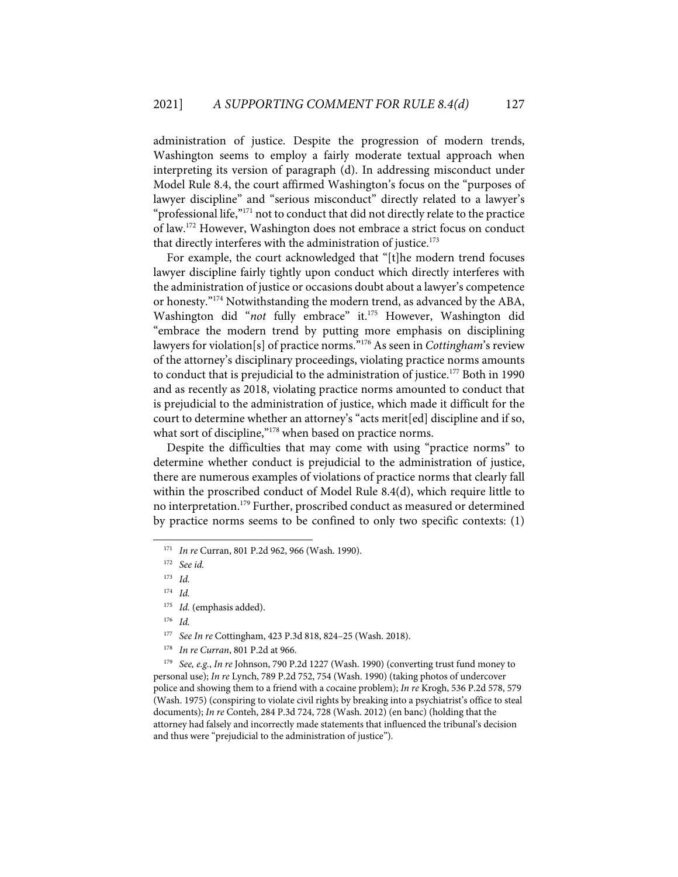administration of justice. Despite the progression of modern trends, Washington seems to employ a fairly moderate textual approach when interpreting its version of paragraph (d). In addressing misconduct under Model Rule 8.4, the court affirmed Washington's focus on the "purposes of lawyer discipline" and "serious misconduct" directly related to a lawyer's "professional life,"[171] not to conduct that did not directly relate to the practice of law.[172] However, Washington does not embrace a strict focus on conduct that directly interferes with the administration of justice.[173]

For example, the court acknowledged that "[t]he modern trend focuses lawyer discipline fairly tightly upon conduct which directly interferes with the administration of justice or occasions doubt about a lawyer's competence or honesty."[174] Notwithstanding the modern trend, as advanced by the ABA, Washington did "*not* fully embrace" it.[175] However, Washington did "embrace the modern trend by putting more emphasis on disciplining lawyers for violation[s] of practice norms."[176] As seen in *Cottingham*'s review of the attorney's disciplinary proceedings, violating practice norms amounts to conduct that is prejudicial to the administration of justice.[177] Both in 1990 and as recently as 2018, violating practice norms amounted to conduct that is prejudicial to the administration of justice, which made it difficult for the court to determine whether an attorney's "acts merit[ed] discipline and if so, what sort of discipline,"[178] when based on practice norms.

Despite the difficulties that may come with using "practice norms" to determine whether conduct is prejudicial to the administration of justice, there are numerous examples of violations of practice norms that clearly fall within the proscribed conduct of Model Rule 8.4(d), which require little to no interpretation.[179] Further, proscribed conduct as measured or determined by practice norms seems to be confined to only two specific contexts: (1)

---

[171] *In re* Curran, 801 P.2d 962, 966 (Wash. 1990).

[172] *See id.*

[173] *Id.*

[174] *Id.*

[175] *Id.* (emphasis added).

[176] *Id.*

[177] *See In re* Cottingham, 423 P.3d 818, 824–25 (Wash. 2018).

[178] *In re Curran*, 801 P.2d at 966.

[179] *See, e.g.*, *In re* Johnson, 790 P.2d 1227 (Wash. 1990) (converting trust fund money to personal use); *In re* Lynch, 789 P.2d 752, 754 (Wash. 1990) (taking photos of undercover police and showing them to a friend with a cocaine problem); *In re* Krogh, 536 P.2d 578, 579 (Wash. 1975) (conspiring to violate civil rights by breaking into a psychiatrist's office to steal documents); *In re* Conteh, 284 P.3d 724, 728 (Wash. 2012) (en banc) (holding that the attorney had falsely and incorrectly made statements that influenced the tribunal's decision and thus were "prejudicial to the administration of justice").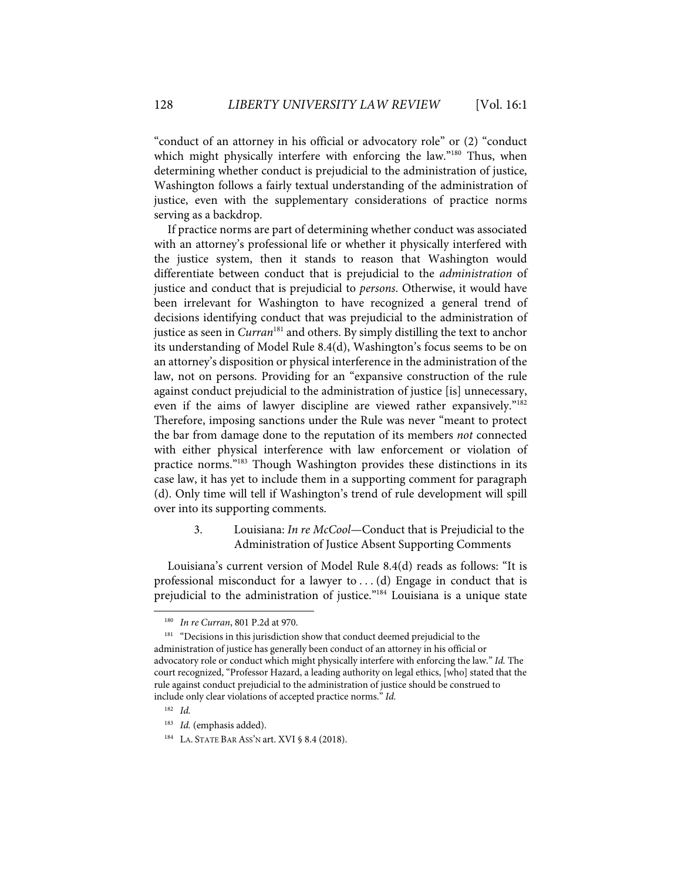"conduct of an attorney in his official or advocatory role" or (2) "conduct which might physically interfere with enforcing the law."[180] Thus, when determining whether conduct is prejudicial to the administration of justice, Washington follows a fairly textual understanding of the administration of justice, even with the supplementary considerations of practice norms serving as a backdrop.

If practice norms are part of determining whether conduct was associated with an attorney's professional life or whether it physically interfered with the justice system, then it stands to reason that Washington would differentiate between conduct that is prejudicial to the *administration* of justice and conduct that is prejudicial to *persons*. Otherwise, it would have been irrelevant for Washington to have recognized a general trend of decisions identifying conduct that was prejudicial to the administration of justice as seen in *Curran*[181] and others. By simply distilling the text to anchor its understanding of Model Rule 8.4(d), Washington's focus seems to be on an attorney's disposition or physical interference in the administration of the law, not on persons. Providing for an "expansive construction of the rule against conduct prejudicial to the administration of justice [is] unnecessary, even if the aims of lawyer discipline are viewed rather expansively."[182] Therefore, imposing sanctions under the Rule was never "meant to protect the bar from damage done to the reputation of its members *not* connected with either physical interference with law enforcement or violation of practice norms."[183] Though Washington provides these distinctions in its case law, it has yet to include them in a supporting comment for paragraph (d). Only time will tell if Washington's trend of rule development will spill over into its supporting comments.

### 3. Louisiana: *In re McCool*—Conduct that is Prejudicial to the Administration of Justice Absent Supporting Comments

Louisiana's current version of Model Rule 8.4(d) reads as follows: "It is professional misconduct for a lawyer to . . . (d) Engage in conduct that is prejudicial to the administration of justice."[184] Louisiana is a unique state

---

[180] *In re Curran*, 801 P.2d at 970.

[181] "Decisions in this jurisdiction show that conduct deemed prejudicial to the administration of justice has generally been conduct of an attorney in his official or advocatory role or conduct which might physically interfere with enforcing the law." *Id.* The court recognized, "Professor Hazard, a leading authority on legal ethics, [who] stated that the rule against conduct prejudicial to the administration of justice should be construed to include only clear violations of accepted practice norms." *Id.*

[182] *Id.*

[183] *Id.* (emphasis added).

[184] LA. STATE BAR ASS'N art. XVI § 8.4 (2018).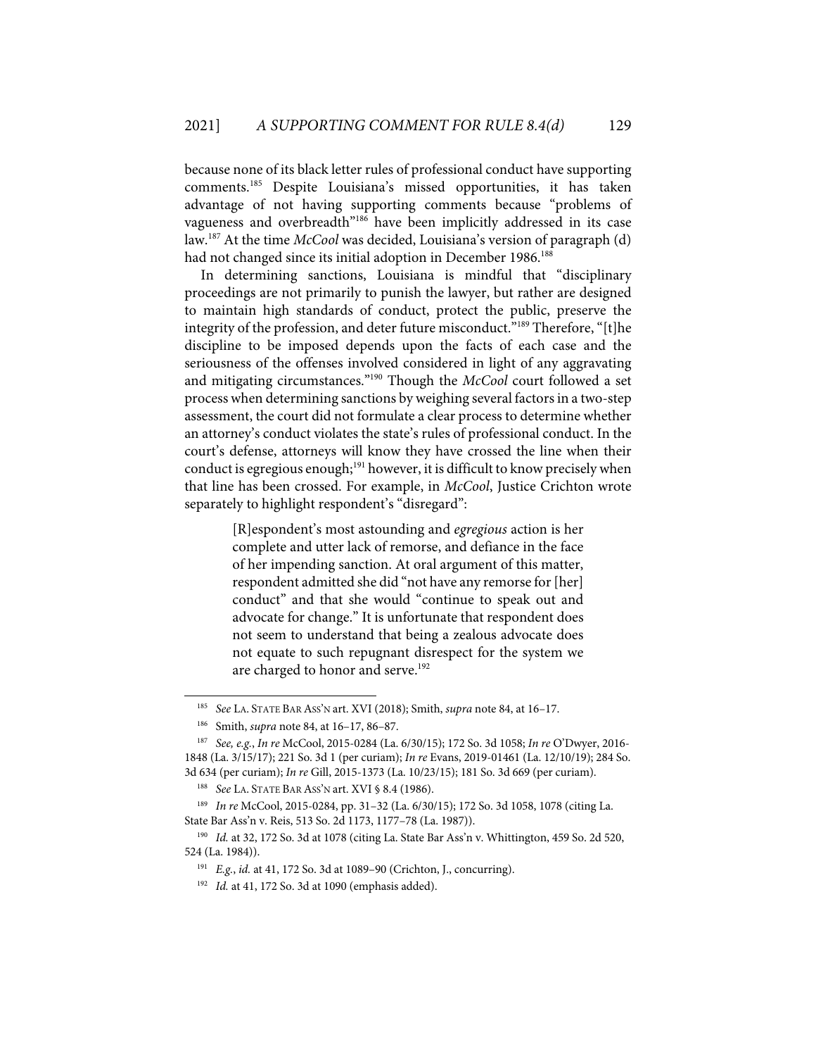because none of its black letter rules of professional conduct have supporting comments.[185] Despite Louisiana's missed opportunities, it has taken advantage of not having supporting comments because "problems of vagueness and overbreadth"[186] have been implicitly addressed in its case law.[187] At the time *McCool* was decided, Louisiana's version of paragraph (d) had not changed since its initial adoption in December 1986.[188]

In determining sanctions, Louisiana is mindful that "disciplinary proceedings are not primarily to punish the lawyer, but rather are designed to maintain high standards of conduct, protect the public, preserve the integrity of the profession, and deter future misconduct."[189] Therefore, "[t]he discipline to be imposed depends upon the facts of each case and the seriousness of the offenses involved considered in light of any aggravating and mitigating circumstances."[190] Though the *McCool* court followed a set process when determining sanctions by weighing several factors in a two-step assessment, the court did not formulate a clear process to determine whether an attorney's conduct violates the state's rules of professional conduct. In the court's defense, attorneys will know they have crossed the line when their conduct is egregious enough;[191] however, it is difficult to know precisely when that line has been crossed. For example, in *McCool*, Justice Crichton wrote separately to highlight respondent's "disregard":

> [R]espondent's most astounding and *egregious* action is her complete and utter lack of remorse, and defiance in the face of her impending sanction. At oral argument of this matter, respondent admitted she did "not have any remorse for [her] conduct" and that she would "continue to speak out and advocate for change." It is unfortunate that respondent does not seem to understand that being a zealous advocate does not equate to such repugnant disrespect for the system we are charged to honor and serve.[192]

---

[185] *See* LA. STATE BAR ASS'N art. XVI (2018); Smith, *supra* note 84, at 16–17.

[186] Smith, *supra* note 84, at 16–17, 86–87.

[187] *See, e.g.*, *In re* McCool, 2015-0284 (La. 6/30/15); 172 So. 3d 1058; *In re* O'Dwyer, 2016-1848 (La. 3/15/17); 221 So. 3d 1 (per curiam); *In re* Evans, 2019-01461 (La. 12/10/19); 284 So. 3d 634 (per curiam); *In re* Gill, 2015-1373 (La. 10/23/15); 181 So. 3d 669 (per curiam).

[188] *See* LA. STATE BAR ASS'N art. XVI § 8.4 (1986).

[189] *In re* McCool, 2015-0284, pp. 31–32 (La. 6/30/15); 172 So. 3d 1058, 1078 (citing La. State Bar Ass'n v. Reis, 513 So. 2d 1173, 1177–78 (La. 1987)).

[190] *Id.* at 32, 172 So. 3d at 1078 (citing La. State Bar Ass'n v. Whittington, 459 So. 2d 520, 524 (La. 1984)).

[191] *E.g.*, *id.* at 41, 172 So. 3d at 1089–90 (Crichton, J., concurring).

[192] *Id.* at 41, 172 So. 3d at 1090 (emphasis added).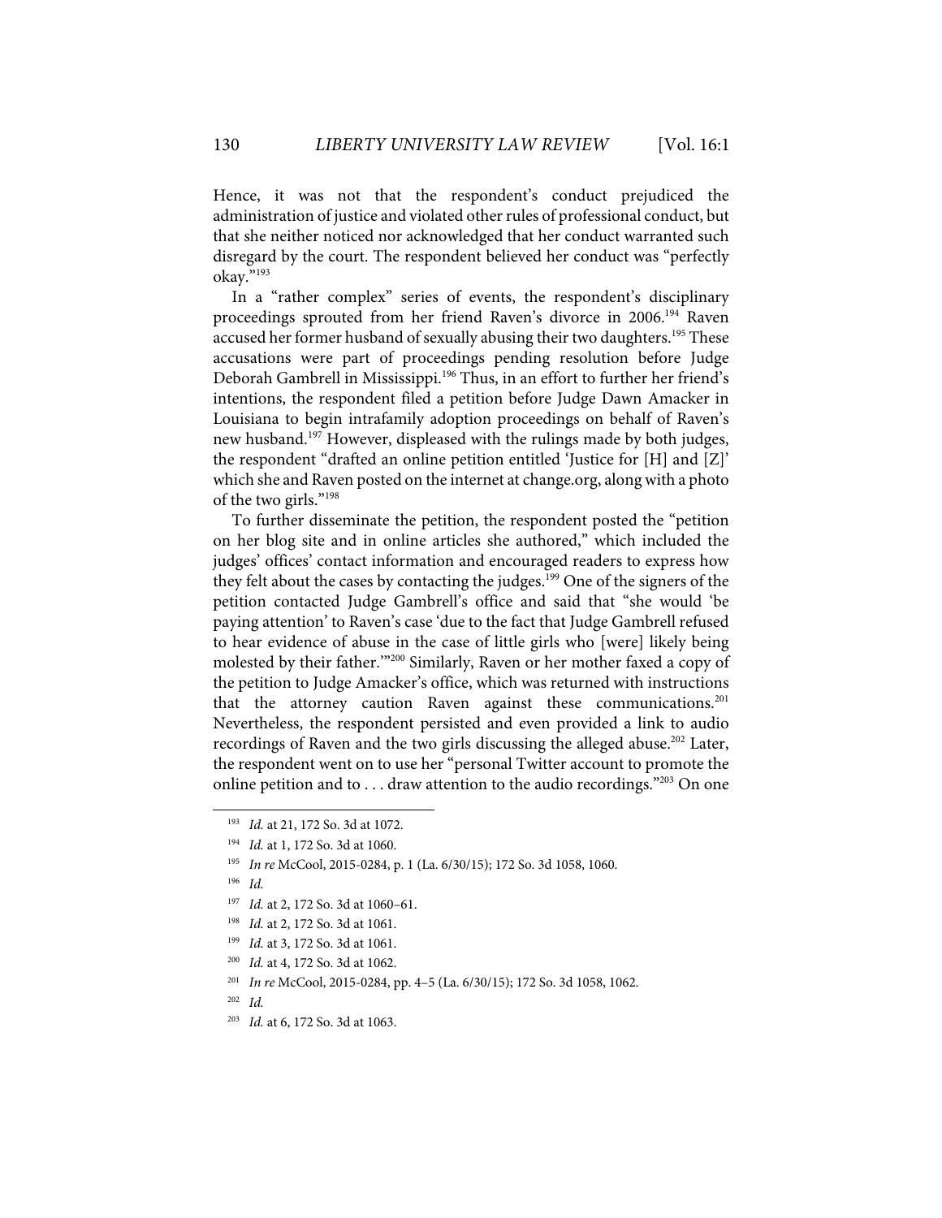Hence, it was not that the respondent's conduct prejudiced the administration of justice and violated other rules of professional conduct, but that she neither noticed nor acknowledged that her conduct warranted such disregard by the court. The respondent believed her conduct was "perfectly okay."[193]

In a "rather complex" series of events, the respondent's disciplinary proceedings sprouted from her friend Raven's divorce in 2006.[194] Raven accused her former husband of sexually abusing their two daughters.[195] These accusations were part of proceedings pending resolution before Judge Deborah Gambrell in Mississippi.[196] Thus, in an effort to further her friend's intentions, the respondent filed a petition before Judge Dawn Amacker in Louisiana to begin intrafamily adoption proceedings on behalf of Raven's new husband.[197] However, displeased with the rulings made by both judges, the respondent "drafted an online petition entitled 'Justice for [H] and [Z]' which she and Raven posted on the internet at change.org, along with a photo of the two girls."[198]

To further disseminate the petition, the respondent posted the "petition on her blog site and in online articles she authored," which included the judges' offices' contact information and encouraged readers to express how they felt about the cases by contacting the judges.[199] One of the signers of the petition contacted Judge Gambrell's office and said that "she would 'be paying attention' to Raven's case 'due to the fact that Judge Gambrell refused to hear evidence of abuse in the case of little girls who [were] likely being molested by their father.'"[200] Similarly, Raven or her mother faxed a copy of the petition to Judge Amacker's office, which was returned with instructions that the attorney caution Raven against these communications.[201] Nevertheless, the respondent persisted and even provided a link to audio recordings of Raven and the two girls discussing the alleged abuse.[202] Later, the respondent went on to use her "personal Twitter account to promote the online petition and to . . . draw attention to the audio recordings."[203] On one

---

193. *Id.* at 21, 172 So. 3d at 1072.
194. *Id.* at 1, 172 So. 3d at 1060.
195. *In re* McCool, 2015-0284, p. 1 (La. 6/30/15); 172 So. 3d 1058, 1060.
196. *Id.*
197. *Id.* at 2, 172 So. 3d at 1060–61.
198. *Id.* at 2, 172 So. 3d at 1061.
199. *Id.* at 3, 172 So. 3d at 1061.
200. *Id.* at 4, 172 So. 3d at 1062.
201. *In re* McCool, 2015-0284, pp. 4–5 (La. 6/30/15); 172 So. 3d 1058, 1062.
202. *Id.*
203. *Id.* at 6, 172 So. 3d at 1063.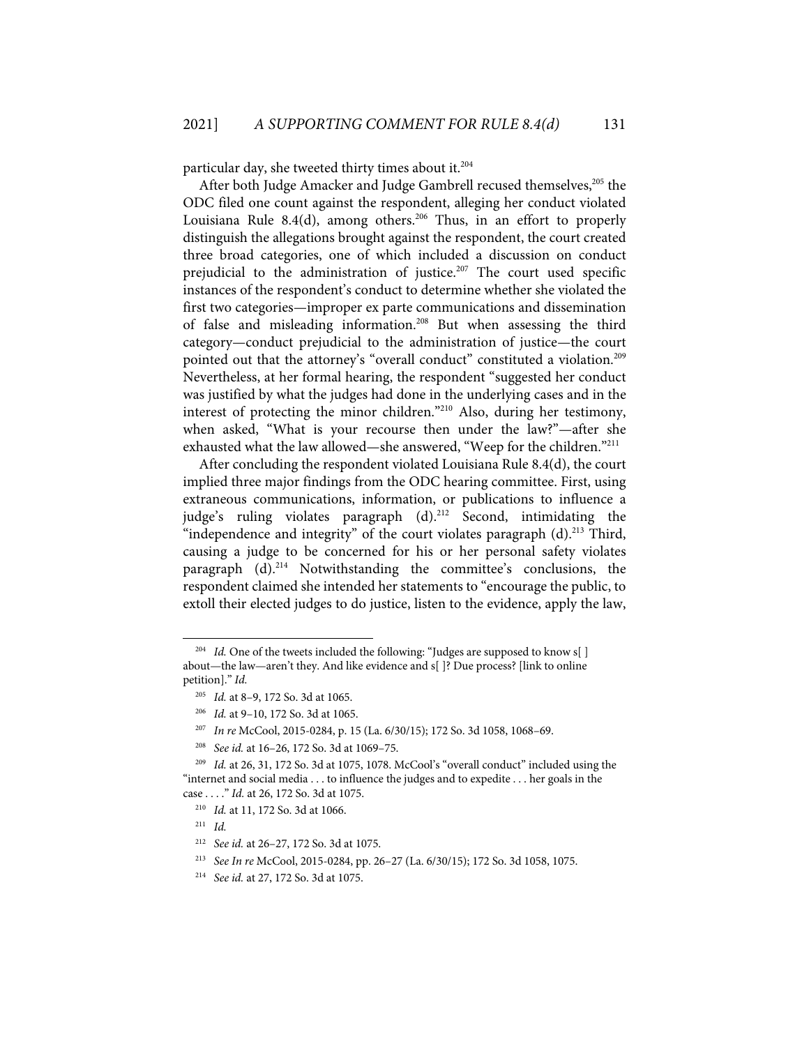particular day, she tweeted thirty times about it.[204]

After both Judge Amacker and Judge Gambrell recused themselves,[205] the ODC filed one count against the respondent, alleging her conduct violated Louisiana Rule 8.4(d), among others.[206] Thus, in an effort to properly distinguish the allegations brought against the respondent, the court created three broad categories, one of which included a discussion on conduct prejudicial to the administration of justice.[207] The court used specific instances of the respondent's conduct to determine whether she violated the first two categories—improper ex parte communications and dissemination of false and misleading information.[208] But when assessing the third category—conduct prejudicial to the administration of justice—the court pointed out that the attorney's "overall conduct" constituted a violation.[209] Nevertheless, at her formal hearing, the respondent "suggested her conduct was justified by what the judges had done in the underlying cases and in the interest of protecting the minor children."[210] Also, during her testimony, when asked, "What is your recourse then under the law?"—after she exhausted what the law allowed—she answered, "Weep for the children."[211]

After concluding the respondent violated Louisiana Rule 8.4(d), the court implied three major findings from the ODC hearing committee. First, using extraneous communications, information, or publications to influence a judge's ruling violates paragraph (d).[212] Second, intimidating the "independence and integrity" of the court violates paragraph (d).[213] Third, causing a judge to be concerned for his or her personal safety violates paragraph (d).[214] Notwithstanding the committee's conclusions, the respondent claimed she intended her statements to "encourage the public, to extoll their elected judges to do justice, listen to the evidence, apply the law,

---

[204] *Id.* One of the tweets included the following: "Judges are supposed to know s[ ] about—the law—aren't they. And like evidence and s[ ]? Due process? [link to online petition]." *Id.*

[205] *Id.* at 8–9, 172 So. 3d at 1065.

[206] *Id.* at 9–10, 172 So. 3d at 1065.

[207] *In re* McCool, 2015-0284, p. 15 (La. 6/30/15); 172 So. 3d 1058, 1068–69.

[208] *See id.* at 16–26, 172 So. 3d at 1069–75.

[209] *Id.* at 26, 31, 172 So. 3d at 1075, 1078. McCool's "overall conduct" included using the "internet and social media . . . to influence the judges and to expedite . . . her goals in the case . . . ." *Id.* at 26, 172 So. 3d at 1075.

[210] *Id.* at 11, 172 So. 3d at 1066.

[211] *Id.*

[212] *See id.* at 26–27, 172 So. 3d at 1075.

[213] *See In re* McCool, 2015-0284, pp. 26–27 (La. 6/30/15); 172 So. 3d 1058, 1075.

[214] *See id.* at 27, 172 So. 3d at 1075.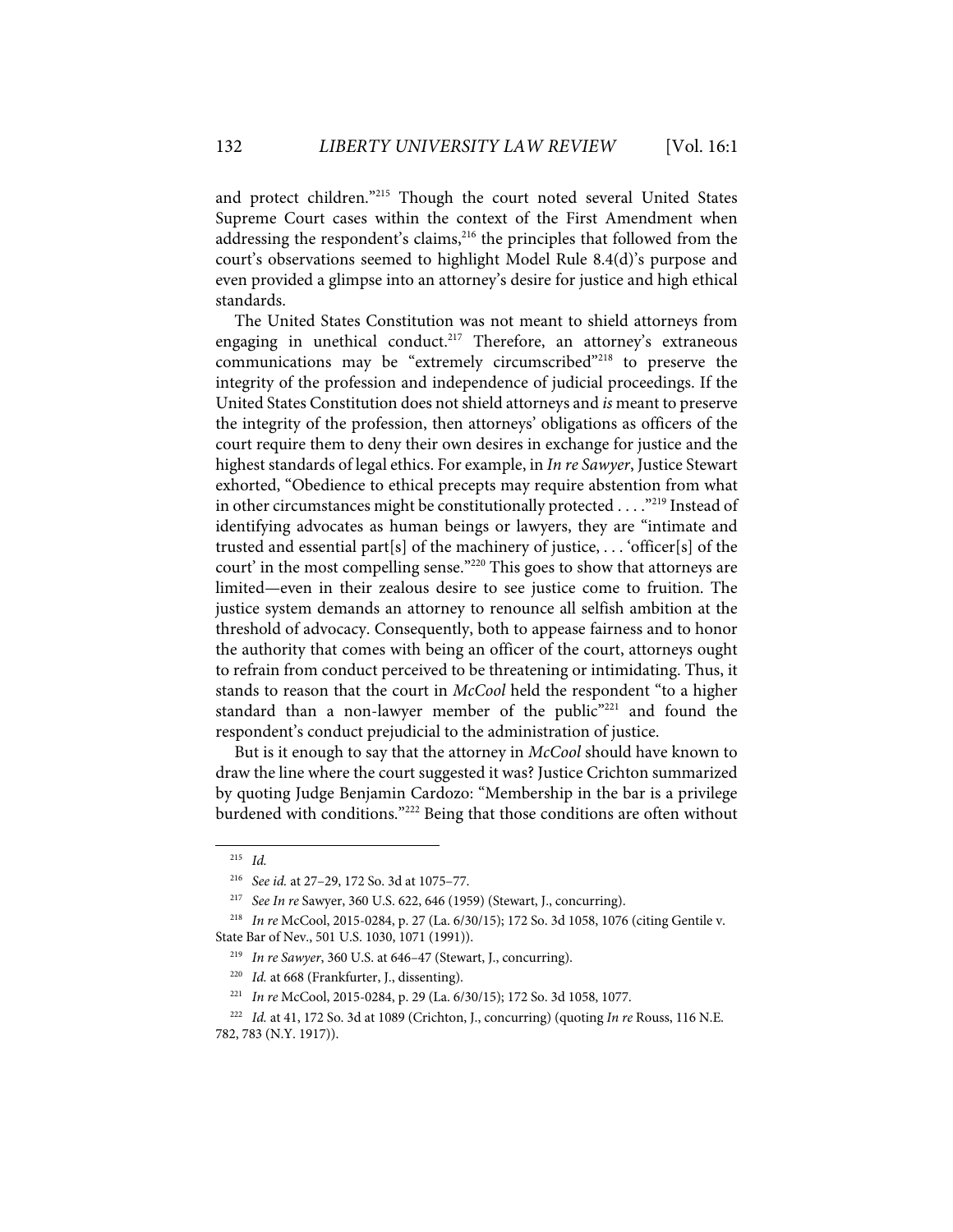and protect children."[215] Though the court noted several United States Supreme Court cases within the context of the First Amendment when addressing the respondent's claims,[216] the principles that followed from the court's observations seemed to highlight Model Rule 8.4(d)'s purpose and even provided a glimpse into an attorney's desire for justice and high ethical standards.

The United States Constitution was not meant to shield attorneys from engaging in unethical conduct.[217] Therefore, an attorney's extraneous communications may be "extremely circumscribed"[218] to preserve the integrity of the profession and independence of judicial proceedings. If the United States Constitution does not shield attorneys and *is* meant to preserve the integrity of the profession, then attorneys' obligations as officers of the court require them to deny their own desires in exchange for justice and the highest standards of legal ethics. For example, in *In re Sawyer*, Justice Stewart exhorted, "Obedience to ethical precepts may require abstention from what in other circumstances might be constitutionally protected . . . ."[219] Instead of identifying advocates as human beings or lawyers, they are "intimate and trusted and essential part[s] of the machinery of justice, . . . 'officer[s] of the court' in the most compelling sense."[220] This goes to show that attorneys are limited—even in their zealous desire to see justice come to fruition. The justice system demands an attorney to renounce all selfish ambition at the threshold of advocacy. Consequently, both to appease fairness and to honor the authority that comes with being an officer of the court, attorneys ought to refrain from conduct perceived to be threatening or intimidating. Thus, it stands to reason that the court in *McCool* held the respondent "to a higher standard than a non-lawyer member of the public"[221] and found the respondent's conduct prejudicial to the administration of justice.

But is it enough to say that the attorney in *McCool* should have known to draw the line where the court suggested it was? Justice Crichton summarized by quoting Judge Benjamin Cardozo: "Membership in the bar is a privilege burdened with conditions."[222] Being that those conditions are often without

---

[215] *Id.*

[216] *See id.* at 27–29, 172 So. 3d at 1075–77.

[217] *See In re* Sawyer, 360 U.S. 622, 646 (1959) (Stewart, J., concurring).

[218] *In re* McCool, 2015-0284, p. 27 (La. 6/30/15); 172 So. 3d 1058, 1076 (citing Gentile v. State Bar of Nev., 501 U.S. 1030, 1071 (1991)).

[219] *In re Sawyer*, 360 U.S. at 646–47 (Stewart, J., concurring).

[220] *Id.* at 668 (Frankfurter, J., dissenting).

[221] *In re* McCool, 2015-0284, p. 29 (La. 6/30/15); 172 So. 3d 1058, 1077.

[222] *Id.* at 41, 172 So. 3d at 1089 (Crichton, J., concurring) (quoting *In re* Rouss, 116 N.E. 782, 783 (N.Y. 1917)).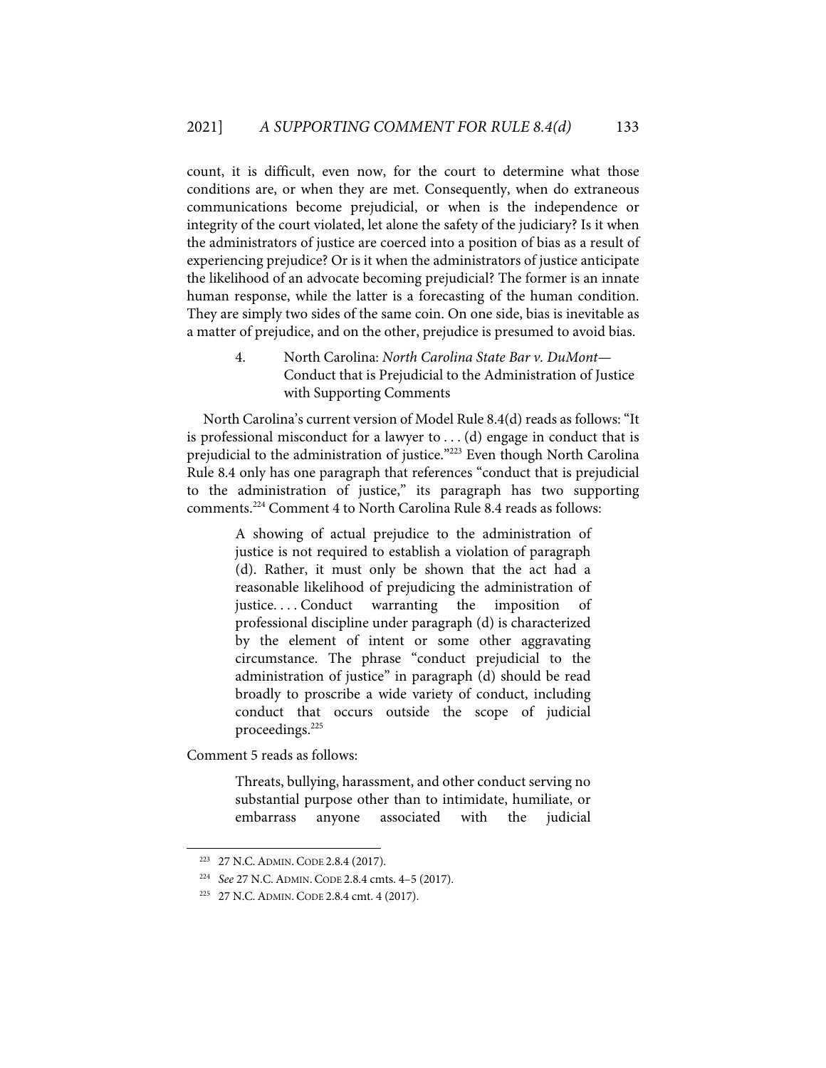count, it is difficult, even now, for the court to determine what those conditions are, or when they are met. Consequently, when do extraneous communications become prejudicial, or when is the independence or integrity of the court violated, let alone the safety of the judiciary? Is it when the administrators of justice are coerced into a position of bias as a result of experiencing prejudice? Or is it when the administrators of justice anticipate the likelihood of an advocate becoming prejudicial? The former is an innate human response, while the latter is a forecasting of the human condition. They are simply two sides of the same coin. On one side, bias is inevitable as a matter of prejudice, and on the other, prejudice is presumed to avoid bias.

#### 4. North Carolina: *North Carolina State Bar v. DuMont*—Conduct that is Prejudicial to the Administration of Justice with Supporting Comments

North Carolina's current version of Model Rule 8.4(d) reads as follows: "It is professional misconduct for a lawyer to . . . (d) engage in conduct that is prejudicial to the administration of justice."[223] Even though North Carolina Rule 8.4 only has one paragraph that references "conduct that is prejudicial to the administration of justice," its paragraph has two supporting comments.[224] Comment 4 to North Carolina Rule 8.4 reads as follows:

> A showing of actual prejudice to the administration of justice is not required to establish a violation of paragraph (d). Rather, it must only be shown that the act had a reasonable likelihood of prejudicing the administration of justice. . . . Conduct warranting the imposition of professional discipline under paragraph (d) is characterized by the element of intent or some other aggravating circumstance. The phrase "conduct prejudicial to the administration of justice" in paragraph (d) should be read broadly to proscribe a wide variety of conduct, including conduct that occurs outside the scope of judicial proceedings.[225]

Comment 5 reads as follows:

> Threats, bullying, harassment, and other conduct serving no substantial purpose other than to intimidate, humiliate, or embarrass anyone associated with the judicial

---

[223] 27 N.C. ADMIN. CODE 2.8.4 (2017).

[224] *See* 27 N.C. ADMIN. CODE 2.8.4 cmts. 4–5 (2017).

[225] 27 N.C. ADMIN. CODE 2.8.4 cmt. 4 (2017).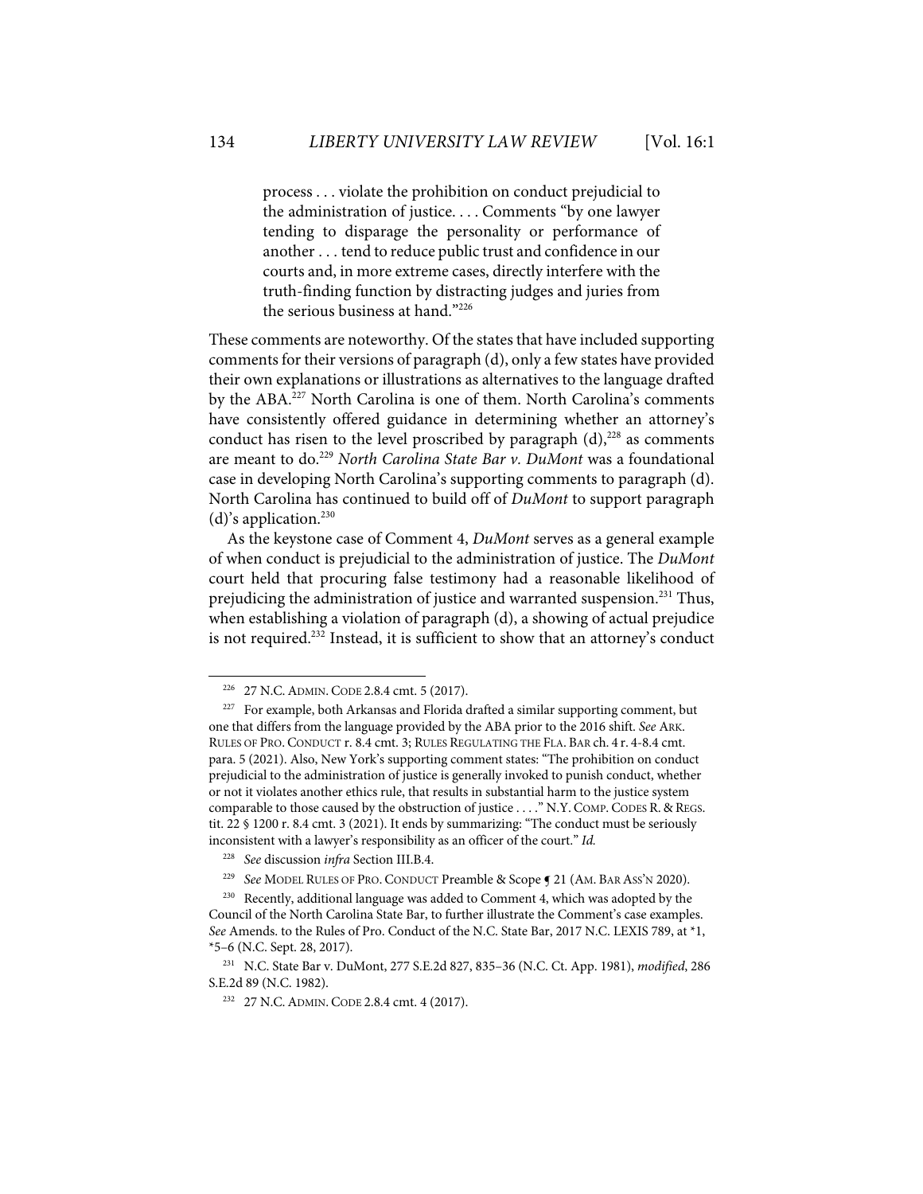> process . . . violate the prohibition on conduct prejudicial to the administration of justice. . . . Comments "by one lawyer tending to disparage the personality or performance of another . . . tend to reduce public trust and confidence in our courts and, in more extreme cases, directly interfere with the truth-finding function by distracting judges and juries from the serious business at hand."[226]

These comments are noteworthy. Of the states that have included supporting comments for their versions of paragraph (d), only a few states have provided their own explanations or illustrations as alternatives to the language drafted by the ABA.[227] North Carolina is one of them. North Carolina's comments have consistently offered guidance in determining whether an attorney's conduct has risen to the level proscribed by paragraph (d),[228] as comments are meant to do.[229] *North Carolina State Bar v. DuMont* was a foundational case in developing North Carolina's supporting comments to paragraph (d). North Carolina has continued to build off of *DuMont* to support paragraph (d)'s application.[230]

As the keystone case of Comment 4, *DuMont* serves as a general example of when conduct is prejudicial to the administration of justice. The *DuMont* court held that procuring false testimony had a reasonable likelihood of prejudicing the administration of justice and warranted suspension.[231] Thus, when establishing a violation of paragraph (d), a showing of actual prejudice is not required.[232] Instead, it is sufficient to show that an attorney's conduct

---

[226] 27 N.C. ADMIN. CODE 2.8.4 cmt. 5 (2017).

[227] For example, both Arkansas and Florida drafted a similar supporting comment, but one that differs from the language provided by the ABA prior to the 2016 shift. *See* ARK. RULES OF PRO. CONDUCT r. 8.4 cmt. 3; RULES REGULATING THE FLA. BAR ch. 4 r. 4-8.4 cmt. para. 5 (2021). Also, New York's supporting comment states: "The prohibition on conduct prejudicial to the administration of justice is generally invoked to punish conduct, whether or not it violates another ethics rule, that results in substantial harm to the justice system comparable to those caused by the obstruction of justice . . . ." N.Y. COMP. CODES R. & REGS. tit. 22 § 1200 r. 8.4 cmt. 3 (2021). It ends by summarizing: "The conduct must be seriously inconsistent with a lawyer's responsibility as an officer of the court." *Id.*

[228] *See* discussion *infra* Section III.B.4.

[229] *See* MODEL RULES OF PRO. CONDUCT Preamble & Scope ¶ 21 (AM. BAR ASS'N 2020).

[230] Recently, additional language was added to Comment 4, which was adopted by the Council of the North Carolina State Bar, to further illustrate the Comment's case examples. *See* Amends. to the Rules of Pro. Conduct of the N.C. State Bar, 2017 N.C. LEXIS 789, at *1, *5–6 (N.C. Sept. 28, 2017).

[231] N.C. State Bar v. DuMont, 277 S.E.2d 827, 835–36 (N.C. Ct. App. 1981), *modified*, 286 S.E.2d 89 (N.C. 1982).

[232] 27 N.C. ADMIN. CODE 2.8.4 cmt. 4 (2017).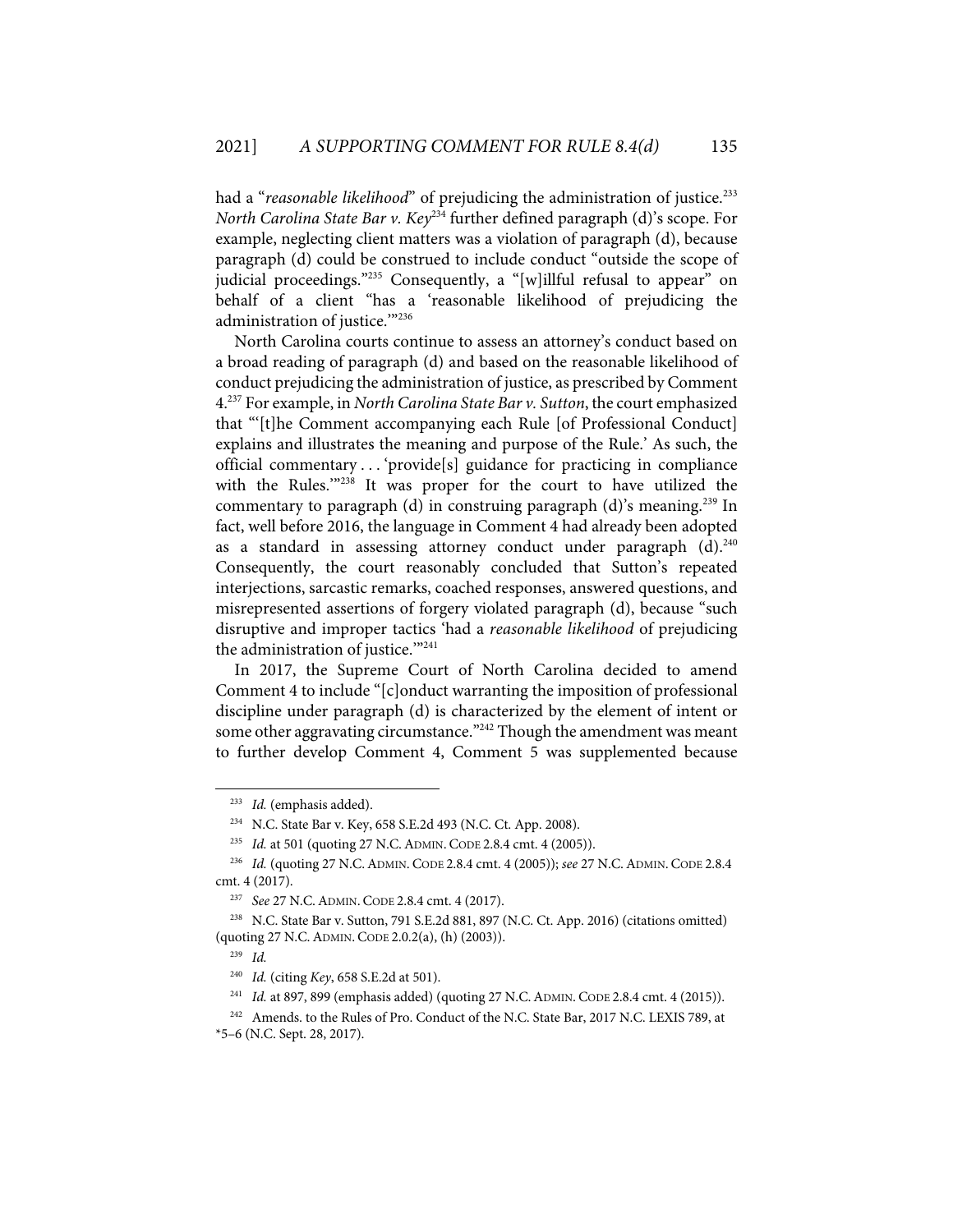had a "*reasonable likelihood*" of prejudicing the administration of justice.[233] *North Carolina State Bar v. Key*[234] further defined paragraph (d)'s scope. For example, neglecting client matters was a violation of paragraph (d), because paragraph (d) could be construed to include conduct "outside the scope of judicial proceedings."[235] Consequently, a "[w]illful refusal to appear" on behalf of a client "has a 'reasonable likelihood of prejudicing the administration of justice.'"[236]

North Carolina courts continue to assess an attorney's conduct based on a broad reading of paragraph (d) and based on the reasonable likelihood of conduct prejudicing the administration of justice, as prescribed by Comment 4.[237] For example, in *North Carolina State Bar v. Sutton*, the court emphasized that "'[t]he Comment accompanying each Rule [of Professional Conduct] explains and illustrates the meaning and purpose of the Rule.' As such, the official commentary . . . 'provide[s] guidance for practicing in compliance with the Rules.'"[238] It was proper for the court to have utilized the commentary to paragraph (d) in construing paragraph (d)'s meaning.[239] In fact, well before 2016, the language in Comment 4 had already been adopted as a standard in assessing attorney conduct under paragraph (d).[240] Consequently, the court reasonably concluded that Sutton's repeated interjections, sarcastic remarks, coached responses, answered questions, and misrepresented assertions of forgery violated paragraph (d), because "such disruptive and improper tactics 'had a *reasonable likelihood* of prejudicing the administration of justice.'"[241]

In 2017, the Supreme Court of North Carolina decided to amend Comment 4 to include "[c]onduct warranting the imposition of professional discipline under paragraph (d) is characterized by the element of intent or some other aggravating circumstance."[242] Though the amendment was meant to further develop Comment 4, Comment 5 was supplemented because

---

[233] *Id.* (emphasis added).

[234] N.C. State Bar v. Key, 658 S.E.2d 493 (N.C. Ct. App. 2008).

[235] *Id.* at 501 (quoting 27 N.C. ADMIN. CODE 2.8.4 cmt. 4 (2005)).

[236] *Id.* (quoting 27 N.C. ADMIN. CODE 2.8.4 cmt. 4 (2005)); *see* 27 N.C. ADMIN. CODE 2.8.4 cmt. 4 (2017).

[237] *See* 27 N.C. ADMIN. CODE 2.8.4 cmt. 4 (2017).

[238] N.C. State Bar v. Sutton, 791 S.E.2d 881, 897 (N.C. Ct. App. 2016) (citations omitted) (quoting 27 N.C. ADMIN. CODE 2.0.2(a), (h) (2003)).

[239] *Id.*

[240] *Id.* (citing *Key*, 658 S.E.2d at 501).

[241] *Id.* at 897, 899 (emphasis added) (quoting 27 N.C. ADMIN. CODE 2.8.4 cmt. 4 (2015)).

[242] Amends. to the Rules of Pro. Conduct of the N.C. State Bar, 2017 N.C. LEXIS 789, at *5–6 (N.C. Sept. 28, 2017).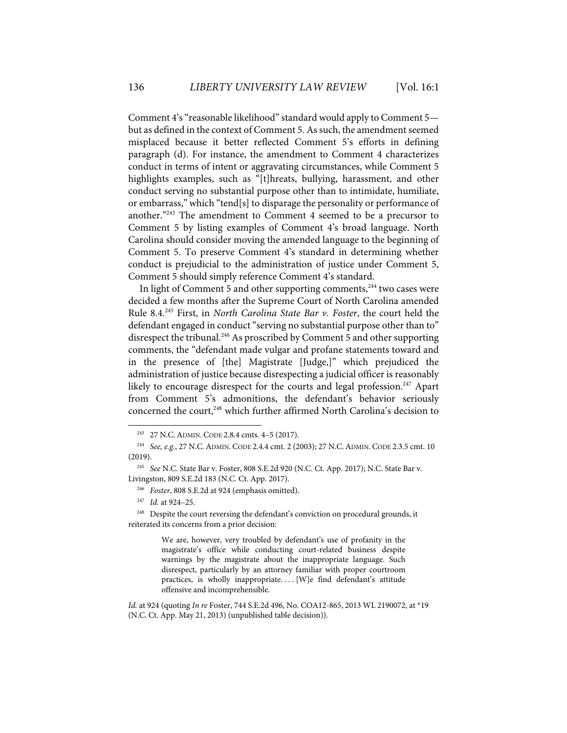Comment 4's "reasonable likelihood" standard would apply to Comment 5—but as defined in the context of Comment 5. As such, the amendment seemed misplaced because it better reflected Comment 5's efforts in defining paragraph (d). For instance, the amendment to Comment 4 characterizes conduct in terms of intent or aggravating circumstances, while Comment 5 highlights examples, such as "[t]hreats, bullying, harassment, and other conduct serving no substantial purpose other than to intimidate, humiliate, or embarrass," which "tend[s] to disparage the personality or performance of another."[243] The amendment to Comment 4 seemed to be a precursor to Comment 5 by listing examples of Comment 4's broad language. North Carolina should consider moving the amended language to the beginning of Comment 5. To preserve Comment 4's standard in determining whether conduct is prejudicial to the administration of justice under Comment 5, Comment 5 should simply reference Comment 4's standard.

In light of Comment 5 and other supporting comments,[244] two cases were decided a few months after the Supreme Court of North Carolina amended Rule 8.4.[245] First, in *North Carolina State Bar v. Foster*, the court held the defendant engaged in conduct "serving no substantial purpose other than to" disrespect the tribunal.[246] As proscribed by Comment 5 and other supporting comments, the "defendant made vulgar and profane statements toward and in the presence of [the] Magistrate [Judge,]" which prejudiced the administration of justice because disrespecting a judicial officer is reasonably likely to encourage disrespect for the courts and legal profession.[247] Apart from Comment 5's admonitions, the defendant's behavior seriously concerned the court,[248] which further affirmed North Carolina's decision to

---

[243] 27 N.C. ADMIN. CODE 2.8.4 cmts. 4–5 (2017).

[244] *See, e.g.*, 27 N.C. ADMIN. CODE 2.4.4 cmt. 2 (2003); 27 N.C. ADMIN. CODE 2.3.5 cmt. 10 (2019).

[245] *See* N.C. State Bar v. Foster, 808 S.E.2d 920 (N.C. Ct. App. 2017); N.C. State Bar v. Livingston, 809 S.E.2d 183 (N.C. Ct. App. 2017).

[246] *Foster*, 808 S.E.2d at 924 (emphasis omitted).

[247] *Id.* at 924–25.

[248] Despite the court reversing the defendant's conviction on procedural grounds, it reiterated its concerns from a prior decision:

> We are, however, very troubled by defendant's use of profanity in the magistrate's office while conducting court-related business despite warnings by the magistrate about the inappropriate language. Such disrespect, particularly by an attorney familiar with proper courtroom practices, is wholly inappropriate. . . . [W]e find defendant's attitude offensive and incomprehensible.

*Id.* at 924 (quoting *In re* Foster, 744 S.E.2d 496, No. COA12-865, 2013 WL 2190072, at *19 (N.C. Ct. App. May 21, 2013) (unpublished table decision)).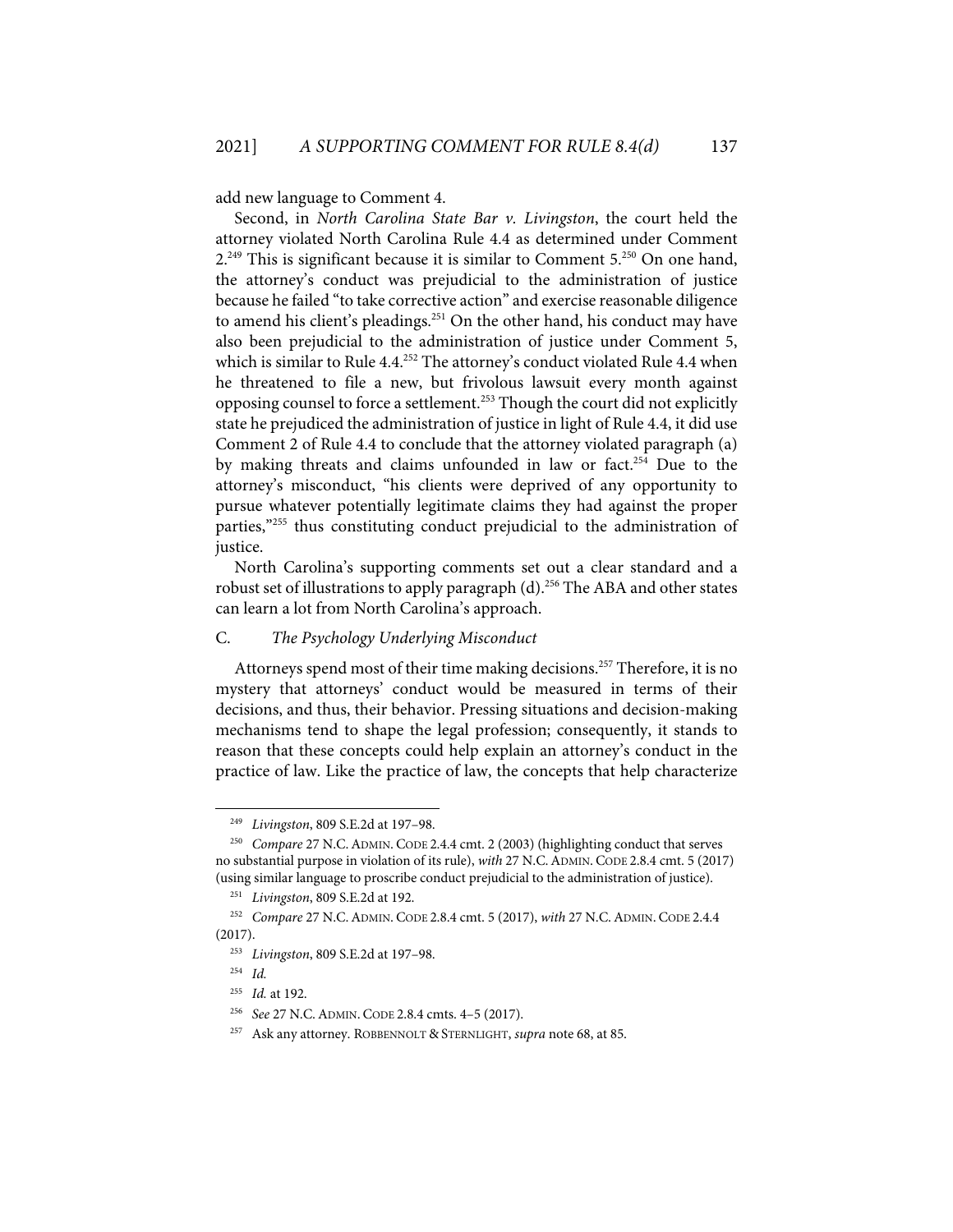add new language to Comment 4.

Second, in *North Carolina State Bar v. Livingston*, the court held the attorney violated North Carolina Rule 4.4 as determined under Comment 2.[249] This is significant because it is similar to Comment 5.[250] On one hand, the attorney's conduct was prejudicial to the administration of justice because he failed "to take corrective action" and exercise reasonable diligence to amend his client's pleadings.[251] On the other hand, his conduct may have also been prejudicial to the administration of justice under Comment 5, which is similar to Rule 4.4.[252] The attorney's conduct violated Rule 4.4 when he threatened to file a new, but frivolous lawsuit every month against opposing counsel to force a settlement.[253] Though the court did not explicitly state he prejudiced the administration of justice in light of Rule 4.4, it did use Comment 2 of Rule 4.4 to conclude that the attorney violated paragraph (a) by making threats and claims unfounded in law or fact.[254] Due to the attorney's misconduct, "his clients were deprived of any opportunity to pursue whatever potentially legitimate claims they had against the proper parties,"[255] thus constituting conduct prejudicial to the administration of justice.

North Carolina's supporting comments set out a clear standard and a robust set of illustrations to apply paragraph (d).[256] The ABA and other states can learn a lot from North Carolina's approach.

### C. *The Psychology Underlying Misconduct*

Attorneys spend most of their time making decisions.[257] Therefore, it is no mystery that attorneys' conduct would be measured in terms of their decisions, and thus, their behavior. Pressing situations and decision-making mechanisms tend to shape the legal profession; consequently, it stands to reason that these concepts could help explain an attorney's conduct in the practice of law. Like the practice of law, the concepts that help characterize

---

[249] *Livingston*, 809 S.E.2d at 197–98.

[250] *Compare* 27 N.C. ADMIN. CODE 2.4.4 cmt. 2 (2003) (highlighting conduct that serves no substantial purpose in violation of its rule), *with* 27 N.C. ADMIN. CODE 2.8.4 cmt. 5 (2017) (using similar language to proscribe conduct prejudicial to the administration of justice).

[251] *Livingston*, 809 S.E.2d at 192.

[252] *Compare* 27 N.C. ADMIN. CODE 2.8.4 cmt. 5 (2017), *with* 27 N.C. ADMIN. CODE 2.4.4 (2017).

[253] *Livingston*, 809 S.E.2d at 197–98.

[254] *Id.*

[255] *Id.* at 192.

[256] *See* 27 N.C. ADMIN. CODE 2.8.4 cmts. 4–5 (2017).

[257] Ask any attorney. ROBBENNOLT & STERNLIGHT, *supra* note 68, at 85.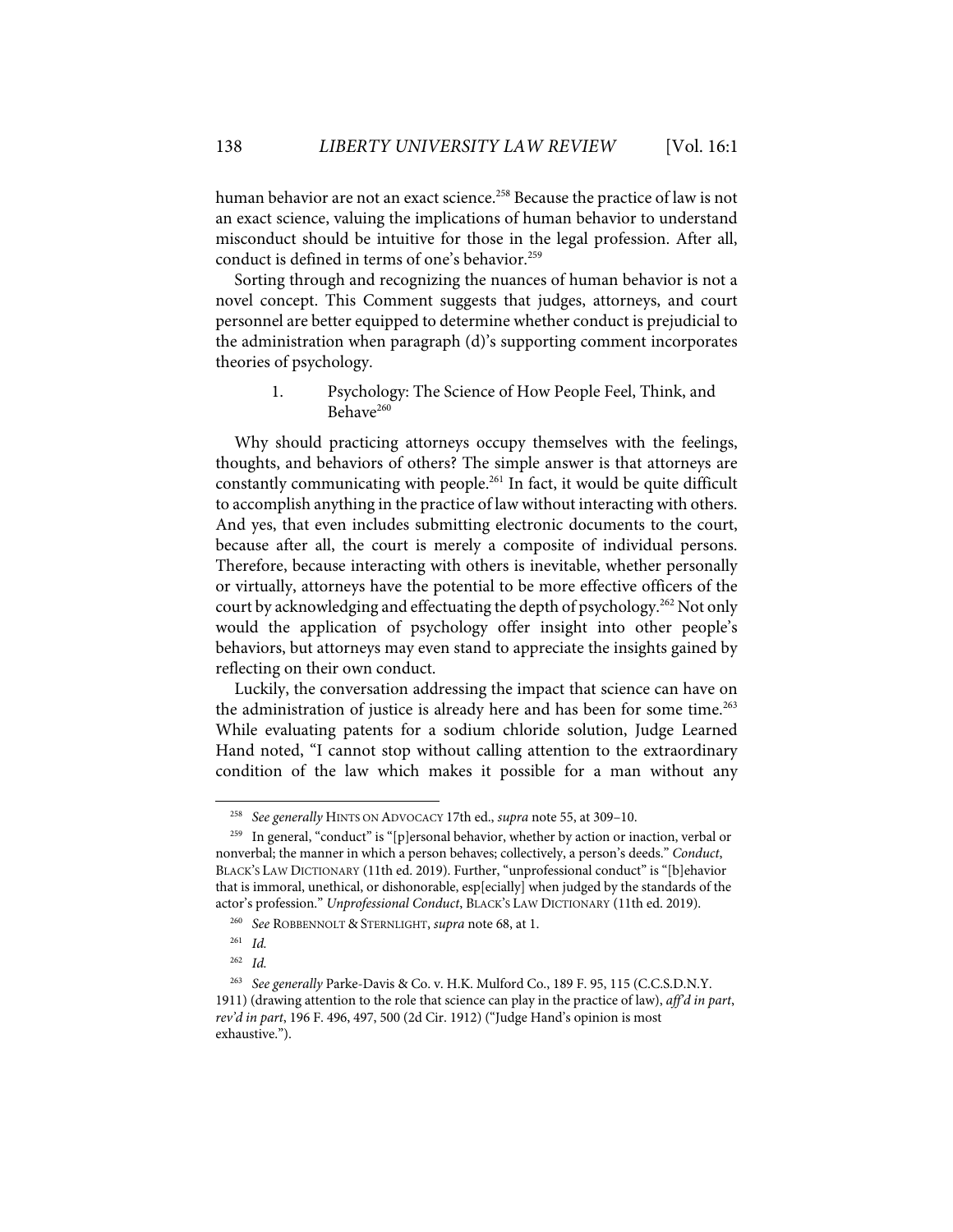human behavior are not an exact science.[258] Because the practice of law is not an exact science, valuing the implications of human behavior to understand misconduct should be intuitive for those in the legal profession. After all, conduct is defined in terms of one's behavior.[259]

Sorting through and recognizing the nuances of human behavior is not a novel concept. This Comment suggests that judges, attorneys, and court personnel are better equipped to determine whether conduct is prejudicial to the administration when paragraph (d)'s supporting comment incorporates theories of psychology.

### 1. Psychology: The Science of How People Feel, Think, and Behave[260]

Why should practicing attorneys occupy themselves with the feelings, thoughts, and behaviors of others? The simple answer is that attorneys are constantly communicating with people.[261] In fact, it would be quite difficult to accomplish anything in the practice of law without interacting with others. And yes, that even includes submitting electronic documents to the court, because after all, the court is merely a composite of individual persons. Therefore, because interacting with others is inevitable, whether personally or virtually, attorneys have the potential to be more effective officers of the court by acknowledging and effectuating the depth of psychology.[262] Not only would the application of psychology offer insight into other people's behaviors, but attorneys may even stand to appreciate the insights gained by reflecting on their own conduct.

Luckily, the conversation addressing the impact that science can have on the administration of justice is already here and has been for some time.[263] While evaluating patents for a sodium chloride solution, Judge Learned Hand noted, "I cannot stop without calling attention to the extraordinary condition of the law which makes it possible for a man without any

---

[258] *See generally* HINTS ON ADVOCACY 17th ed., *supra* note 55, at 309–10.

[259] In general, "conduct" is "[p]ersonal behavior, whether by action or inaction, verbal or nonverbal; the manner in which a person behaves; collectively, a person's deeds." *Conduct*, BLACK'S LAW DICTIONARY (11th ed. 2019). Further, "unprofessional conduct" is "[b]ehavior that is immoral, unethical, or dishonorable, esp[ecially] when judged by the standards of the actor's profession." *Unprofessional Conduct*, BLACK'S LAW DICTIONARY (11th ed. 2019).

[260] *See* ROBBENNOLT & STERNLIGHT, *supra* note 68, at 1.

[261] *Id.*

[262] *Id.*

[263] *See generally* Parke-Davis & Co. v. H.K. Mulford Co., 189 F. 95, 115 (C.C.S.D.N.Y. 1911) (drawing attention to the role that science can play in the practice of law), *aff'd in part*, *rev'd in part*, 196 F. 496, 497, 500 (2d Cir. 1912) ("Judge Hand's opinion is most exhaustive.").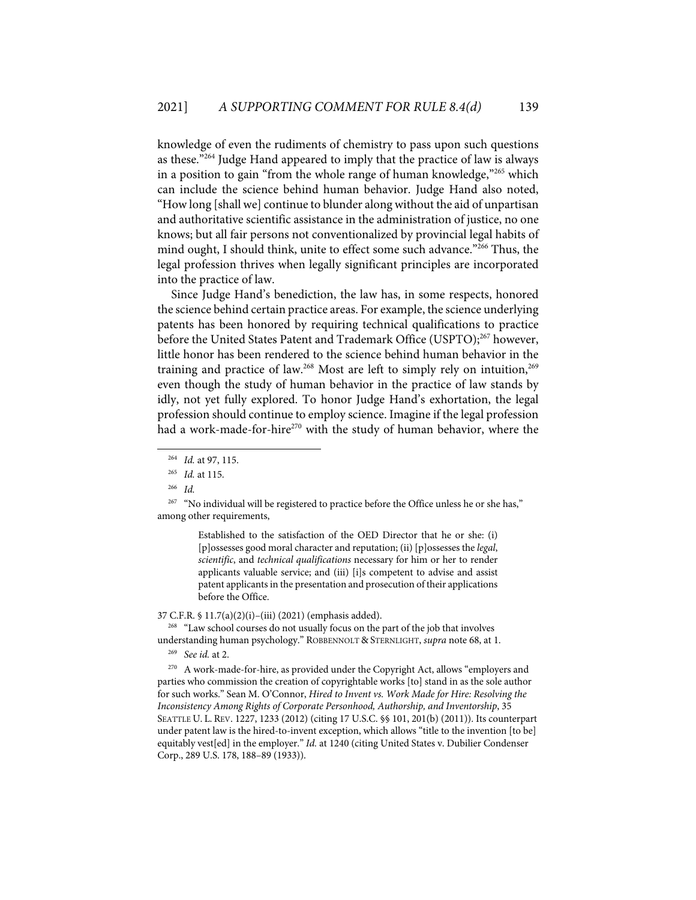knowledge of even the rudiments of chemistry to pass upon such questions as these."[264] Judge Hand appeared to imply that the practice of law is always in a position to gain "from the whole range of human knowledge,"[265] which can include the science behind human behavior. Judge Hand also noted, "How long [shall we] continue to blunder along without the aid of unpartisan and authoritative scientific assistance in the administration of justice, no one knows; but all fair persons not conventionalized by provincial legal habits of mind ought, I should think, unite to effect some such advance."[266] Thus, the legal profession thrives when legally significant principles are incorporated into the practice of law.

Since Judge Hand's benediction, the law has, in some respects, honored the science behind certain practice areas. For example, the science underlying patents has been honored by requiring technical qualifications to practice before the United States Patent and Trademark Office (USPTO);[267] however, little honor has been rendered to the science behind human behavior in the training and practice of law.[268] Most are left to simply rely on intuition,[269] even though the study of human behavior in the practice of law stands by idly, not yet fully explored. To honor Judge Hand's exhortation, the legal profession should continue to employ science. Imagine if the legal profession had a work-made-for-hire[270] with the study of human behavior, where the

---

[264] *Id.* at 97, 115.

[265] *Id.* at 115.

[266] *Id.*

[267] "No individual will be registered to practice before the Office unless he or she has," among other requirements,

> Established to the satisfaction of the OED Director that he or she: (i) [p]ossesses good moral character and reputation; (ii) [p]ossesses the *legal*, *scientific*, and *technical qualifications* necessary for him or her to render applicants valuable service; and (iii) [i]s competent to advise and assist patent applicants in the presentation and prosecution of their applications before the Office.

37 C.F.R. § 11.7(a)(2)(i)–(iii) (2021) (emphasis added).

[268] "Law school courses do not usually focus on the part of the job that involves understanding human psychology." ROBBENNOLT & STERNLIGHT, *supra* note 68, at 1.

[269] *See id.* at 2.

[270] A work-made-for-hire, as provided under the Copyright Act, allows "employers and parties who commission the creation of copyrightable works [to] stand in as the sole author for such works." Sean M. O'Connor, *Hired to Invent vs. Work Made for Hire: Resolving the Inconsistency Among Rights of Corporate Personhood, Authorship, and Inventorship*, 35 SEATTLE U. L. REV. 1227, 1233 (2012) (citing 17 U.S.C. §§ 101, 201(b) (2011)). Its counterpart under patent law is the hired-to-invent exception, which allows "title to the invention [to be] equitably vest[ed] in the employer." *Id.* at 1240 (citing United States v. Dubilier Condenser Corp., 289 U.S. 178, 188–89 (1933)).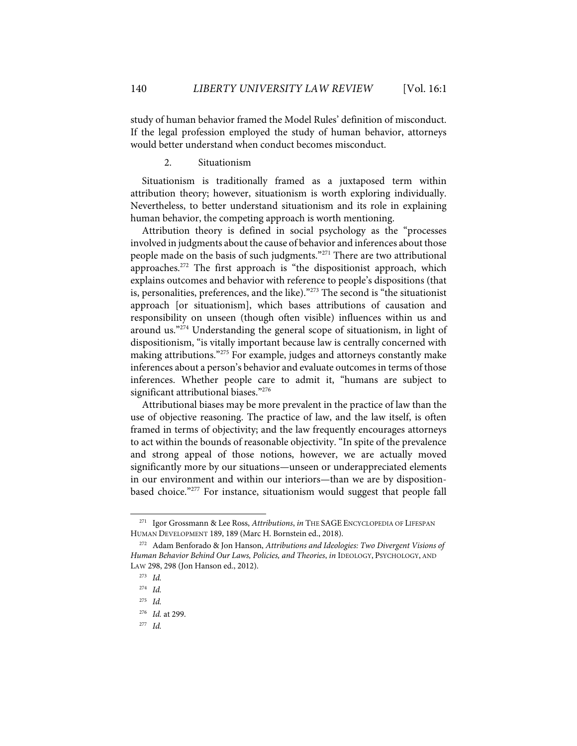study of human behavior framed the Model Rules' definition of misconduct. If the legal profession employed the study of human behavior, attorneys would better understand when conduct becomes misconduct.

### 2. Situationism

Situationism is traditionally framed as a juxtaposed term within attribution theory; however, situationism is worth exploring individually. Nevertheless, to better understand situationism and its role in explaining human behavior, the competing approach is worth mentioning.

Attribution theory is defined in social psychology as the "processes involved in judgments about the cause of behavior and inferences about those people made on the basis of such judgments."[271] There are two attributional approaches.[272] The first approach is "the dispositionist approach, which explains outcomes and behavior with reference to people's dispositions (that is, personalities, preferences, and the like)."[273] The second is "the situationist approach [or situationism], which bases attributions of causation and responsibility on unseen (though often visible) influences within us and around us."[274] Understanding the general scope of situationism, in light of dispositionism, "is vitally important because law is centrally concerned with making attributions."[275] For example, judges and attorneys constantly make inferences about a person's behavior and evaluate outcomes in terms of those inferences. Whether people care to admit it, "humans are subject to significant attributional biases."[276]

Attributional biases may be more prevalent in the practice of law than the use of objective reasoning. The practice of law, and the law itself, is often framed in terms of objectivity; and the law frequently encourages attorneys to act within the bounds of reasonable objectivity. "In spite of the prevalence and strong appeal of those notions, however, we are actually moved significantly more by our situations—unseen or underappreciated elements in our environment and within our interiors—than we are by disposition-based choice."[277] For instance, situationism would suggest that people fall

---

[271] Igor Grossmann & Lee Ross, *Attributions*, *in* THE SAGE ENCYCLOPEDIA OF LIFESPAN HUMAN DEVELOPMENT 189, 189 (Marc H. Bornstein ed., 2018).

[272] Adam Benforado & Jon Hanson, *Attributions and Ideologies: Two Divergent Visions of Human Behavior Behind Our Laws, Policies, and Theories*, *in* IDEOLOGY, PSYCHOLOGY, AND LAW 298, 298 (Jon Hanson ed., 2012).

[273] *Id.*

[274] *Id.*

[275] *Id.*

[276] *Id.* at 299.

[277] *Id.*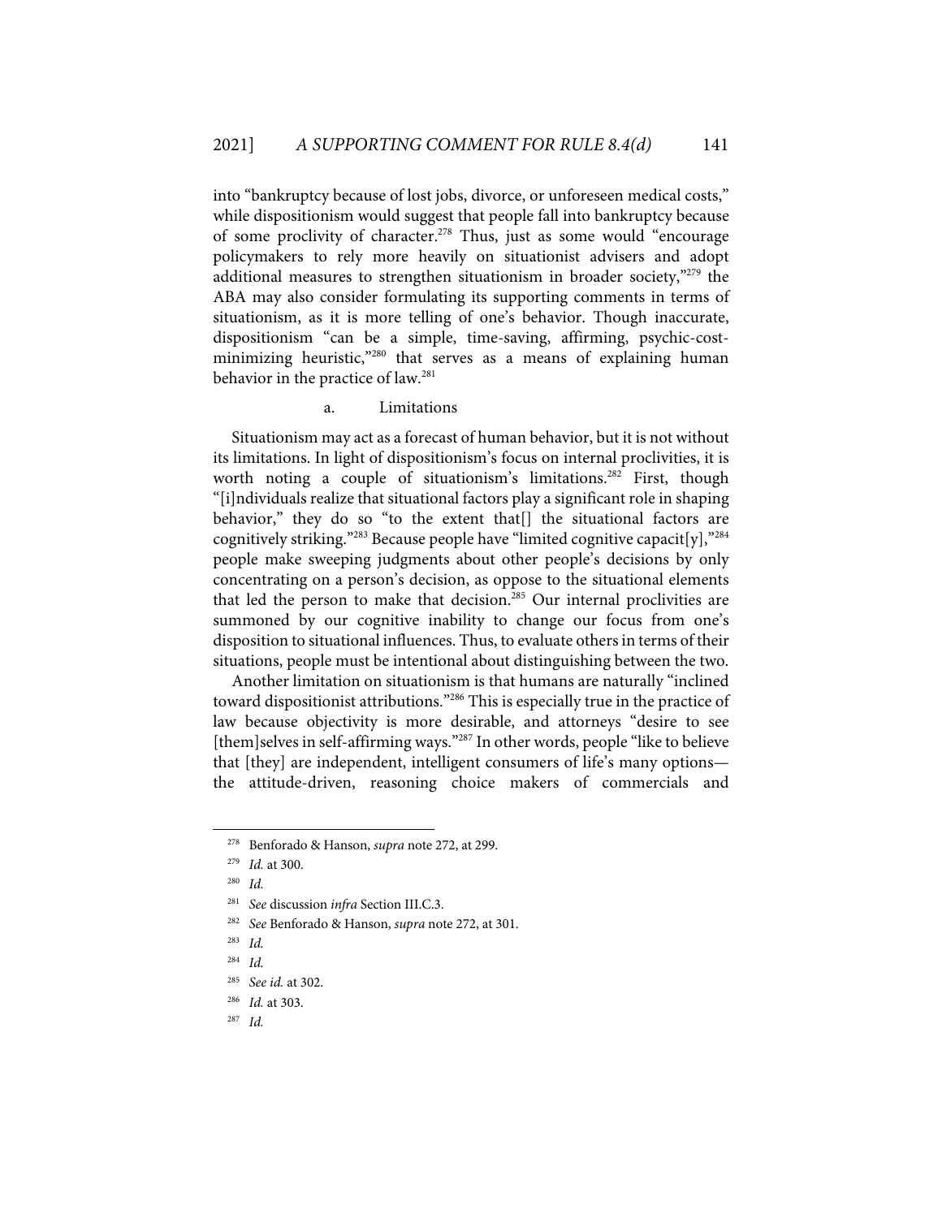into "bankruptcy because of lost jobs, divorce, or unforeseen medical costs," while dispositionism would suggest that people fall into bankruptcy because of some proclivity of character.[278] Thus, just as some would "encourage policymakers to rely more heavily on situationist advisers and adopt additional measures to strengthen situationism in broader society,"[279] the ABA may also consider formulating its supporting comments in terms of situationism, as it is more telling of one's behavior. Though inaccurate, dispositionism "can be a simple, time-saving, affirming, psychic-cost-minimizing heuristic,"[280] that serves as a means of explaining human behavior in the practice of law.[281]

a. Limitations

Situationism may act as a forecast of human behavior, but it is not without its limitations. In light of dispositionism's focus on internal proclivities, it is worth noting a couple of situationism's limitations.[282] First, though "[i]ndividuals realize that situational factors play a significant role in shaping behavior," they do so "to the extent that[] the situational factors are cognitively striking."[283] Because people have "limited cognitive capacit[y],"[284] people make sweeping judgments about other people's decisions by only concentrating on a person's decision, as oppose to the situational elements that led the person to make that decision.[285] Our internal proclivities are summoned by our cognitive inability to change our focus from one's disposition to situational influences. Thus, to evaluate others in terms of their situations, people must be intentional about distinguishing between the two.

Another limitation on situationism is that humans are naturally "inclined toward dispositionist attributions."[286] This is especially true in the practice of law because objectivity is more desirable, and attorneys "desire to see [them]selves in self-affirming ways."[287] In other words, people "like to believe that [they] are independent, intelligent consumers of life's many options—the attitude-driven, reasoning choice makers of commercials and

---

[278] Benforado & Hanson, *supra* note 272, at 299.

[279] *Id.* at 300.

[280] *Id.*

[281] *See* discussion *infra* Section III.C.3.

[282] *See* Benforado & Hanson, *supra* note 272, at 301.

[283] *Id.*

[284] *Id.*

[285] *See id.* at 302.

[286] *Id.* at 303.

[287] *Id.*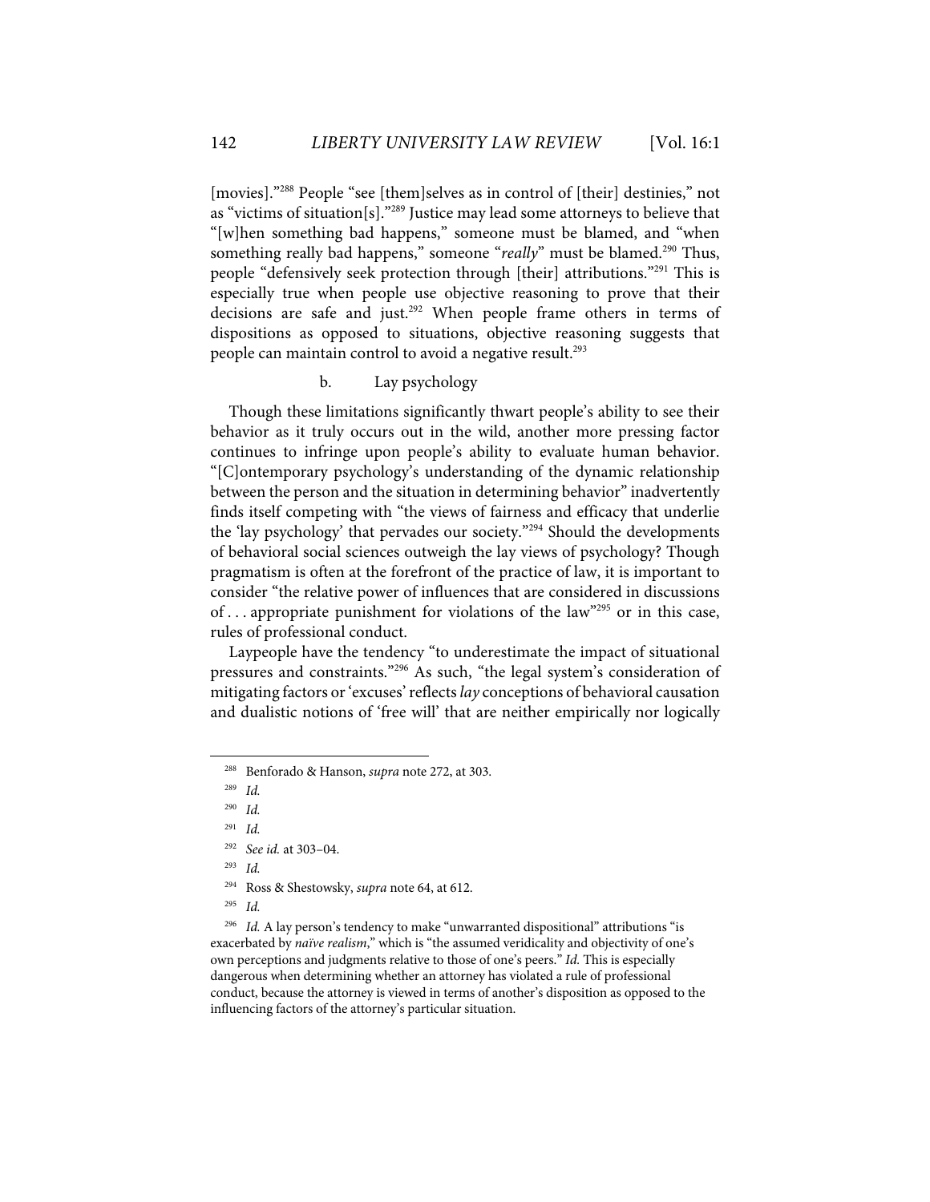[movies]."[288] People "see [them]selves as in control of [their] destinies," not as "victims of situation[s]."[289] Justice may lead some attorneys to believe that "[w]hen something bad happens," someone must be blamed, and "when something really bad happens," someone "*really*" must be blamed.[290] Thus, people "defensively seek protection through [their] attributions."[291] This is especially true when people use objective reasoning to prove that their decisions are safe and just.[292] When people frame others in terms of dispositions as opposed to situations, objective reasoning suggests that people can maintain control to avoid a negative result.[293]

#### b. Lay psychology

Though these limitations significantly thwart people's ability to see their behavior as it truly occurs out in the wild, another more pressing factor continues to infringe upon people's ability to evaluate human behavior. "[C]ontemporary psychology's understanding of the dynamic relationship between the person and the situation in determining behavior" inadvertently finds itself competing with "the views of fairness and efficacy that underlie the 'lay psychology' that pervades our society."[294] Should the developments of behavioral social sciences outweigh the lay views of psychology? Though pragmatism is often at the forefront of the practice of law, it is important to consider "the relative power of influences that are considered in discussions of . . . appropriate punishment for violations of the law"[295] or in this case, rules of professional conduct.

Laypeople have the tendency "to underestimate the impact of situational pressures and constraints."[296] As such, "the legal system's consideration of mitigating factors or 'excuses' reflects *lay* conceptions of behavioral causation and dualistic notions of 'free will' that are neither empirically nor logically

---

[288] Benforado & Hanson, *supra* note 272, at 303.

[289] *Id.*

[290] *Id.*

[291] *Id.*

[292] *See id.* at 303–04.

[293] *Id.*

[294] Ross & Shestowsky, *supra* note 64, at 612.

[295] *Id.*

[296] *Id.* A lay person's tendency to make "unwarranted dispositional" attributions "is exacerbated by *naïve realism*," which is "the assumed veridicality and objectivity of one's own perceptions and judgments relative to those of one's peers." *Id.* This is especially dangerous when determining whether an attorney has violated a rule of professional conduct, because the attorney is viewed in terms of another's disposition as opposed to the influencing factors of the attorney's particular situation.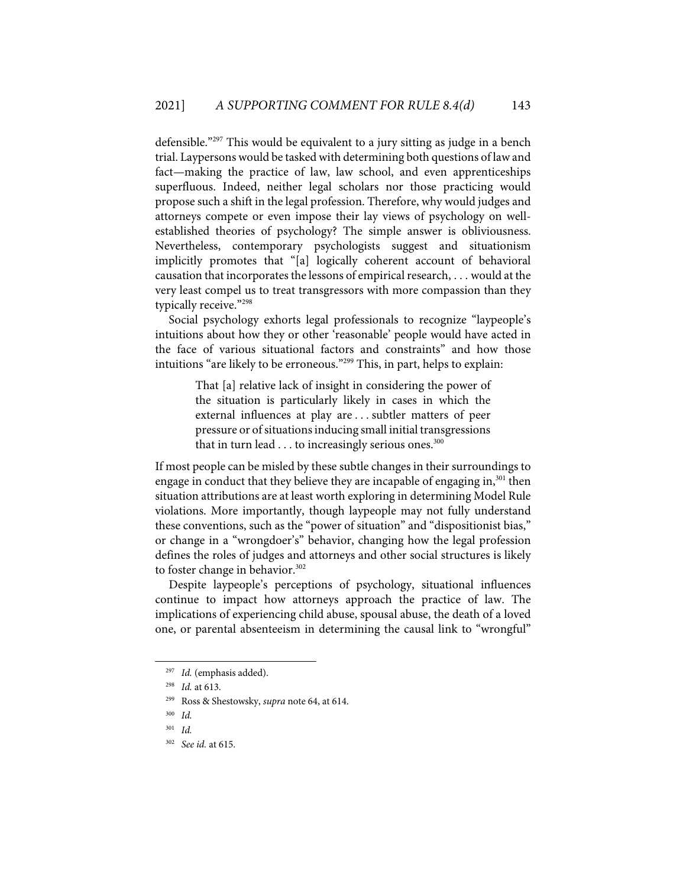defensible."[297] This would be equivalent to a jury sitting as judge in a bench trial. Laypersons would be tasked with determining both questions of law and fact—making the practice of law, law school, and even apprenticeships superfluous. Indeed, neither legal scholars nor those practicing would propose such a shift in the legal profession. Therefore, why would judges and attorneys compete or even impose their lay views of psychology on well-established theories of psychology? The simple answer is obliviousness. Nevertheless, contemporary psychologists suggest and situationism implicitly promotes that "[a] logically coherent account of behavioral causation that incorporates the lessons of empirical research, . . . would at the very least compel us to treat transgressors with more compassion than they typically receive."[298]

Social psychology exhorts legal professionals to recognize "laypeople's intuitions about how they or other 'reasonable' people would have acted in the face of various situational factors and constraints" and how those intuitions "are likely to be erroneous."[299] This, in part, helps to explain:

> That [a] relative lack of insight in considering the power of the situation is particularly likely in cases in which the external influences at play are . . . subtler matters of peer pressure or of situations inducing small initial transgressions that in turn lead . . . to increasingly serious ones.[300]

If most people can be misled by these subtle changes in their surroundings to engage in conduct that they believe they are incapable of engaging in,[301] then situation attributions are at least worth exploring in determining Model Rule violations. More importantly, though laypeople may not fully understand these conventions, such as the "power of situation" and "dispositionist bias," or change in a "wrongdoer's" behavior, changing how the legal profession defines the roles of judges and attorneys and other social structures is likely to foster change in behavior.[302]

Despite laypeople's perceptions of psychology, situational influences continue to impact how attorneys approach the practice of law. The implications of experiencing child abuse, spousal abuse, the death of a loved one, or parental absenteeism in determining the causal link to "wrongful"

---

[297] *Id.* (emphasis added).

[298] *Id.* at 613.

[299] Ross & Shestowsky, *supra* note 64, at 614.

[300] *Id.*

[301] *Id.*

[302] *See id.* at 615.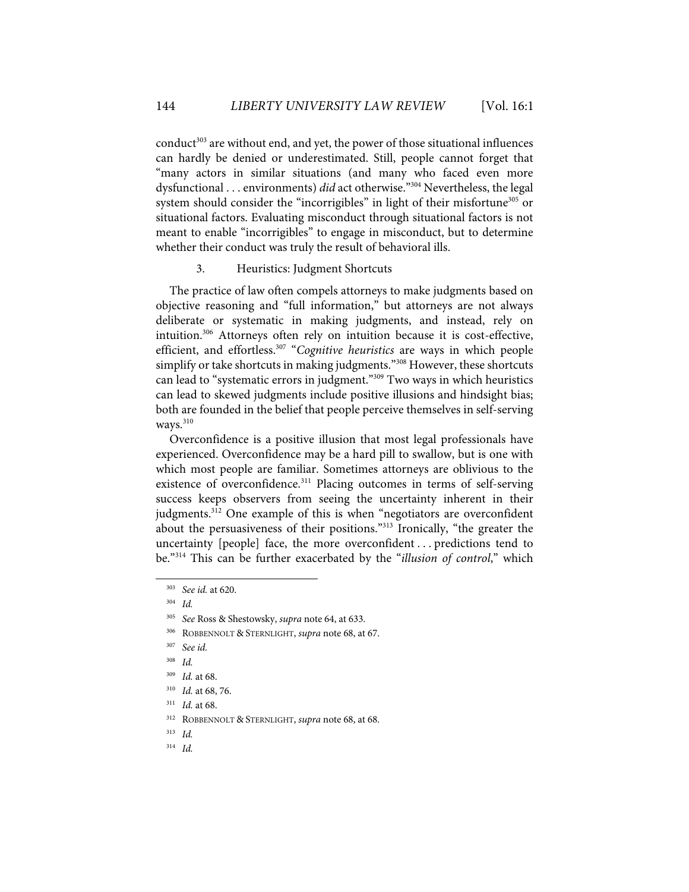conduct[303] are without end, and yet, the power of those situational influences can hardly be denied or underestimated. Still, people cannot forget that "many actors in similar situations (and many who faced even more dysfunctional . . . environments) *did* act otherwise."[304] Nevertheless, the legal system should consider the "incorrigibles" in light of their misfortune[305] or situational factors. Evaluating misconduct through situational factors is not meant to enable "incorrigibles" to engage in misconduct, but to determine whether their conduct was truly the result of behavioral ills.

### 3. Heuristics: Judgment Shortcuts

The practice of law often compels attorneys to make judgments based on objective reasoning and "full information," but attorneys are not always deliberate or systematic in making judgments, and instead, rely on intuition.[306] Attorneys often rely on intuition because it is cost-effective, efficient, and effortless.[307] "*Cognitive heuristics* are ways in which people simplify or take shortcuts in making judgments."[308] However, these shortcuts can lead to "systematic errors in judgment."[309] Two ways in which heuristics can lead to skewed judgments include positive illusions and hindsight bias; both are founded in the belief that people perceive themselves in self-serving ways.[310]

Overconfidence is a positive illusion that most legal professionals have experienced. Overconfidence may be a hard pill to swallow, but is one with which most people are familiar. Sometimes attorneys are oblivious to the existence of overconfidence.[311] Placing outcomes in terms of self-serving success keeps observers from seeing the uncertainty inherent in their judgments.[312] One example of this is when "negotiators are overconfident about the persuasiveness of their positions."[313] Ironically, "the greater the uncertainty [people] face, the more overconfident . . . predictions tend to be."[314] This can be further exacerbated by the "*illusion of control*," which

---

[303] *See id.* at 620.

[304] *Id.*

[305] *See* Ross & Shestowsky, *supra* note 64, at 633.

[306] ROBBENNOLT & STERNLIGHT, *supra* note 68, at 67.

[307] *See id.*

[308] *Id.*

[309] *Id.* at 68.

[310] *Id.* at 68, 76.

[311] *Id.* at 68.

[312] ROBBENNOLT & STERNLIGHT, *supra* note 68, at 68.

[313] *Id.*

[314] *Id.*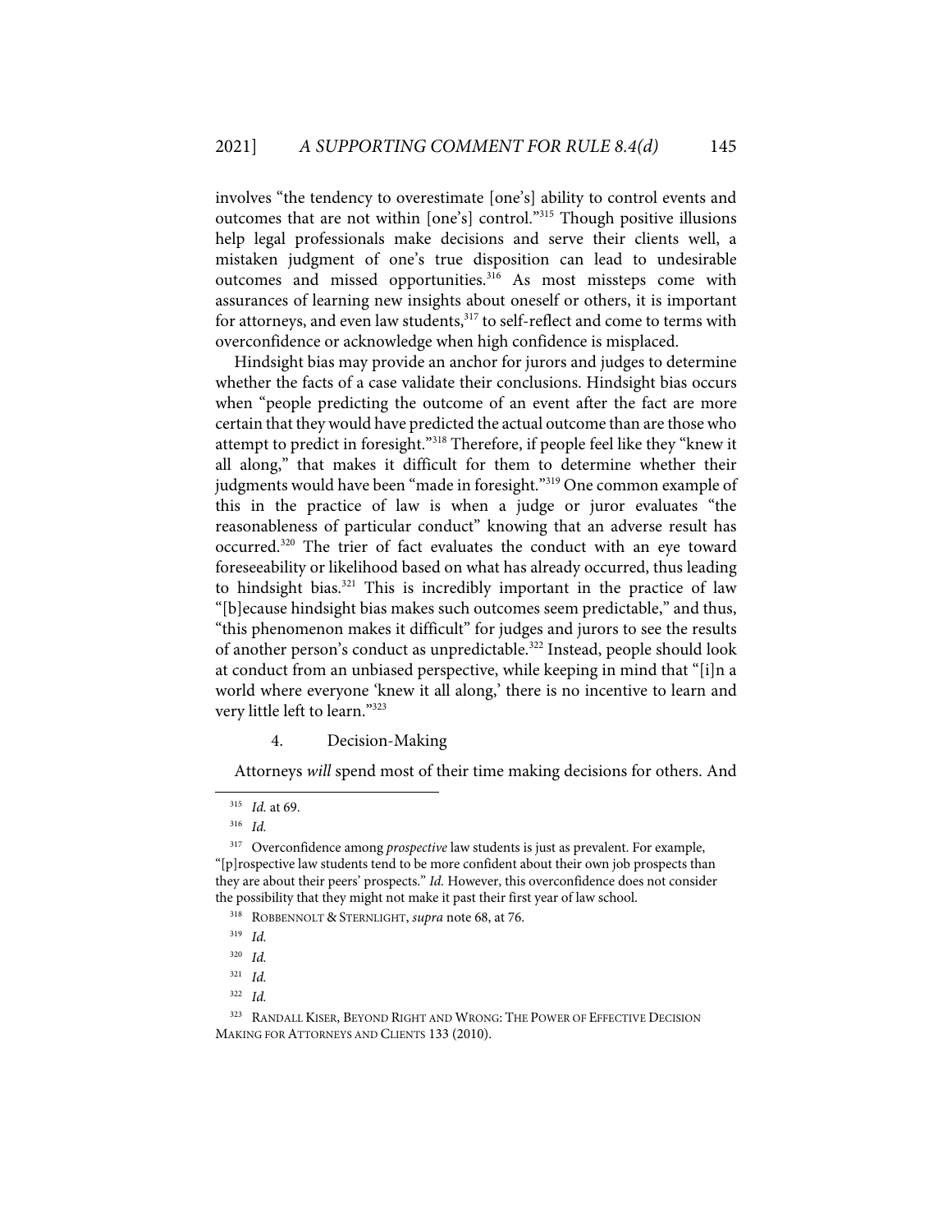involves "the tendency to overestimate [one's] ability to control events and outcomes that are not within [one's] control."[315] Though positive illusions help legal professionals make decisions and serve their clients well, a mistaken judgment of one's true disposition can lead to undesirable outcomes and missed opportunities.[316] As most missteps come with assurances of learning new insights about oneself or others, it is important for attorneys, and even law students,[317] to self-reflect and come to terms with overconfidence or acknowledge when high confidence is misplaced.

Hindsight bias may provide an anchor for jurors and judges to determine whether the facts of a case validate their conclusions. Hindsight bias occurs when "people predicting the outcome of an event after the fact are more certain that they would have predicted the actual outcome than are those who attempt to predict in foresight."[318] Therefore, if people feel like they "knew it all along," that makes it difficult for them to determine whether their judgments would have been "made in foresight."[319] One common example of this in the practice of law is when a judge or juror evaluates "the reasonableness of particular conduct" knowing that an adverse result has occurred.[320] The trier of fact evaluates the conduct with an eye toward foreseeability or likelihood based on what has already occurred, thus leading to hindsight bias.[321] This is incredibly important in the practice of law "[b]ecause hindsight bias makes such outcomes seem predictable," and thus, "this phenomenon makes it difficult" for judges and jurors to see the results of another person's conduct as unpredictable.[322] Instead, people should look at conduct from an unbiased perspective, while keeping in mind that "[i]n a world where everyone 'knew it all along,' there is no incentive to learn and very little left to learn."[323]

### 4. Decision-Making

Attorneys *will* spend most of their time making decisions for others. And

---

[315] *Id.* at 69.

[316] *Id.*

[317] Overconfidence among *prospective* law students is just as prevalent. For example, "[p]rospective law students tend to be more confident about their own job prospects than they are about their peers' prospects." *Id.* However, this overconfidence does not consider the possibility that they might not make it past their first year of law school.

[318] ROBBENNOLT & STERNLIGHT, *supra* note 68, at 76.

[319] *Id.*

[320] *Id.*

[321] *Id.*

[322] *Id.*

[323] RANDALL KISER, BEYOND RIGHT AND WRONG: THE POWER OF EFFECTIVE DECISION MAKING FOR ATTORNEYS AND CLIENTS 133 (2010).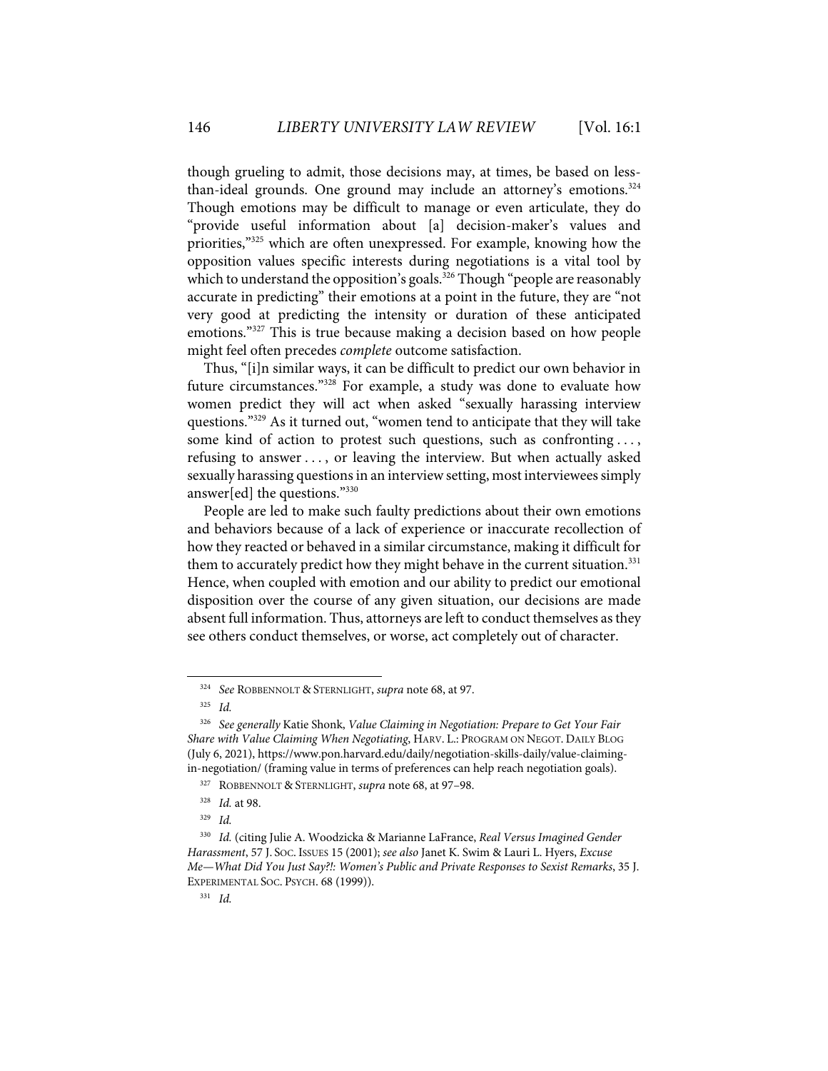though grueling to admit, those decisions may, at times, be based on less-than-ideal grounds. One ground may include an attorney's emotions.[324] Though emotions may be difficult to manage or even articulate, they do "provide useful information about [a] decision-maker's values and priorities,"[325] which are often unexpressed. For example, knowing how the opposition values specific interests during negotiations is a vital tool by which to understand the opposition's goals.[326] Though "people are reasonably accurate in predicting" their emotions at a point in the future, they are "not very good at predicting the intensity or duration of these anticipated emotions."[327] This is true because making a decision based on how people might feel often precedes *complete* outcome satisfaction.

Thus, "[i]n similar ways, it can be difficult to predict our own behavior in future circumstances."[328] For example, a study was done to evaluate how women predict they will act when asked "sexually harassing interview questions."[329] As it turned out, "women tend to anticipate that they will take some kind of action to protest such questions, such as confronting . . . , refusing to answer . . . , or leaving the interview. But when actually asked sexually harassing questions in an interview setting, most interviewees simply answer[ed] the questions."[330]

People are led to make such faulty predictions about their own emotions and behaviors because of a lack of experience or inaccurate recollection of how they reacted or behaved in a similar circumstance, making it difficult for them to accurately predict how they might behave in the current situation.[331] Hence, when coupled with emotion and our ability to predict our emotional disposition over the course of any given situation, our decisions are made absent full information. Thus, attorneys are left to conduct themselves as they see others conduct themselves, or worse, act completely out of character.

---

[324] *See* ROBBENNOLT & STERNLIGHT, *supra* note 68, at 97.

[325] *Id.*

[326] *See generally* Katie Shonk, *Value Claiming in Negotiation: Prepare to Get Your Fair Share with Value Claiming When Negotiating*, HARV. L.: PROGRAM ON NEGOT. DAILY BLOG (July 6, 2021), https://www.pon.harvard.edu/daily/negotiation-skills-daily/value-claiming-in-negotiation/ (framing value in terms of preferences can help reach negotiation goals).

[327] ROBBENNOLT & STERNLIGHT, *supra* note 68, at 97–98.

[328] *Id.* at 98.

[329] *Id.*

[330] *Id.* (citing Julie A. Woodzicka & Marianne LaFrance, *Real Versus Imagined Gender Harassment*, 57 J. SOC. ISSUES 15 (2001); *see also* Janet K. Swim & Lauri L. Hyers, *Excuse Me—What Did You Just Say?!: Women's Public and Private Responses to Sexist Remarks*, 35 J. EXPERIMENTAL SOC. PSYCH. 68 (1999)).

[331] *Id.*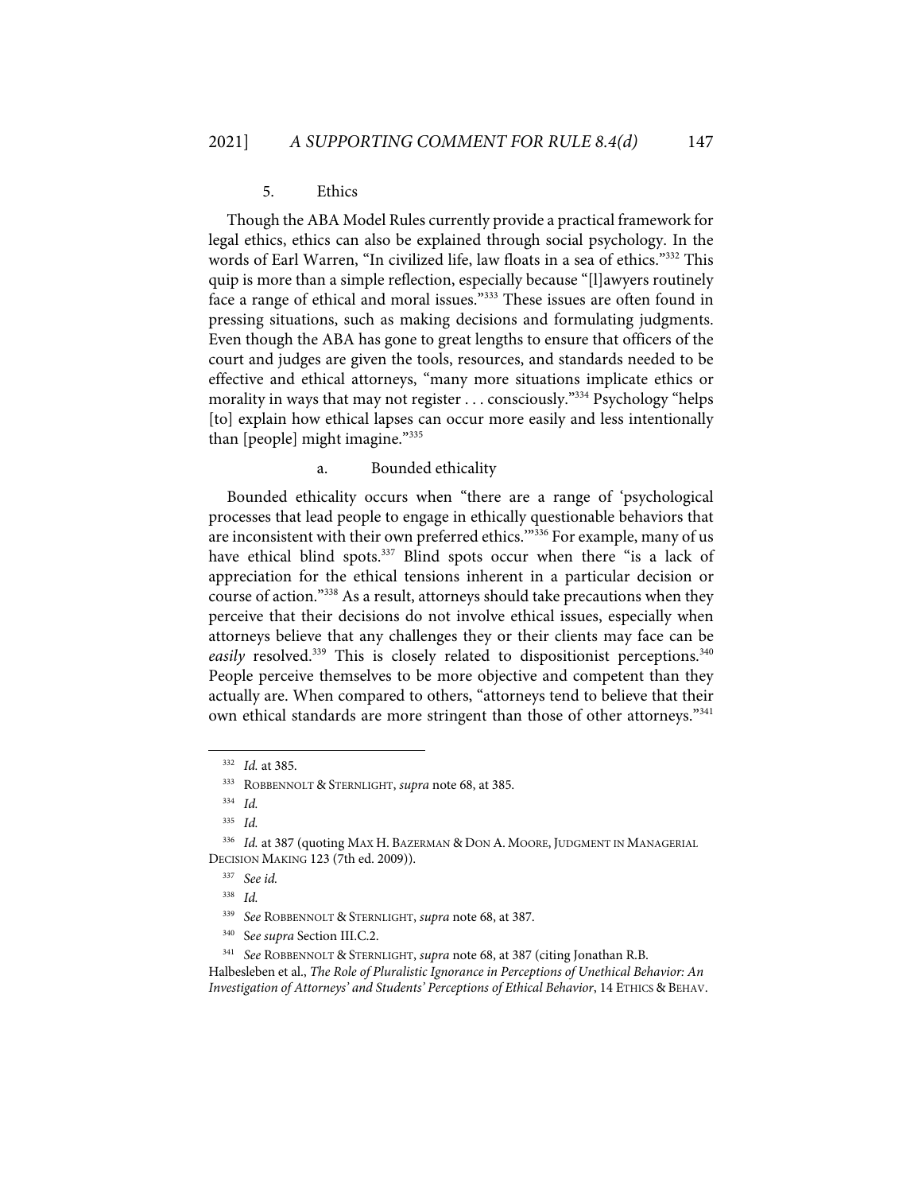### 5. Ethics

Though the ABA Model Rules currently provide a practical framework for legal ethics, ethics can also be explained through social psychology. In the words of Earl Warren, "In civilized life, law floats in a sea of ethics."[332] This quip is more than a simple reflection, especially because "[l]awyers routinely face a range of ethical and moral issues."[333] These issues are often found in pressing situations, such as making decisions and formulating judgments. Even though the ABA has gone to great lengths to ensure that officers of the court and judges are given the tools, resources, and standards needed to be effective and ethical attorneys, "many more situations implicate ethics or morality in ways that may not register . . . consciously."[334] Psychology "helps [to] explain how ethical lapses can occur more easily and less intentionally than [people] might imagine."[335]

#### a. Bounded ethicality

Bounded ethicality occurs when "there are a range of 'psychological processes that lead people to engage in ethically questionable behaviors that are inconsistent with their own preferred ethics.'"[336] For example, many of us have ethical blind spots.[337] Blind spots occur when there "is a lack of appreciation for the ethical tensions inherent in a particular decision or course of action."[338] As a result, attorneys should take precautions when they perceive that their decisions do not involve ethical issues, especially when attorneys believe that any challenges they or their clients may face can be *easily* resolved.[339] This is closely related to dispositionist perceptions.[340] People perceive themselves to be more objective and competent than they actually are. When compared to others, "attorneys tend to believe that their own ethical standards are more stringent than those of other attorneys."[341]

---

[332] *Id.* at 385.

[333] ROBBENNOLT & STERNLIGHT, *supra* note 68, at 385.

[334] *Id.*

[335] *Id.*

[336] *Id.* at 387 (quoting MAX H. BAZERMAN & DON A. MOORE, JUDGMENT IN MANAGERIAL DECISION MAKING 123 (7th ed. 2009)).

[337] *See id.*

[338] *Id.*

[339] *See* ROBBENNOLT & STERNLIGHT, *supra* note 68, at 387.

[340] S*ee supra* Section III.C.2.

[341] *See* ROBBENNOLT & STERNLIGHT, *supra* note 68, at 387 (citing Jonathan R.B. Halbesleben et al., *The Role of Pluralistic Ignorance in Perceptions of Unethical Behavior: An Investigation of Attorneys' and Students' Perceptions of Ethical Behavior*, 14 ETHICS & BEHAV.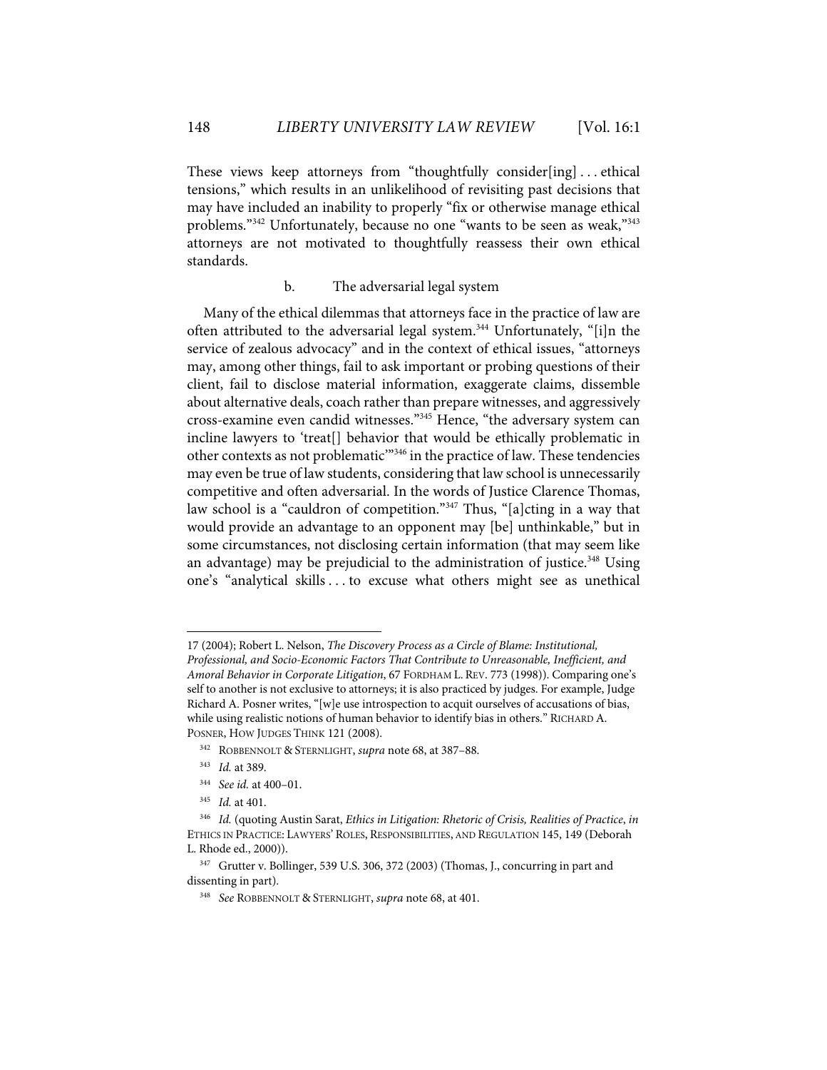These views keep attorneys from "thoughtfully consider[ing] . . . ethical tensions," which results in an unlikelihood of revisiting past decisions that may have included an inability to properly "fix or otherwise manage ethical problems."[342] Unfortunately, because no one "wants to be seen as weak,"[343] attorneys are not motivated to thoughtfully reassess their own ethical standards.

#### b. The adversarial legal system

Many of the ethical dilemmas that attorneys face in the practice of law are often attributed to the adversarial legal system.[344] Unfortunately, "[i]n the service of zealous advocacy" and in the context of ethical issues, "attorneys may, among other things, fail to ask important or probing questions of their client, fail to disclose material information, exaggerate claims, dissemble about alternative deals, coach rather than prepare witnesses, and aggressively cross-examine even candid witnesses."[345] Hence, "the adversary system can incline lawyers to 'treat[] behavior that would be ethically problematic in other contexts as not problematic'"[346] in the practice of law. These tendencies may even be true of law students, considering that law school is unnecessarily competitive and often adversarial. In the words of Justice Clarence Thomas, law school is a "cauldron of competition."[347] Thus, "[a]cting in a way that would provide an advantage to an opponent may [be] unthinkable," but in some circumstances, not disclosing certain information (that may seem like an advantage) may be prejudicial to the administration of justice.[348] Using one's "analytical skills . . . to excuse what others might see as unethical

---

17 (2004); Robert L. Nelson, *The Discovery Process as a Circle of Blame: Institutional, Professional, and Socio-Economic Factors That Contribute to Unreasonable, Inefficient, and Amoral Behavior in Corporate Litigation*, 67 FORDHAM L. REV. 773 (1998)). Comparing one's self to another is not exclusive to attorneys; it is also practiced by judges. For example, Judge Richard A. Posner writes, "[w]e use introspection to acquit ourselves of accusations of bias, while using realistic notions of human behavior to identify bias in others." RICHARD A. POSNER, HOW JUDGES THINK 121 (2008).

[342] ROBBENNOLT & STERNLIGHT, *supra* note 68, at 387–88.

[343] *Id.* at 389.

[344] *See id.* at 400–01.

[345] *Id.* at 401.

[346] *Id.* (quoting Austin Sarat, *Ethics in Litigation: Rhetoric of Crisis, Realities of Practice*, *in* ETHICS IN PRACTICE: LAWYERS' ROLES, RESPONSIBILITIES, AND REGULATION 145, 149 (Deborah L. Rhode ed., 2000)).

[347] Grutter v. Bollinger, 539 U.S. 306, 372 (2003) (Thomas, J., concurring in part and dissenting in part).

[348] *See* ROBBENNOLT & STERNLIGHT, *supra* note 68, at 401.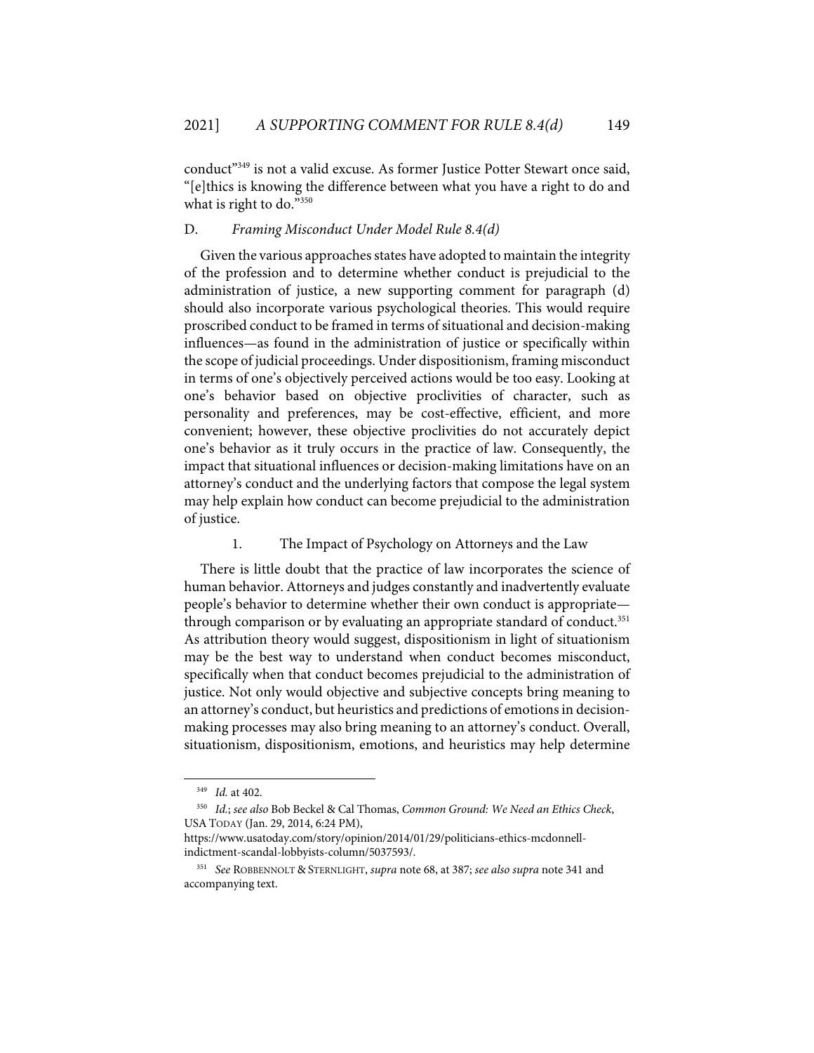conduct"[349] is not a valid excuse. As former Justice Potter Stewart once said, "[e]thics is knowing the difference between what you have a right to do and what is right to do."[350]

### D. *Framing Misconduct Under Model Rule 8.4(d)*

Given the various approaches states have adopted to maintain the integrity of the profession and to determine whether conduct is prejudicial to the administration of justice, a new supporting comment for paragraph (d) should also incorporate various psychological theories. This would require proscribed conduct to be framed in terms of situational and decision-making influences—as found in the administration of justice or specifically within the scope of judicial proceedings. Under dispositionism, framing misconduct in terms of one's objectively perceived actions would be too easy. Looking at one's behavior based on objective proclivities of character, such as personality and preferences, may be cost-effective, efficient, and more convenient; however, these objective proclivities do not accurately depict one's behavior as it truly occurs in the practice of law. Consequently, the impact that situational influences or decision-making limitations have on an attorney's conduct and the underlying factors that compose the legal system may help explain how conduct can become prejudicial to the administration of justice.

#### 1. The Impact of Psychology on Attorneys and the Law

There is little doubt that the practice of law incorporates the science of human behavior. Attorneys and judges constantly and inadvertently evaluate people's behavior to determine whether their own conduct is appropriate—through comparison or by evaluating an appropriate standard of conduct.[351] As attribution theory would suggest, dispositionism in light of situationism may be the best way to understand when conduct becomes misconduct, specifically when that conduct becomes prejudicial to the administration of justice. Not only would objective and subjective concepts bring meaning to an attorney's conduct, but heuristics and predictions of emotions in decision-making processes may also bring meaning to an attorney's conduct. Overall, situationism, dispositionism, emotions, and heuristics may help determine

---

[349] *Id.* at 402.

[350] *Id.*; *see also* Bob Beckel & Cal Thomas, *Common Ground: We Need an Ethics Check*, USA TODAY (Jan. 29, 2014, 6:24 PM), https://www.usatoday.com/story/opinion/2014/01/29/politicians-ethics-mcdonnell-indictment-scandal-lobbyists-column/5037593/.

[351] *See* ROBBENNOLT & STERNLIGHT, *supra* note 68, at 387; *see also supra* note 341 and accompanying text.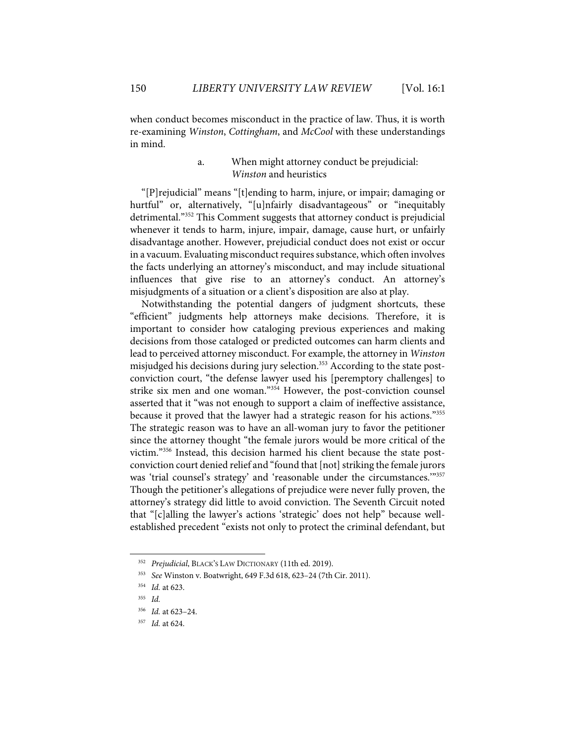when conduct becomes misconduct in the practice of law. Thus, it is worth re-examining *Winston*, *Cottingham*, and *McCool* with these understandings in mind.

### a. When might attorney conduct be prejudicial: *Winston* and heuristics

"[P]rejudicial" means "[t]ending to harm, injure, or impair; damaging or hurtful" or, alternatively, "[u]nfairly disadvantageous" or "inequitably detrimental."[352] This Comment suggests that attorney conduct is prejudicial whenever it tends to harm, injure, impair, damage, cause hurt, or unfairly disadvantage another. However, prejudicial conduct does not exist or occur in a vacuum. Evaluating misconduct requires substance, which often involves the facts underlying an attorney's misconduct, and may include situational influences that give rise to an attorney's conduct. An attorney's misjudgments of a situation or a client's disposition are also at play.

Notwithstanding the potential dangers of judgment shortcuts, these "efficient" judgments help attorneys make decisions. Therefore, it is important to consider how cataloging previous experiences and making decisions from those cataloged or predicted outcomes can harm clients and lead to perceived attorney misconduct. For example, the attorney in *Winston* misjudged his decisions during jury selection.[353] According to the state post-conviction court, "the defense lawyer used his [peremptory challenges] to strike six men and one woman."[354] However, the post-conviction counsel asserted that it "was not enough to support a claim of ineffective assistance, because it proved that the lawyer had a strategic reason for his actions."[355] The strategic reason was to have an all-woman jury to favor the petitioner since the attorney thought "the female jurors would be more critical of the victim."[356] Instead, this decision harmed his client because the state post-conviction court denied relief and "found that [not] striking the female jurors was 'trial counsel's strategy' and 'reasonable under the circumstances.'"[357] Though the petitioner's allegations of prejudice were never fully proven, the attorney's strategy did little to avoid conviction. The Seventh Circuit noted that "[c]alling the lawyer's actions 'strategic' does not help" because well-established precedent "exists not only to protect the criminal defendant, but

---

[352] *Prejudicial*, BLACK'S LAW DICTIONARY (11th ed. 2019).

[353] *See* Winston v. Boatwright, 649 F.3d 618, 623–24 (7th Cir. 2011).

[354] *Id.* at 623.

[355] *Id.*

[356] *Id.* at 623–24.

[357] *Id.* at 624.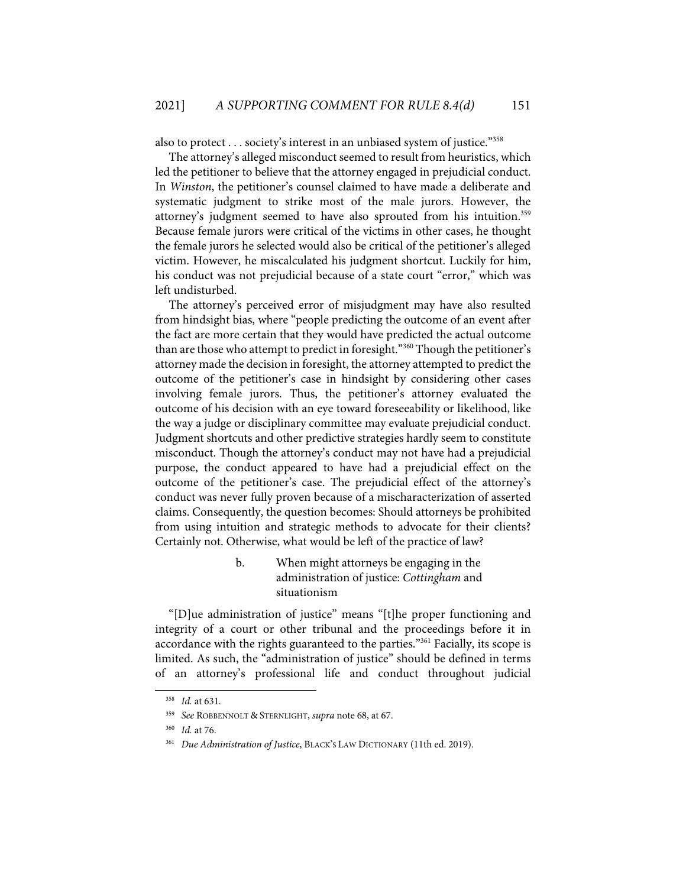also to protect . . . society's interest in an unbiased system of justice."[358]

The attorney's alleged misconduct seemed to result from heuristics, which led the petitioner to believe that the attorney engaged in prejudicial conduct. In *Winston*, the petitioner's counsel claimed to have made a deliberate and systematic judgment to strike most of the male jurors. However, the attorney's judgment seemed to have also sprouted from his intuition.[359] Because female jurors were critical of the victims in other cases, he thought the female jurors he selected would also be critical of the petitioner's alleged victim. However, he miscalculated his judgment shortcut. Luckily for him, his conduct was not prejudicial because of a state court "error," which was left undisturbed.

The attorney's perceived error of misjudgment may have also resulted from hindsight bias, where "people predicting the outcome of an event after the fact are more certain that they would have predicted the actual outcome than are those who attempt to predict in foresight."[360] Though the petitioner's attorney made the decision in foresight, the attorney attempted to predict the outcome of the petitioner's case in hindsight by considering other cases involving female jurors. Thus, the petitioner's attorney evaluated the outcome of his decision with an eye toward foreseeability or likelihood, like the way a judge or disciplinary committee may evaluate prejudicial conduct. Judgment shortcuts and other predictive strategies hardly seem to constitute misconduct. Though the attorney's conduct may not have had a prejudicial purpose, the conduct appeared to have had a prejudicial effect on the outcome of the petitioner's case. The prejudicial effect of the attorney's conduct was never fully proven because of a mischaracterization of asserted claims. Consequently, the question becomes: Should attorneys be prohibited from using intuition and strategic methods to advocate for their clients? Certainly not. Otherwise, what would be left of the practice of law?

b. When might attorneys be engaging in the administration of justice: *Cottingham* and situationism

"[D]ue administration of justice" means "[t]he proper functioning and integrity of a court or other tribunal and the proceedings before it in accordance with the rights guaranteed to the parties."[361] Facially, its scope is limited. As such, the "administration of justice" should be defined in terms of an attorney's professional life and conduct throughout judicial

---

[358] *Id.* at 631.

[359] *See* ROBBENNOLT & STERNLIGHT, *supra* note 68, at 67.

[360] *Id.* at 76.

[361] *Due Administration of Justice*, BLACK'S LAW DICTIONARY (11th ed. 2019).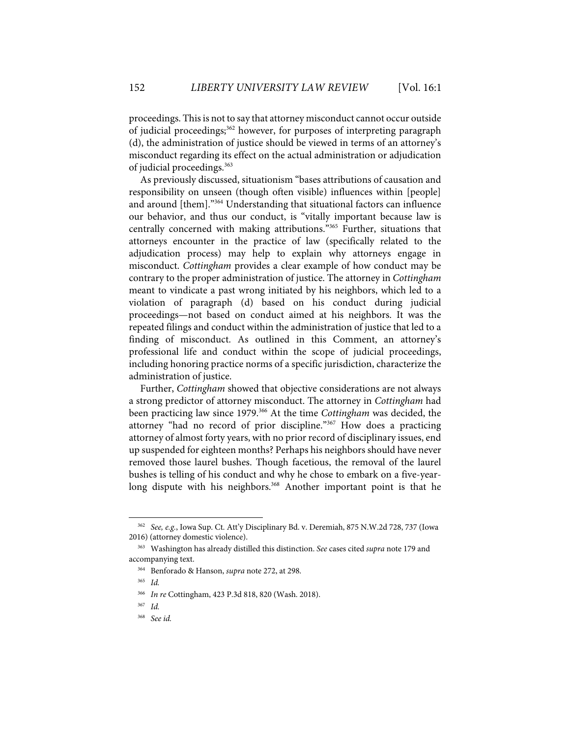proceedings. This is not to say that attorney misconduct cannot occur outside of judicial proceedings;[362] however, for purposes of interpreting paragraph (d), the administration of justice should be viewed in terms of an attorney's misconduct regarding its effect on the actual administration or adjudication of judicial proceedings.[363]

As previously discussed, situationism "bases attributions of causation and responsibility on unseen (though often visible) influences within [people] and around [them]."[364] Understanding that situational factors can influence our behavior, and thus our conduct, is "vitally important because law is centrally concerned with making attributions."[365] Further, situations that attorneys encounter in the practice of law (specifically related to the adjudication process) may help to explain why attorneys engage in misconduct. *Cottingham* provides a clear example of how conduct may be contrary to the proper administration of justice. The attorney in *Cottingham* meant to vindicate a past wrong initiated by his neighbors, which led to a violation of paragraph (d) based on his conduct during judicial proceedings—not based on conduct aimed at his neighbors. It was the repeated filings and conduct within the administration of justice that led to a finding of misconduct. As outlined in this Comment, an attorney's professional life and conduct within the scope of judicial proceedings, including honoring practice norms of a specific jurisdiction, characterize the administration of justice.

Further, *Cottingham* showed that objective considerations are not always a strong predictor of attorney misconduct. The attorney in *Cottingham* had been practicing law since 1979.[366] At the time *Cottingham* was decided, the attorney "had no record of prior discipline."[367] How does a practicing attorney of almost forty years, with no prior record of disciplinary issues, end up suspended for eighteen months? Perhaps his neighbors should have never removed those laurel bushes. Though facetious, the removal of the laurel bushes is telling of his conduct and why he chose to embark on a five-year-long dispute with his neighbors.[368] Another important point is that he

---

[362] *See, e.g.*, Iowa Sup. Ct. Att'y Disciplinary Bd. v. Deremiah, 875 N.W.2d 728, 737 (Iowa 2016) (attorney domestic violence).

[363] Washington has already distilled this distinction. *See* cases cited *supra* note 179 and accompanying text.

[364] Benforado & Hanson, *supra* note 272, at 298.

[365] *Id.*

[366] *In re* Cottingham, 423 P.3d 818, 820 (Wash. 2018).

[367] *Id.*

[368] *See id.*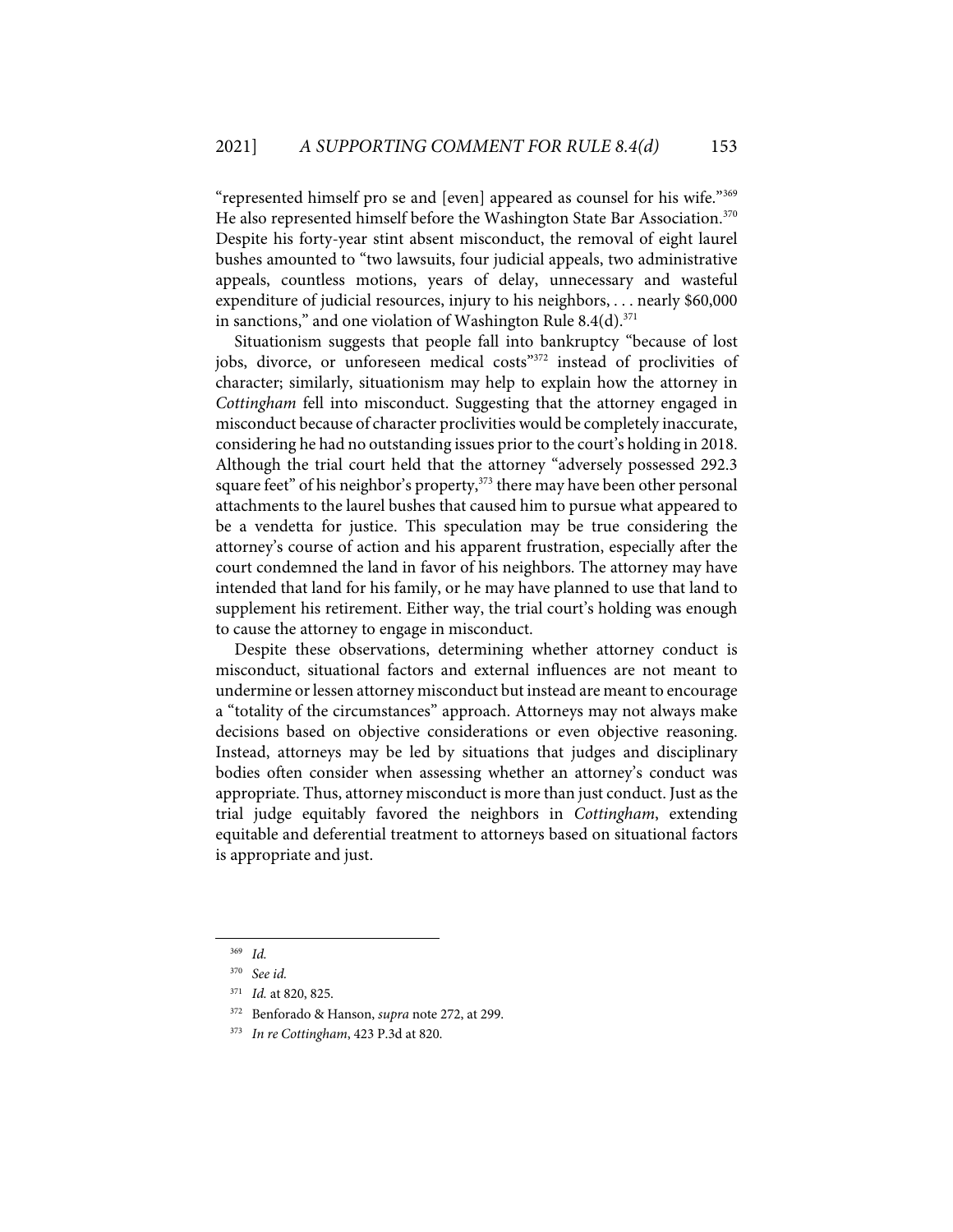"represented himself pro se and [even] appeared as counsel for his wife."[369] He also represented himself before the Washington State Bar Association.[370] Despite his forty-year stint absent misconduct, the removal of eight laurel bushes amounted to "two lawsuits, four judicial appeals, two administrative appeals, countless motions, years of delay, unnecessary and wasteful expenditure of judicial resources, injury to his neighbors, . . . nearly $60,000 in sanctions," and one violation of Washington Rule 8.4(d).[371]

Situationism suggests that people fall into bankruptcy "because of lost jobs, divorce, or unforeseen medical costs"[372] instead of proclivities of character; similarly, situationism may help to explain how the attorney in *Cottingham* fell into misconduct. Suggesting that the attorney engaged in misconduct because of character proclivities would be completely inaccurate, considering he had no outstanding issues prior to the court's holding in 2018. Although the trial court held that the attorney "adversely possessed 292.3 square feet" of his neighbor's property,[373] there may have been other personal attachments to the laurel bushes that caused him to pursue what appeared to be a vendetta for justice. This speculation may be true considering the attorney's course of action and his apparent frustration, especially after the court condemned the land in favor of his neighbors. The attorney may have intended that land for his family, or he may have planned to use that land to supplement his retirement. Either way, the trial court's holding was enough to cause the attorney to engage in misconduct.

Despite these observations, determining whether attorney conduct is misconduct, situational factors and external influences are not meant to undermine or lessen attorney misconduct but instead are meant to encourage a "totality of the circumstances" approach. Attorneys may not always make decisions based on objective considerations or even objective reasoning. Instead, attorneys may be led by situations that judges and disciplinary bodies often consider when assessing whether an attorney's conduct was appropriate. Thus, attorney misconduct is more than just conduct. Just as the trial judge equitably favored the neighbors in *Cottingham*, extending equitable and deferential treatment to attorneys based on situational factors is appropriate and just.

---

[369] *Id.*

[370] *See id.*

[371] *Id.* at 820, 825.

[372] Benforado & Hanson, *supra* note 272, at 299.

[373] *In re Cottingham*, 423 P.3d at 820.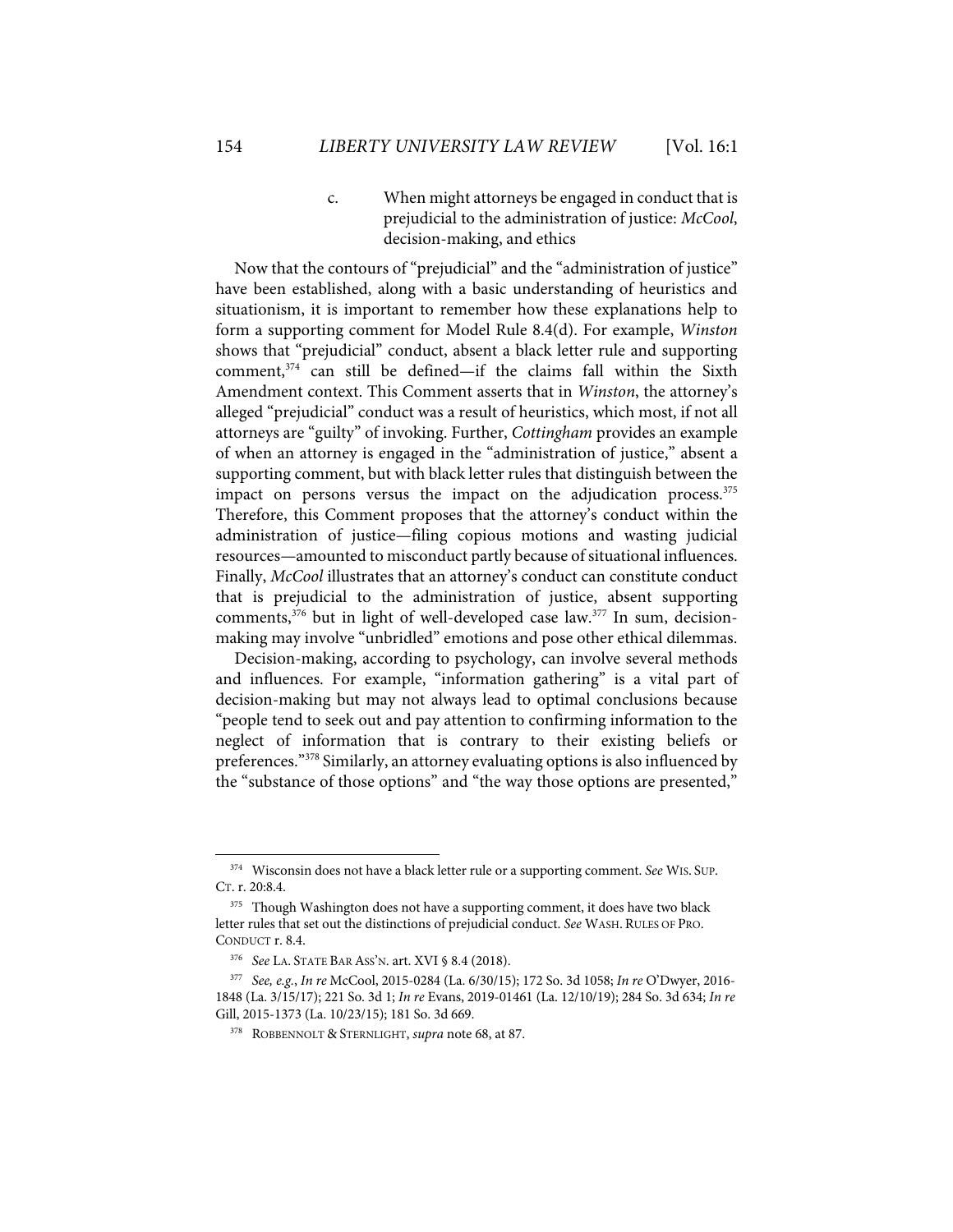#### c. When might attorneys be engaged in conduct that is prejudicial to the administration of justice: *McCool*, decision-making, and ethics

Now that the contours of "prejudicial" and the "administration of justice" have been established, along with a basic understanding of heuristics and situationism, it is important to remember how these explanations help to form a supporting comment for Model Rule 8.4(d). For example, *Winston* shows that "prejudicial" conduct, absent a black letter rule and supporting comment,[374] can still be defined—if the claims fall within the Sixth Amendment context. This Comment asserts that in *Winston*, the attorney's alleged "prejudicial" conduct was a result of heuristics, which most, if not all attorneys are "guilty" of invoking. Further, *Cottingham* provides an example of when an attorney is engaged in the "administration of justice," absent a supporting comment, but with black letter rules that distinguish between the impact on persons versus the impact on the adjudication process.[375] Therefore, this Comment proposes that the attorney's conduct within the administration of justice—filing copious motions and wasting judicial resources—amounted to misconduct partly because of situational influences. Finally, *McCool* illustrates that an attorney's conduct can constitute conduct that is prejudicial to the administration of justice, absent supporting comments,[376] but in light of well-developed case law.[377] In sum, decision-making may involve "unbridled" emotions and pose other ethical dilemmas.

Decision-making, according to psychology, can involve several methods and influences. For example, "information gathering" is a vital part of decision-making but may not always lead to optimal conclusions because "people tend to seek out and pay attention to confirming information to the neglect of information that is contrary to their existing beliefs or preferences."[378] Similarly, an attorney evaluating options is also influenced by the "substance of those options" and "the way those options are presented,"

---

[374] Wisconsin does not have a black letter rule or a supporting comment. *See* WIS. SUP. CT. r. 20:8.4.

[375] Though Washington does not have a supporting comment, it does have two black letter rules that set out the distinctions of prejudicial conduct. *See* WASH. RULES OF PRO. CONDUCT r. 8.4.

[376] *See* LA. STATE BAR ASS'N. art. XVI § 8.4 (2018).

[377] *See, e.g.*, *In re* McCool, 2015-0284 (La. 6/30/15); 172 So. 3d 1058; *In re* O'Dwyer, 2016-1848 (La. 3/15/17); 221 So. 3d 1; *In re* Evans, 2019-01461 (La. 12/10/19); 284 So. 3d 634; *In re* Gill, 2015-1373 (La. 10/23/15); 181 So. 3d 669.

[378] ROBBENNOLT & STERNLIGHT, *supra* note 68, at 87.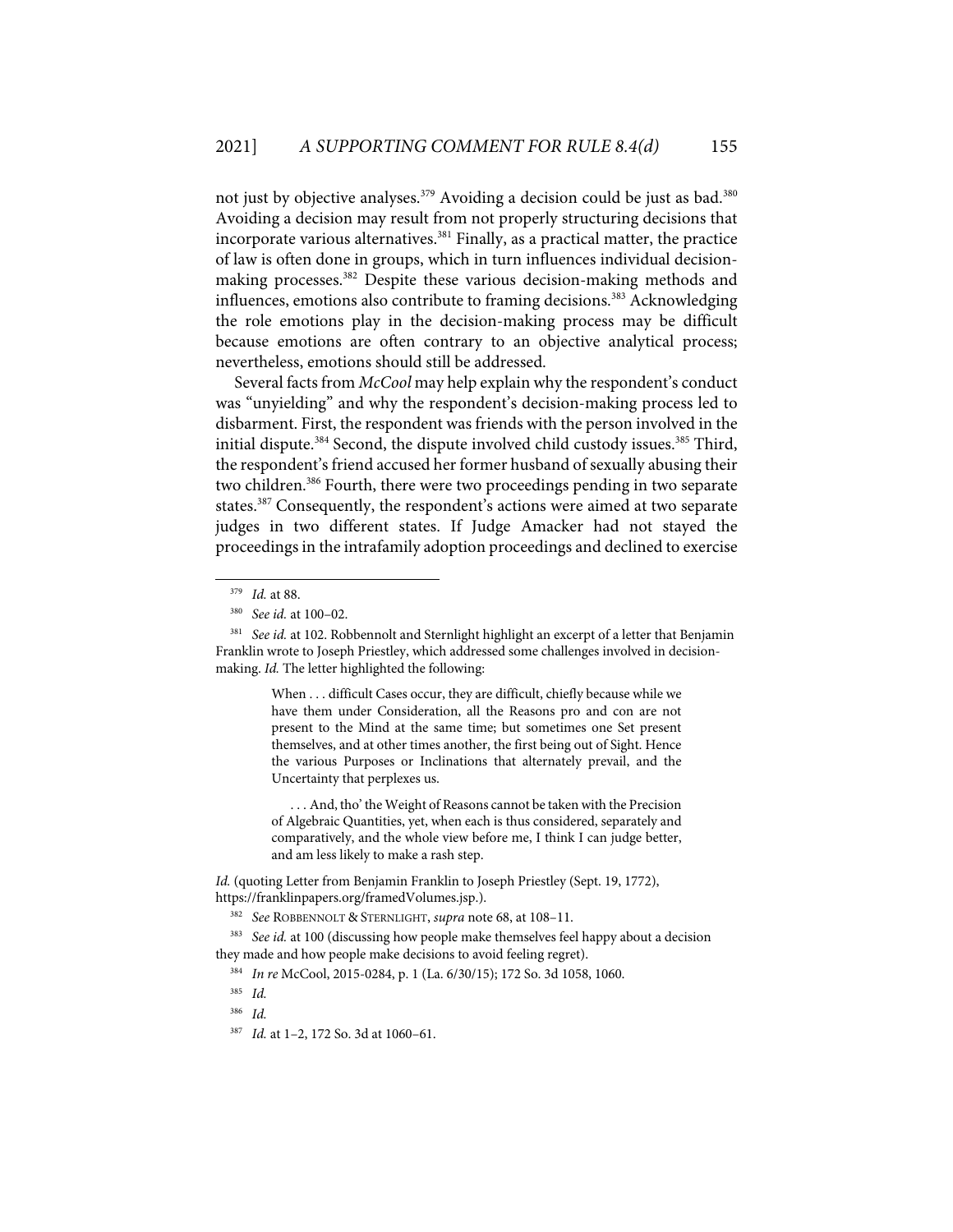not just by objective analyses.[379] Avoiding a decision could be just as bad.[380] Avoiding a decision may result from not properly structuring decisions that incorporate various alternatives.[381] Finally, as a practical matter, the practice of law is often done in groups, which in turn influences individual decision-making processes.[382] Despite these various decision-making methods and influences, emotions also contribute to framing decisions.[383] Acknowledging the role emotions play in the decision-making process may be difficult because emotions are often contrary to an objective analytical process; nevertheless, emotions should still be addressed.

Several facts from *McCool* may help explain why the respondent's conduct was "unyielding" and why the respondent's decision-making process led to disbarment. First, the respondent was friends with the person involved in the initial dispute.[384] Second, the dispute involved child custody issues.[385] Third, the respondent's friend accused her former husband of sexually abusing their two children.[386] Fourth, there were two proceedings pending in two separate states.[387] Consequently, the respondent's actions were aimed at two separate judges in two different states. If Judge Amacker had not stayed the proceedings in the intrafamily adoption proceedings and declined to exercise

---

[379] *Id.* at 88.

[380] *See id.* at 100–02.

[381] *See id.* at 102. Robbennolt and Sternlight highlight an excerpt of a letter that Benjamin Franklin wrote to Joseph Priestley, which addressed some challenges involved in decision-making. *Id.* The letter highlighted the following:

> When . . . difficult Cases occur, they are difficult, chiefly because while we have them under Consideration, all the Reasons pro and con are not present to the Mind at the same time; but sometimes one Set present themselves, and at other times another, the first being out of Sight. Hence the various Purposes or Inclinations that alternately prevail, and the Uncertainty that perplexes us.
>
> . . . And, tho' the Weight of Reasons cannot be taken with the Precision of Algebraic Quantities, yet, when each is thus considered, separately and comparatively, and the whole view before me, I think I can judge better, and am less likely to make a rash step.

*Id.* (quoting Letter from Benjamin Franklin to Joseph Priestley (Sept. 19, 1772), https://franklinpapers.org/framedVolumes.jsp.).

[382] *See* ROBBENNOLT & STERNLIGHT, *supra* note 68, at 108–11.

[383] *See id.* at 100 (discussing how people make themselves feel happy about a decision they made and how people make decisions to avoid feeling regret).

[384] *In re* McCool, 2015-0284, p. 1 (La. 6/30/15); 172 So. 3d 1058, 1060.

[385] *Id.*

[386] *Id.*

[387] *Id.* at 1–2, 172 So. 3d at 1060–61.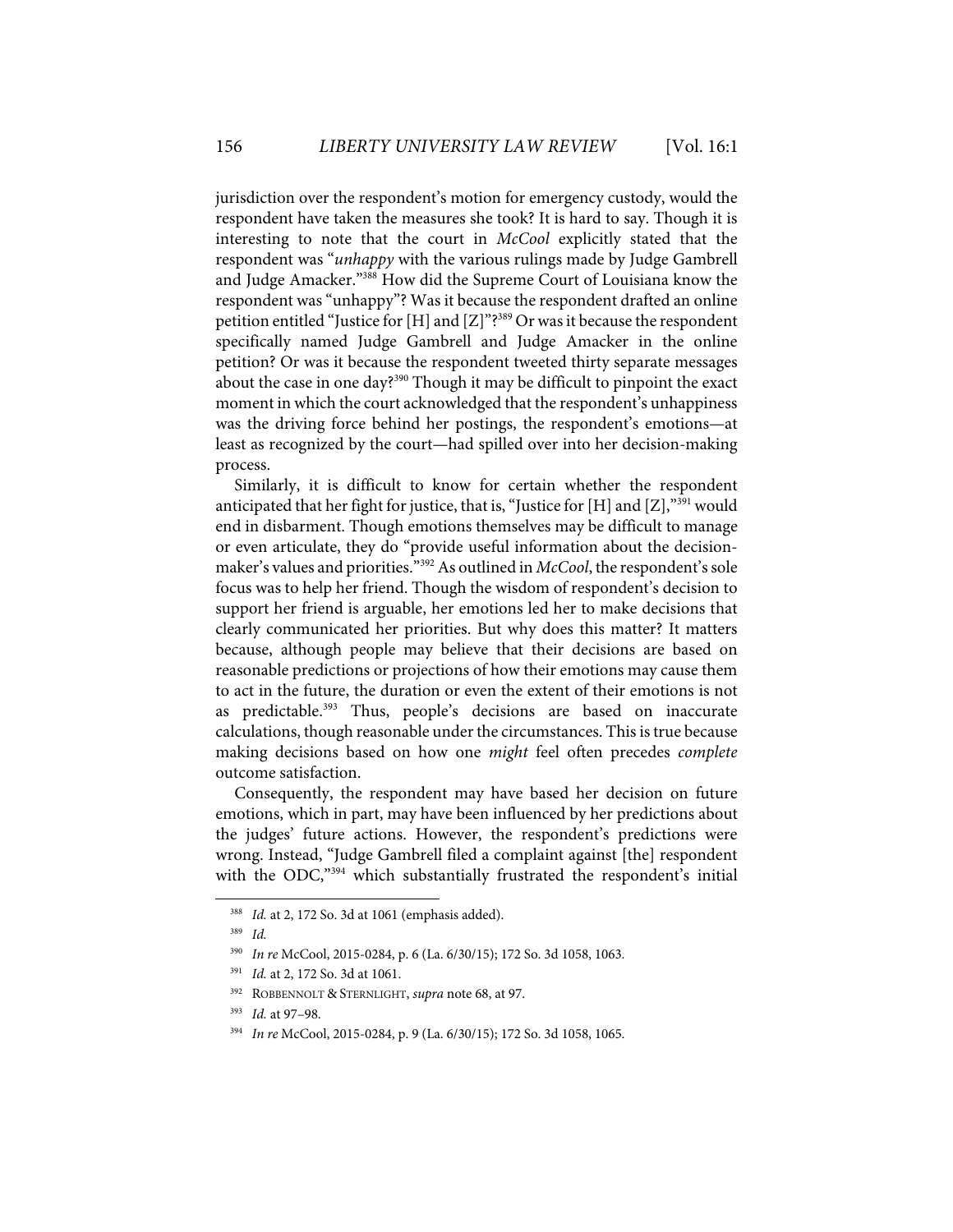jurisdiction over the respondent's motion for emergency custody, would the respondent have taken the measures she took? It is hard to say. Though it is interesting to note that the court in *McCool* explicitly stated that the respondent was "*unhappy* with the various rulings made by Judge Gambrell and Judge Amacker."[388] How did the Supreme Court of Louisiana know the respondent was "unhappy"? Was it because the respondent drafted an online petition entitled "Justice for [H] and [Z]"?[389] Or was it because the respondent specifically named Judge Gambrell and Judge Amacker in the online petition? Or was it because the respondent tweeted thirty separate messages about the case in one day?[390] Though it may be difficult to pinpoint the exact moment in which the court acknowledged that the respondent's unhappiness was the driving force behind her postings, the respondent's emotions—at least as recognized by the court—had spilled over into her decision-making process.

Similarly, it is difficult to know for certain whether the respondent anticipated that her fight for justice, that is, "Justice for [H] and [Z],"[391] would end in disbarment. Though emotions themselves may be difficult to manage or even articulate, they do "provide useful information about the decision-maker's values and priorities."[392] As outlined in *McCool*, the respondent's sole focus was to help her friend. Though the wisdom of respondent's decision to support her friend is arguable, her emotions led her to make decisions that clearly communicated her priorities. But why does this matter? It matters because, although people may believe that their decisions are based on reasonable predictions or projections of how their emotions may cause them to act in the future, the duration or even the extent of their emotions is not as predictable.[393] Thus, people's decisions are based on inaccurate calculations, though reasonable under the circumstances. This is true because making decisions based on how one *might* feel often precedes *complete* outcome satisfaction.

Consequently, the respondent may have based her decision on future emotions, which in part, may have been influenced by her predictions about the judges' future actions. However, the respondent's predictions were wrong. Instead, "Judge Gambrell filed a complaint against [the] respondent with the ODC,"[394] which substantially frustrated the respondent's initial

---

[388] *Id.* at 2, 172 So. 3d at 1061 (emphasis added).

[389] *Id.*

[390] *In re* McCool, 2015-0284, p. 6 (La. 6/30/15); 172 So. 3d 1058, 1063.

[391] *Id.* at 2, 172 So. 3d at 1061.

[392] ROBBENNOLT & STERNLIGHT, *supra* note 68, at 97.

[393] *Id.* at 97–98.

[394] *In re* McCool, 2015-0284, p. 9 (La. 6/30/15); 172 So. 3d 1058, 1065.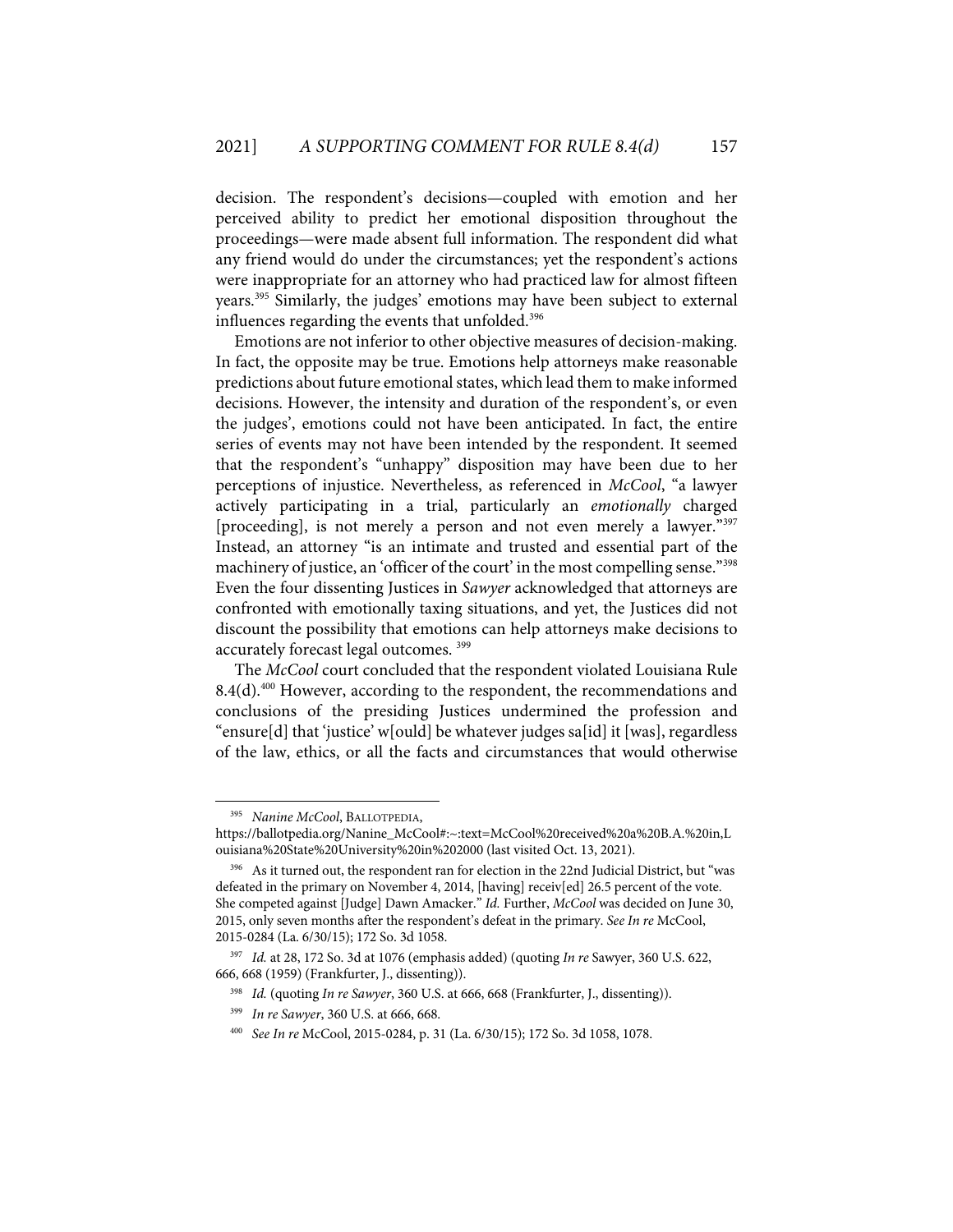decision. The respondent's decisions—coupled with emotion and her perceived ability to predict her emotional disposition throughout the proceedings—were made absent full information. The respondent did what any friend would do under the circumstances; yet the respondent's actions were inappropriate for an attorney who had practiced law for almost fifteen years.[395] Similarly, the judges' emotions may have been subject to external influences regarding the events that unfolded.[396]

Emotions are not inferior to other objective measures of decision-making. In fact, the opposite may be true. Emotions help attorneys make reasonable predictions about future emotional states, which lead them to make informed decisions. However, the intensity and duration of the respondent's, or even the judges', emotions could not have been anticipated. In fact, the entire series of events may not have been intended by the respondent. It seemed that the respondent's "unhappy" disposition may have been due to her perceptions of injustice. Nevertheless, as referenced in *McCool*, "a lawyer actively participating in a trial, particularly an *emotionally* charged [proceeding], is not merely a person and not even merely a lawyer."[397] Instead, an attorney "is an intimate and trusted and essential part of the machinery of justice, an 'officer of the court' in the most compelling sense."[398] Even the four dissenting Justices in *Sawyer* acknowledged that attorneys are confronted with emotionally taxing situations, and yet, the Justices did not discount the possibility that emotions can help attorneys make decisions to accurately forecast legal outcomes.[399]

The *McCool* court concluded that the respondent violated Louisiana Rule 8.4(d).[400] However, according to the respondent, the recommendations and conclusions of the presiding Justices undermined the profession and "ensure[d] that 'justice' w[ould] be whatever judges sa[id] it [was], regardless of the law, ethics, or all the facts and circumstances that would otherwise

---

[395] *Nanine McCool*, BALLOTPEDIA, https://ballotpedia.org/Nanine_McCool#:~:text=McCool%20received%20a%20B.A.%20in,Louisiana%20State%20University%20in%202000 (last visited Oct. 13, 2021).

[396] As it turned out, the respondent ran for election in the 22nd Judicial District, but "was defeated in the primary on November 4, 2014, [having] receiv[ed] 26.5 percent of the vote. She competed against [Judge] Dawn Amacker." *Id.* Further, *McCool* was decided on June 30, 2015, only seven months after the respondent's defeat in the primary. *See In re* McCool, 2015-0284 (La. 6/30/15); 172 So. 3d 1058.

[397] *Id.* at 28, 172 So. 3d at 1076 (emphasis added) (quoting *In re* Sawyer, 360 U.S. 622, 666, 668 (1959) (Frankfurter, J., dissenting)).

[398] *Id.* (quoting *In re Sawyer*, 360 U.S. at 666, 668 (Frankfurter, J., dissenting)).

[399] *In re Sawyer*, 360 U.S. at 666, 668.

[400] *See In re* McCool, 2015-0284, p. 31 (La. 6/30/15); 172 So. 3d 1058, 1078.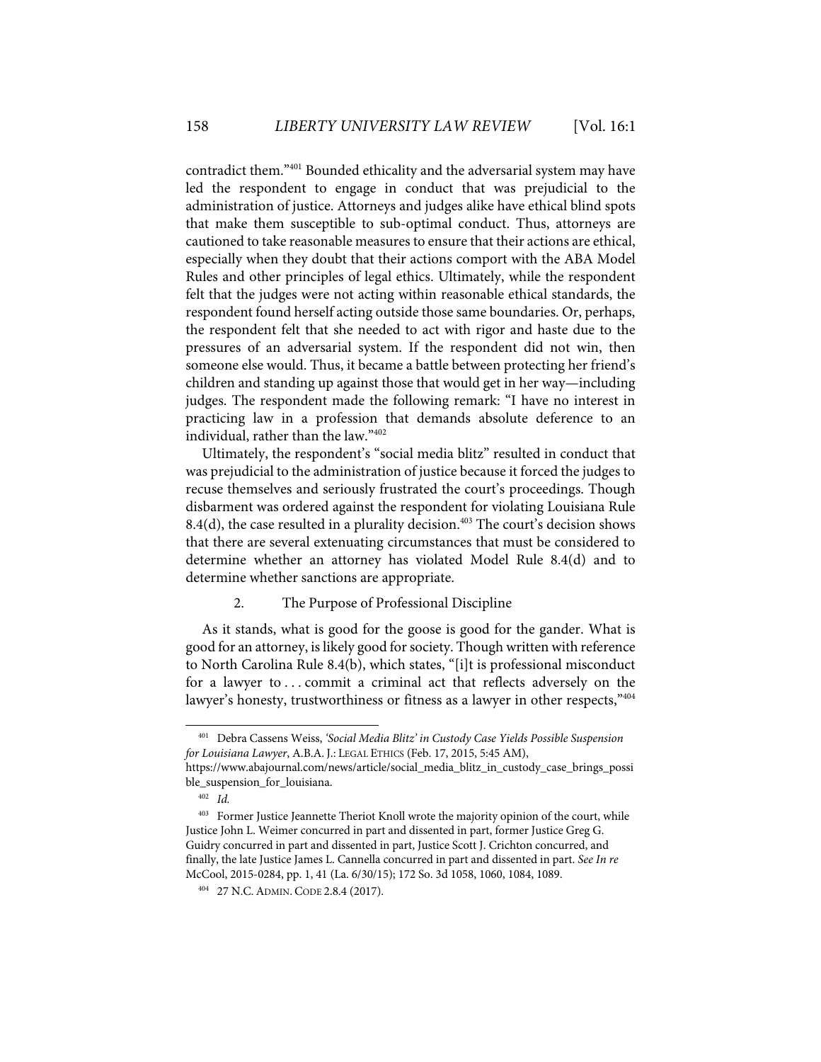contradict them."[401] Bounded ethicality and the adversarial system may have led the respondent to engage in conduct that was prejudicial to the administration of justice. Attorneys and judges alike have ethical blind spots that make them susceptible to sub-optimal conduct. Thus, attorneys are cautioned to take reasonable measures to ensure that their actions are ethical, especially when they doubt that their actions comport with the ABA Model Rules and other principles of legal ethics. Ultimately, while the respondent felt that the judges were not acting within reasonable ethical standards, the respondent found herself acting outside those same boundaries. Or, perhaps, the respondent felt that she needed to act with rigor and haste due to the pressures of an adversarial system. If the respondent did not win, then someone else would. Thus, it became a battle between protecting her friend's children and standing up against those that would get in her way—including judges. The respondent made the following remark: "I have no interest in practicing law in a profession that demands absolute deference to an individual, rather than the law."[402]

Ultimately, the respondent's "social media blitz" resulted in conduct that was prejudicial to the administration of justice because it forced the judges to recuse themselves and seriously frustrated the court's proceedings. Though disbarment was ordered against the respondent for violating Louisiana Rule 8.4(d), the case resulted in a plurality decision.[403] The court's decision shows that there are several extenuating circumstances that must be considered to determine whether an attorney has violated Model Rule 8.4(d) and to determine whether sanctions are appropriate.

### 2. The Purpose of Professional Discipline

As it stands, what is good for the goose is good for the gander. What is good for an attorney, is likely good for society. Though written with reference to North Carolina Rule 8.4(b), which states, "[i]t is professional misconduct for a lawyer to . . . commit a criminal act that reflects adversely on the lawyer's honesty, trustworthiness or fitness as a lawyer in other respects,"[404]

---

[401] Debra Cassens Weiss, *'Social Media Blitz' in Custody Case Yields Possible Suspension for Louisiana Lawyer*, A.B.A. J.: LEGAL ETHICS (Feb. 17, 2015, 5:45 AM), https://www.abajournal.com/news/article/social_media_blitz_in_custody_case_brings_possible_suspension_for_louisiana.

[402] *Id.*

[403] Former Justice Jeannette Theriot Knoll wrote the majority opinion of the court, while Justice John L. Weimer concurred in part and dissented in part, former Justice Greg G. Guidry concurred in part and dissented in part, Justice Scott J. Crichton concurred, and finally, the late Justice James L. Cannella concurred in part and dissented in part. *See In re* McCool, 2015-0284, pp. 1, 41 (La. 6/30/15); 172 So. 3d 1058, 1060, 1084, 1089.

[404] 27 N.C. ADMIN. CODE 2.8.4 (2017).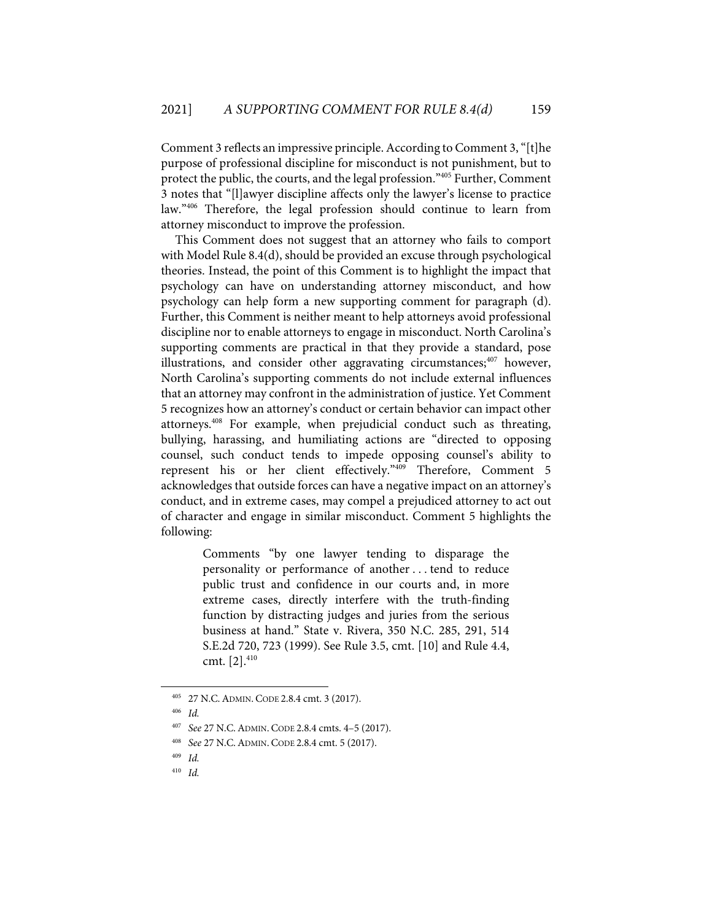Comment 3 reflects an impressive principle. According to Comment 3, "[t]he purpose of professional discipline for misconduct is not punishment, but to protect the public, the courts, and the legal profession."[405] Further, Comment 3 notes that "[l]awyer discipline affects only the lawyer's license to practice law."[406] Therefore, the legal profession should continue to learn from attorney misconduct to improve the profession.

This Comment does not suggest that an attorney who fails to comport with Model Rule 8.4(d), should be provided an excuse through psychological theories. Instead, the point of this Comment is to highlight the impact that psychology can have on understanding attorney misconduct, and how psychology can help form a new supporting comment for paragraph (d). Further, this Comment is neither meant to help attorneys avoid professional discipline nor to enable attorneys to engage in misconduct. North Carolina's supporting comments are practical in that they provide a standard, pose illustrations, and consider other aggravating circumstances;[407] however, North Carolina's supporting comments do not include external influences that an attorney may confront in the administration of justice. Yet Comment 5 recognizes how an attorney's conduct or certain behavior can impact other attorneys.[408] For example, when prejudicial conduct such as threating, bullying, harassing, and humiliating actions are "directed to opposing counsel, such conduct tends to impede opposing counsel's ability to represent his or her client effectively."[409] Therefore, Comment 5 acknowledges that outside forces can have a negative impact on an attorney's conduct, and in extreme cases, may compel a prejudiced attorney to act out of character and engage in similar misconduct. Comment 5 highlights the following:

> Comments "by one lawyer tending to disparage the personality or performance of another . . . tend to reduce public trust and confidence in our courts and, in more extreme cases, directly interfere with the truth-finding function by distracting judges and juries from the serious business at hand." State v. Rivera, 350 N.C. 285, 291, 514 S.E.2d 720, 723 (1999). See Rule 3.5, cmt. [10] and Rule 4.4, cmt. [2].[410]

---

[405] 27 N.C. ADMIN. CODE 2.8.4 cmt. 3 (2017).

[406] *Id.*

[407] *See* 27 N.C. ADMIN. CODE 2.8.4 cmts. 4–5 (2017).

[408] *See* 27 N.C. ADMIN. CODE 2.8.4 cmt. 5 (2017).

[409] *Id.*

[410] *Id.*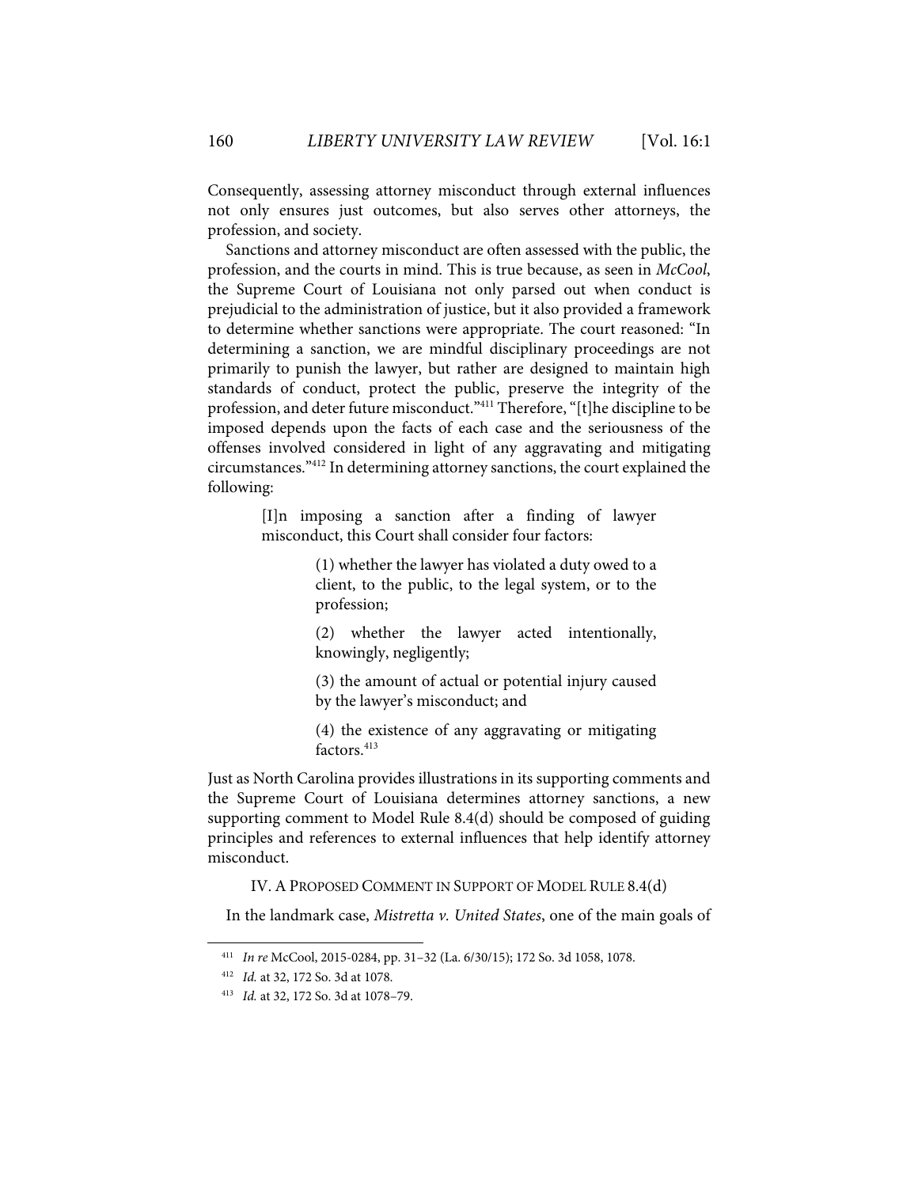Consequently, assessing attorney misconduct through external influences not only ensures just outcomes, but also serves other attorneys, the profession, and society.

Sanctions and attorney misconduct are often assessed with the public, the profession, and the courts in mind. This is true because, as seen in *McCool*, the Supreme Court of Louisiana not only parsed out when conduct is prejudicial to the administration of justice, but it also provided a framework to determine whether sanctions were appropriate. The court reasoned: "In determining a sanction, we are mindful disciplinary proceedings are not primarily to punish the lawyer, but rather are designed to maintain high standards of conduct, protect the public, preserve the integrity of the profession, and deter future misconduct."[411] Therefore, "[t]he discipline to be imposed depends upon the facts of each case and the seriousness of the offenses involved considered in light of any aggravating and mitigating circumstances."[412] In determining attorney sanctions, the court explained the following:

> [I]n imposing a sanction after a finding of lawyer misconduct, this Court shall consider four factors:
>
> > (1) whether the lawyer has violated a duty owed to a client, to the public, to the legal system, or to the profession;
> >
> > (2) whether the lawyer acted intentionally, knowingly, negligently;
> >
> > (3) the amount of actual or potential injury caused by the lawyer's misconduct; and
> >
> > (4) the existence of any aggravating or mitigating factors.[413]

Just as North Carolina provides illustrations in its supporting comments and the Supreme Court of Louisiana determines attorney sanctions, a new supporting comment to Model Rule 8.4(d) should be composed of guiding principles and references to external influences that help identify attorney misconduct.

## IV. A PROPOSED COMMENT IN SUPPORT OF MODEL RULE 8.4(d)

In the landmark case, *Mistretta v. United States*, one of the main goals of

---

[411] *In re* McCool, 2015-0284, pp. 31–32 (La. 6/30/15); 172 So. 3d 1058, 1078.

[412] *Id.* at 32, 172 So. 3d at 1078.

[413] *Id.* at 32, 172 So. 3d at 1078–79.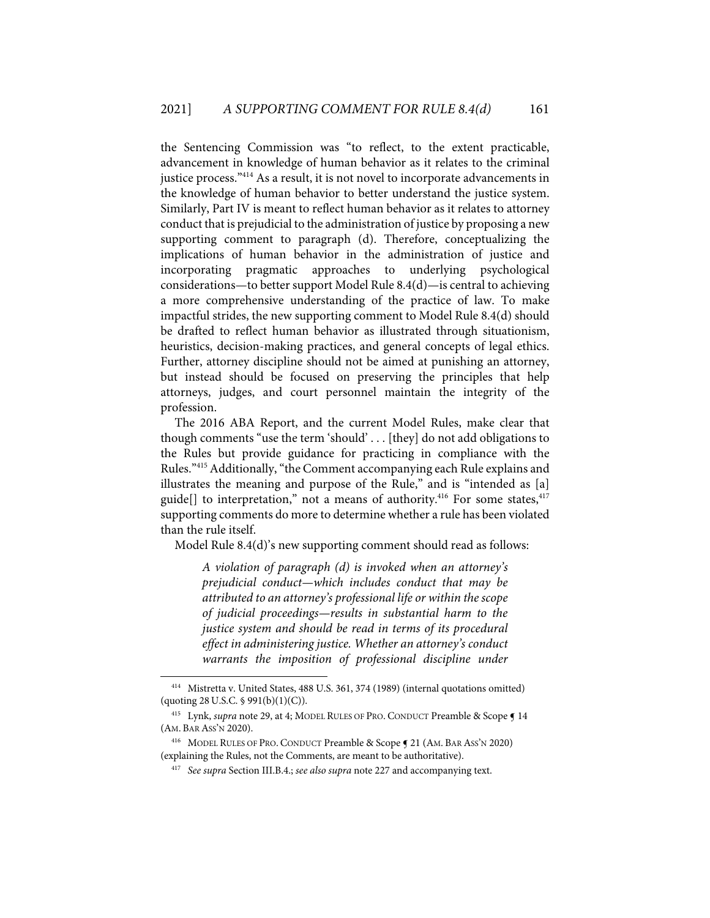the Sentencing Commission was "to reflect, to the extent practicable, advancement in knowledge of human behavior as it relates to the criminal justice process."[414] As a result, it is not novel to incorporate advancements in the knowledge of human behavior to better understand the justice system. Similarly, Part IV is meant to reflect human behavior as it relates to attorney conduct that is prejudicial to the administration of justice by proposing a new supporting comment to paragraph (d). Therefore, conceptualizing the implications of human behavior in the administration of justice and incorporating pragmatic approaches to underlying psychological considerations—to better support Model Rule 8.4(d)—is central to achieving a more comprehensive understanding of the practice of law. To make impactful strides, the new supporting comment to Model Rule 8.4(d) should be drafted to reflect human behavior as illustrated through situationism, heuristics, decision-making practices, and general concepts of legal ethics. Further, attorney discipline should not be aimed at punishing an attorney, but instead should be focused on preserving the principles that help attorneys, judges, and court personnel maintain the integrity of the profession.

The 2016 ABA Report, and the current Model Rules, make clear that though comments "use the term 'should' . . . [they] do not add obligations to the Rules but provide guidance for practicing in compliance with the Rules."[415] Additionally, "the Comment accompanying each Rule explains and illustrates the meaning and purpose of the Rule," and is "intended as [a] guide[] to interpretation," not a means of authority.[416] For some states,[417] supporting comments do more to determine whether a rule has been violated than the rule itself.

Model Rule 8.4(d)'s new supporting comment should read as follows:

> *A violation of paragraph (d) is invoked when an attorney's prejudicial conduct—which includes conduct that may be attributed to an attorney's professional life or within the scope of judicial proceedings—results in substantial harm to the justice system and should be read in terms of its procedural effect in administering justice. Whether an attorney's conduct warrants the imposition of professional discipline under*

---

[414] Mistretta v. United States, 488 U.S. 361, 374 (1989) (internal quotations omitted) (quoting 28 U.S.C. § 991(b)(1)(C)).

[415] Lynk, *supra* note 29, at 4; MODEL RULES OF PRO. CONDUCT Preamble & Scope ¶ 14 (AM. BAR ASS'N 2020).

[416] MODEL RULES OF PRO. CONDUCT Preamble & Scope ¶ 21 (AM. BAR ASS'N 2020) (explaining the Rules, not the Comments, are meant to be authoritative).

[417] *See supra* Section III.B.4.; *see also supra* note 227 and accompanying text.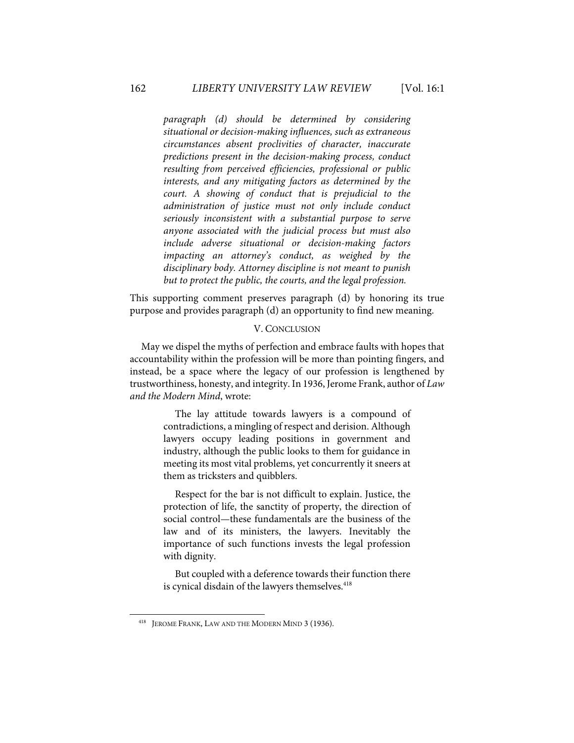> *paragraph (d) should be determined by considering situational or decision-making influences, such as extraneous circumstances absent proclivities of character, inaccurate predictions present in the decision-making process, conduct resulting from perceived efficiencies, professional or public interests, and any mitigating factors as determined by the court. A showing of conduct that is prejudicial to the administration of justice must not only include conduct seriously inconsistent with a substantial purpose to serve anyone associated with the judicial process but must also include adverse situational or decision-making factors impacting an attorney's conduct, as weighed by the disciplinary body. Attorney discipline is not meant to punish but to protect the public, the courts, and the legal profession.*

This supporting comment preserves paragraph (d) by honoring its true purpose and provides paragraph (d) an opportunity to find new meaning.

## V. CONCLUSION

May we dispel the myths of perfection and embrace faults with hopes that accountability within the profession will be more than pointing fingers, and instead, be a space where the legacy of our profession is lengthened by trustworthiness, honesty, and integrity. In 1936, Jerome Frank, author of *Law and the Modern Mind*, wrote:

> The lay attitude towards lawyers is a compound of contradictions, a mingling of respect and derision. Although lawyers occupy leading positions in government and industry, although the public looks to them for guidance in meeting its most vital problems, yet concurrently it sneers at them as tricksters and quibblers.
>
> Respect for the bar is not difficult to explain. Justice, the protection of life, the sanctity of property, the direction of social control—these fundamentals are the business of the law and of its ministers, the lawyers. Inevitably the importance of such functions invests the legal profession with dignity.
>
> But coupled with a deference towards their function there is cynical disdain of the lawyers themselves.[418]

---

[418] JEROME FRANK, LAW AND THE MODERN MIND 3 (1936).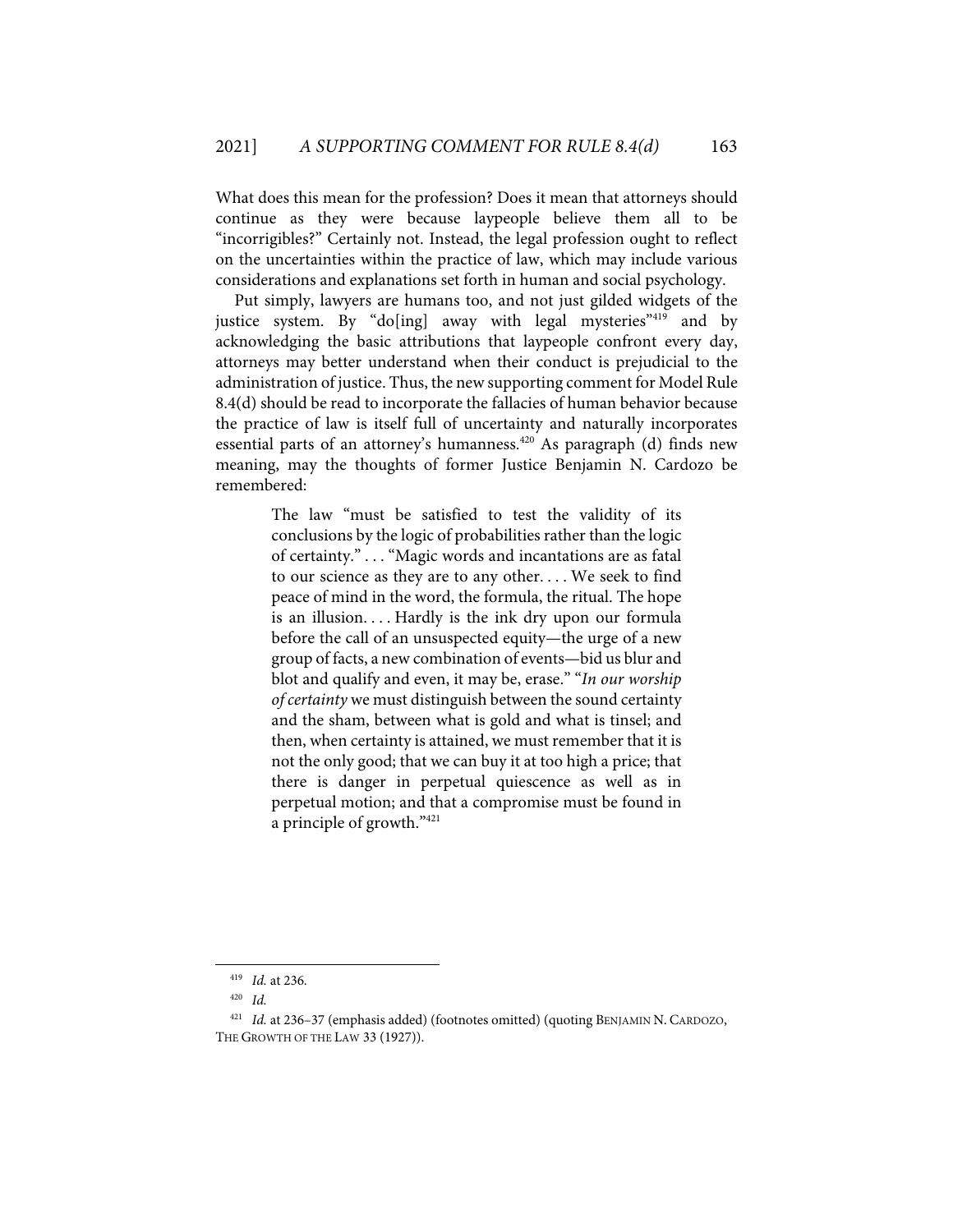What does this mean for the profession? Does it mean that attorneys should continue as they were because laypeople believe them all to be "incorrigibles?" Certainly not. Instead, the legal profession ought to reflect on the uncertainties within the practice of law, which may include various considerations and explanations set forth in human and social psychology.

Put simply, lawyers are humans too, and not just gilded widgets of the justice system. By "do[ing] away with legal mysteries"[419] and by acknowledging the basic attributions that laypeople confront every day, attorneys may better understand when their conduct is prejudicial to the administration of justice. Thus, the new supporting comment for Model Rule 8.4(d) should be read to incorporate the fallacies of human behavior because the practice of law is itself full of uncertainty and naturally incorporates essential parts of an attorney's humanness.[420] As paragraph (d) finds new meaning, may the thoughts of former Justice Benjamin N. Cardozo be remembered:

> The law "must be satisfied to test the validity of its conclusions by the logic of probabilities rather than the logic of certainty." . . . "Magic words and incantations are as fatal to our science as they are to any other. . . . We seek to find peace of mind in the word, the formula, the ritual. The hope is an illusion. . . . Hardly is the ink dry upon our formula before the call of an unsuspected equity—the urge of a new group of facts, a new combination of events—bid us blur and blot and qualify and even, it may be, erase." "*In our worship of certainty* we must distinguish between the sound certainty and the sham, between what is gold and what is tinsel; and then, when certainty is attained, we must remember that it is not the only good; that we can buy it at too high a price; that there is danger in perpetual quiescence as well as in perpetual motion; and that a compromise must be found in a principle of growth."[421]

---

[419] *Id.* at 236.

[420] *Id.*

[421] *Id.* at 236–37 (emphasis added) (footnotes omitted) (quoting BENJAMIN N. CARDOZO, THE GROWTH OF THE LAW 33 (1927)).